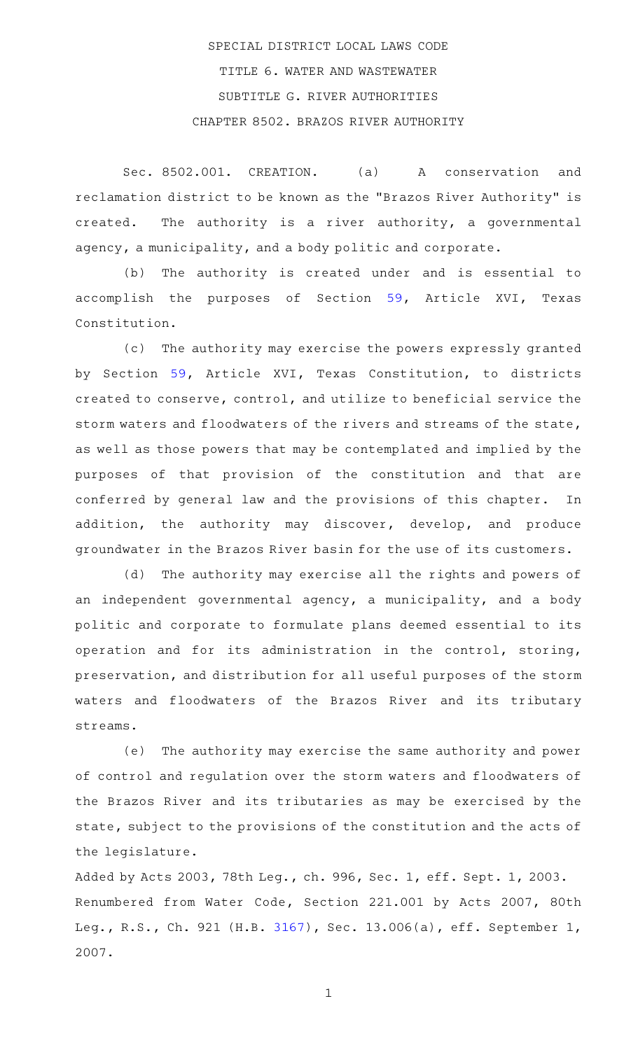# SPECIAL DISTRICT LOCAL LAWS CODE

## TITLE 6. WATER AND WASTEWATER

## SUBTITLE G. RIVER AUTHORITIES

## CHAPTER 8502. BRAZOS RIVER AUTHORITY

Sec. 8502.001. CREATION. (a) A conservation and reclamation district to be known as the "Brazos River Authority" is created. The authority is a river authority, a governmental agency, a municipality, and a body politic and corporate.

(b) The authority is created under and is essential to accomplish the purposes of Section 59, Article XVI, Texas Constitution.

(c) The authority may exercise the powers expressly granted by Section 59, Article XVI, Texas Constitution, to districts created to conserve, control, and utilize to beneficial service the storm waters and floodwaters of the rivers and streams of the state, as well as those powers that may be contemplated and implied by the purposes of that provision of the constitution and that are conferred by general law and the provisions of this chapter. In addition, the authority may discover, develop, and produce groundwater in the Brazos River basin for the use of its customers.

(d) The authority may exercise all the rights and powers of an independent governmental agency, a municipality, and a body politic and corporate to formulate plans deemed essential to its operation and for its administration in the control, storing, preservation, and distribution for all useful purposes of the storm waters and floodwaters of the Brazos River and its tributary streams.

(e) The authority may exercise the same authority and power of control and regulation over the storm waters and floodwaters of the Brazos River and its tributaries as may be exercised by the state, subject to the provisions of the constitution and the acts of the legislature.

Added by Acts 2003, 78th Leg., ch. 996, Sec. 1, eff. Sept. 1, 2003.
Renumbered from Water Code, Section 221.001 by Acts 2007, 80th Leg., R.S., Ch. 921 (H.B. 3167), Sec. 13.006(a), eff. September 1, 2007.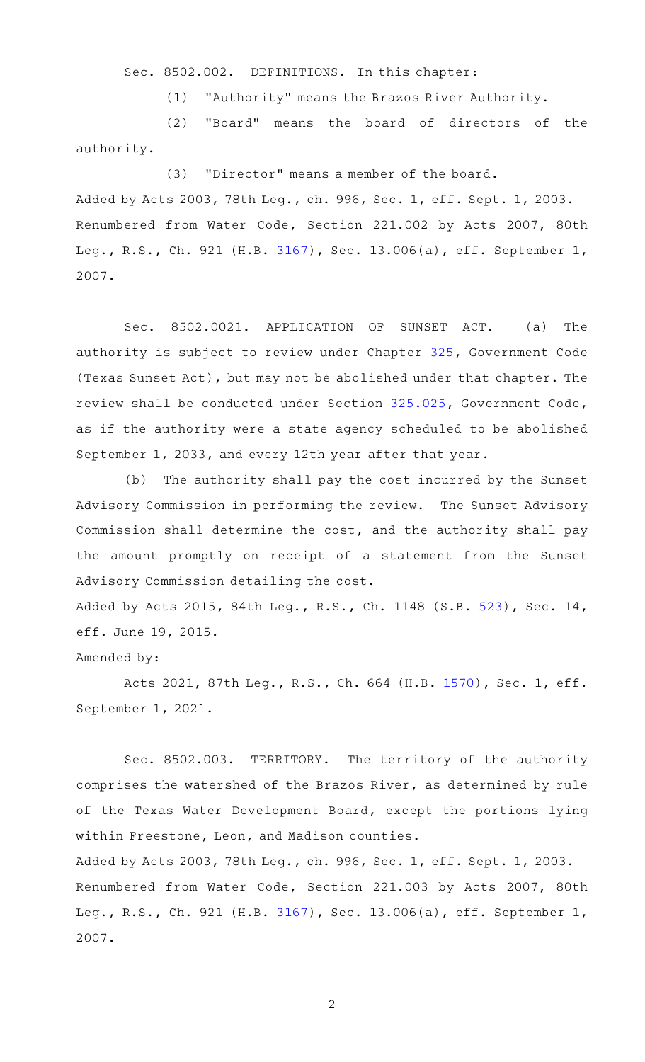Sec. 8502.002. DEFINITIONS. In this chapter:

(1) "Authority" means the Brazos River Authority.

(2) "Board" means the board of directors of the authority.

(3) "Director" means a member of the board.

Added by Acts 2003, 78th Leg., ch. 996, Sec. 1, eff. Sept. 1, 2003.
Renumbered from Water Code, Section 221.002 by Acts 2007, 80th Leg., R.S., Ch. 921 (H.B. 3167), Sec. 13.006(a), eff. September 1, 2007.

Sec. 8502.0021. APPLICATION OF SUNSET ACT. (a) The authority is subject to review under Chapter 325, Government Code (Texas Sunset Act), but may not be abolished under that chapter. The review shall be conducted under Section 325.025, Government Code, as if the authority were a state agency scheduled to be abolished September 1, 2033, and every 12th year after that year.

(b) The authority shall pay the cost incurred by the Sunset Advisory Commission in performing the review. The Sunset Advisory Commission shall determine the cost, and the authority shall pay the amount promptly on receipt of a statement from the Sunset Advisory Commission detailing the cost.

Added by Acts 2015, 84th Leg., R.S., Ch. 1148 (S.B. 523), Sec. 14, eff. June 19, 2015.

Amended by:

Acts 2021, 87th Leg., R.S., Ch. 664 (H.B. 1570), Sec. 1, eff. September 1, 2021.

Sec. 8502.003. TERRITORY. The territory of the authority comprises the watershed of the Brazos River, as determined by rule of the Texas Water Development Board, except the portions lying within Freestone, Leon, and Madison counties.

Added by Acts 2003, 78th Leg., ch. 996, Sec. 1, eff. Sept. 1, 2003.
Renumbered from Water Code, Section 221.003 by Acts 2007, 80th Leg., R.S., Ch. 921 (H.B. 3167), Sec. 13.006(a), eff. September 1, 2007.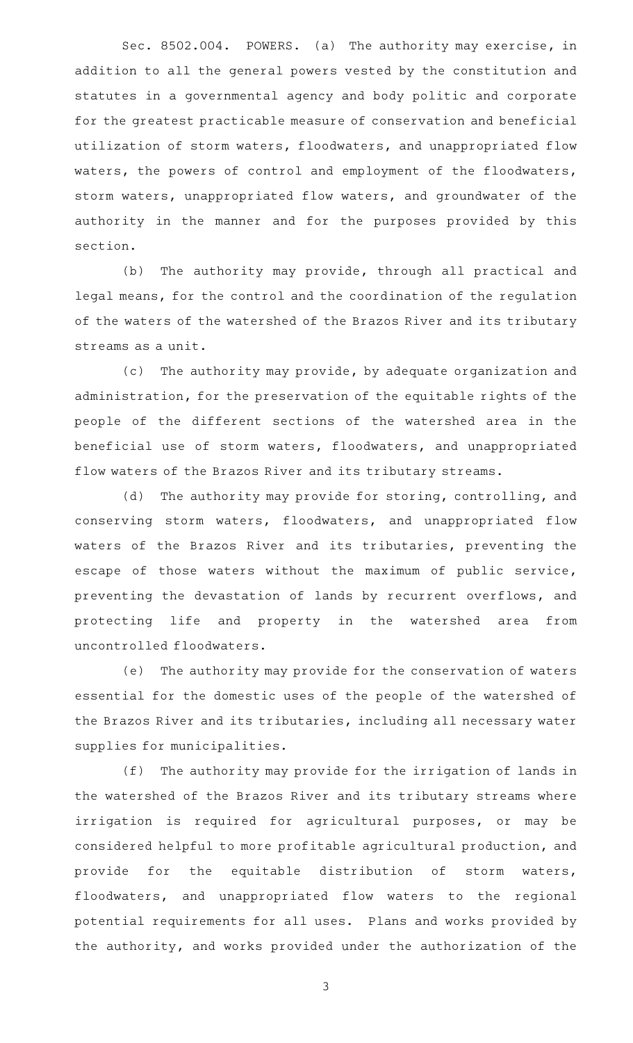Sec. 8502.004. POWERS. (a) The authority may exercise, in addition to all the general powers vested by the constitution and statutes in a governmental agency and body politic and corporate for the greatest practicable measure of conservation and beneficial utilization of storm waters, floodwaters, and unappropriated flow waters, the powers of control and employment of the floodwaters, storm waters, unappropriated flow waters, and groundwater of the authority in the manner and for the purposes provided by this section.

(b) The authority may provide, through all practical and legal means, for the control and the coordination of the regulation of the waters of the watershed of the Brazos River and its tributary streams as a unit.

(c) The authority may provide, by adequate organization and administration, for the preservation of the equitable rights of the people of the different sections of the watershed area in the beneficial use of storm waters, floodwaters, and unappropriated flow waters of the Brazos River and its tributary streams.

(d) The authority may provide for storing, controlling, and conserving storm waters, floodwaters, and unappropriated flow waters of the Brazos River and its tributaries, preventing the escape of those waters without the maximum of public service, preventing the devastation of lands by recurrent overflows, and protecting life and property in the watershed area from uncontrolled floodwaters.

(e) The authority may provide for the conservation of waters essential for the domestic uses of the people of the watershed of the Brazos River and its tributaries, including all necessary water supplies for municipalities.

(f) The authority may provide for the irrigation of lands in the watershed of the Brazos River and its tributary streams where irrigation is required for agricultural purposes, or may be considered helpful to more profitable agricultural production, and provide for the equitable distribution of storm waters, floodwaters, and unappropriated flow waters to the regional potential requirements for all uses. Plans and works provided by the authority, and works provided under the authorization of the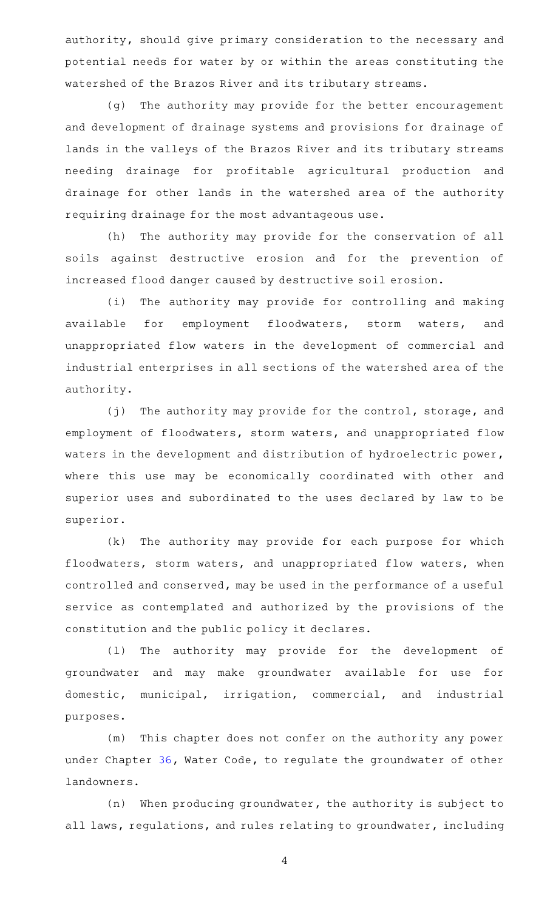authority, should give primary consideration to the necessary and potential needs for water by or within the areas constituting the watershed of the Brazos River and its tributary streams.

(g) The authority may provide for the better encouragement and development of drainage systems and provisions for drainage of lands in the valleys of the Brazos River and its tributary streams needing drainage for profitable agricultural production and drainage for other lands in the watershed area of the authority requiring drainage for the most advantageous use.

(h) The authority may provide for the conservation of all soils against destructive erosion and for the prevention of increased flood danger caused by destructive soil erosion.

(i) The authority may provide for controlling and making available for employment floodwaters, storm waters, and unappropriated flow waters in the development of commercial and industrial enterprises in all sections of the watershed area of the authority.

(j) The authority may provide for the control, storage, and employment of floodwaters, storm waters, and unappropriated flow waters in the development and distribution of hydroelectric power, where this use may be economically coordinated with other and superior uses and subordinated to the uses declared by law to be superior.

(k) The authority may provide for each purpose for which floodwaters, storm waters, and unappropriated flow waters, when controlled and conserved, may be used in the performance of a useful service as contemplated and authorized by the provisions of the constitution and the public policy it declares.

(l) The authority may provide for the development of groundwater and may make groundwater available for use for domestic, municipal, irrigation, commercial, and industrial purposes.

(m) This chapter does not confer on the authority any power under Chapter 36, Water Code, to regulate the groundwater of other landowners.

(n) When producing groundwater, the authority is subject to all laws, regulations, and rules relating to groundwater, including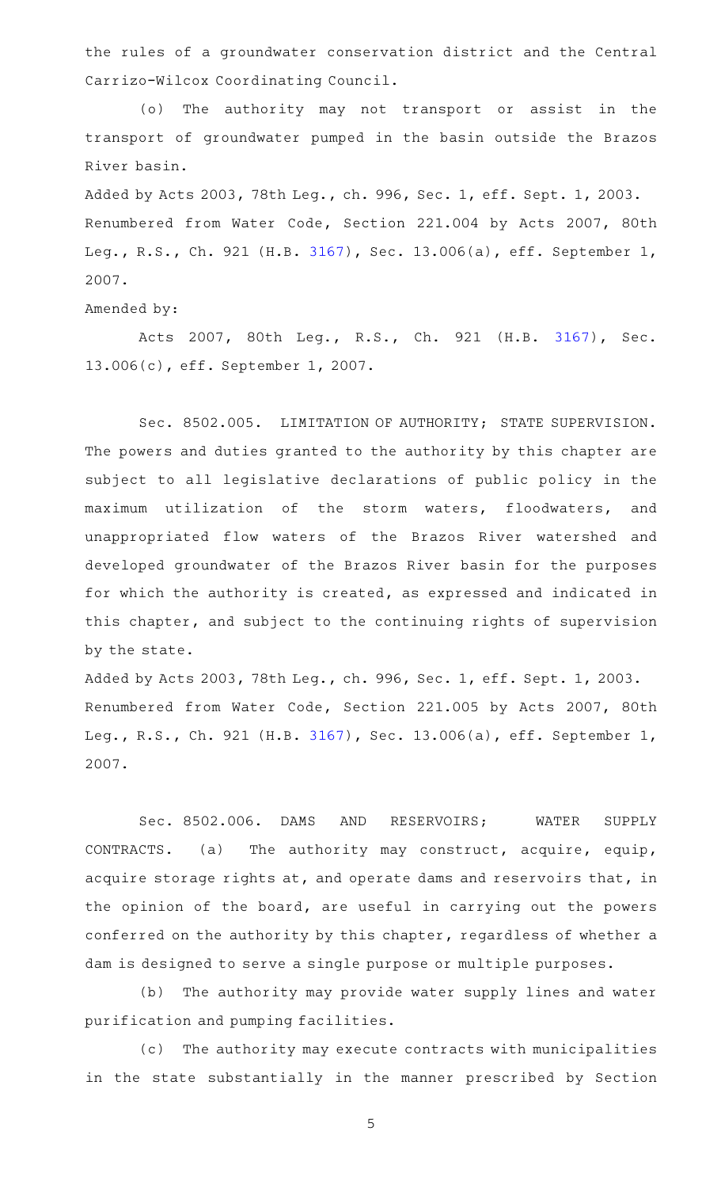the rules of a groundwater conservation district and the Central Carrizo-Wilcox Coordinating Council.

(o) The authority may not transport or assist in the transport of groundwater pumped in the basin outside the Brazos River basin.

Added by Acts 2003, 78th Leg., ch. 996, Sec. 1, eff. Sept. 1, 2003.
Renumbered from Water Code, Section 221.004 by Acts 2007, 80th Leg., R.S., Ch. 921 (H.B. 3167), Sec. 13.006(a), eff. September 1, 2007.

Amended by:

Acts 2007, 80th Leg., R.S., Ch. 921 (H.B. 3167), Sec. 13.006(c), eff. September 1, 2007.

Sec. 8502.005. LIMITATION OF AUTHORITY; STATE SUPERVISION. The powers and duties granted to the authority by this chapter are subject to all legislative declarations of public policy in the maximum utilization of the storm waters, floodwaters, and unappropriated flow waters of the Brazos River watershed and developed groundwater of the Brazos River basin for the purposes for which the authority is created, as expressed and indicated in this chapter, and subject to the continuing rights of supervision by the state.

Added by Acts 2003, 78th Leg., ch. 996, Sec. 1, eff. Sept. 1, 2003.
Renumbered from Water Code, Section 221.005 by Acts 2007, 80th Leg., R.S., Ch. 921 (H.B. 3167), Sec. 13.006(a), eff. September 1, 2007.

Sec. 8502.006. DAMS AND RESERVOIRS; WATER SUPPLY CONTRACTS. (a) The authority may construct, acquire, equip, acquire storage rights at, and operate dams and reservoirs that, in the opinion of the board, are useful in carrying out the powers conferred on the authority by this chapter, regardless of whether a dam is designed to serve a single purpose or multiple purposes.

(b) The authority may provide water supply lines and water purification and pumping facilities.

(c) The authority may execute contracts with municipalities in the state substantially in the manner prescribed by Section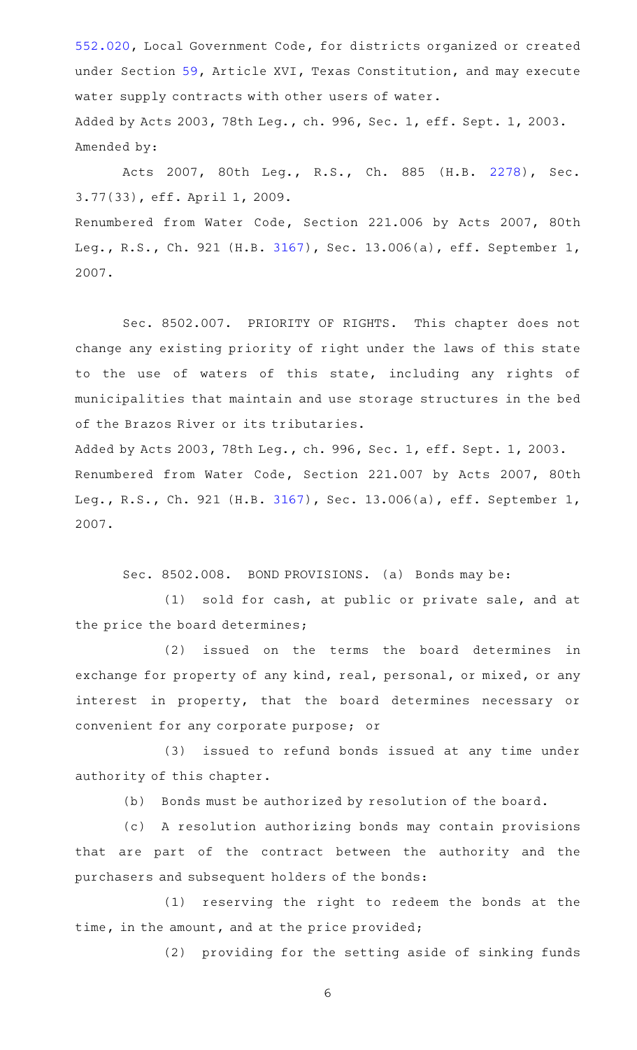552.020, Local Government Code, for districts organized or created under Section 59, Article XVI, Texas Constitution, and may execute water supply contracts with other users of water.

Added by Acts 2003, 78th Leg., ch. 996, Sec. 1, eff. Sept. 1, 2003.
Amended by:

Acts 2007, 80th Leg., R.S., Ch. 885 (H.B. 2278), Sec. 3.77(33), eff. April 1, 2009.

Renumbered from Water Code, Section 221.006 by Acts 2007, 80th Leg., R.S., Ch. 921 (H.B. 3167), Sec. 13.006(a), eff. September 1, 2007.

Sec. 8502.007. PRIORITY OF RIGHTS. This chapter does not change any existing priority of right under the laws of this state to the use of waters of this state, including any rights of municipalities that maintain and use storage structures in the bed of the Brazos River or its tributaries.

Added by Acts 2003, 78th Leg., ch. 996, Sec. 1, eff. Sept. 1, 2003.
Renumbered from Water Code, Section 221.007 by Acts 2007, 80th Leg., R.S., Ch. 921 (H.B. 3167), Sec. 13.006(a), eff. September 1, 2007.

Sec. 8502.008. BOND PROVISIONS. (a) Bonds may be:

(1) sold for cash, at public or private sale, and at the price the board determines;

(2) issued on the terms the board determines in exchange for property of any kind, real, personal, or mixed, or any interest in property, that the board determines necessary or convenient for any corporate purpose; or

(3) issued to refund bonds issued at any time under authority of this chapter.

(b) Bonds must be authorized by resolution of the board.

(c) A resolution authorizing bonds may contain provisions that are part of the contract between the authority and the purchasers and subsequent holders of the bonds:

(1) reserving the right to redeem the bonds at the time, in the amount, and at the price provided;

(2) providing for the setting aside of sinking funds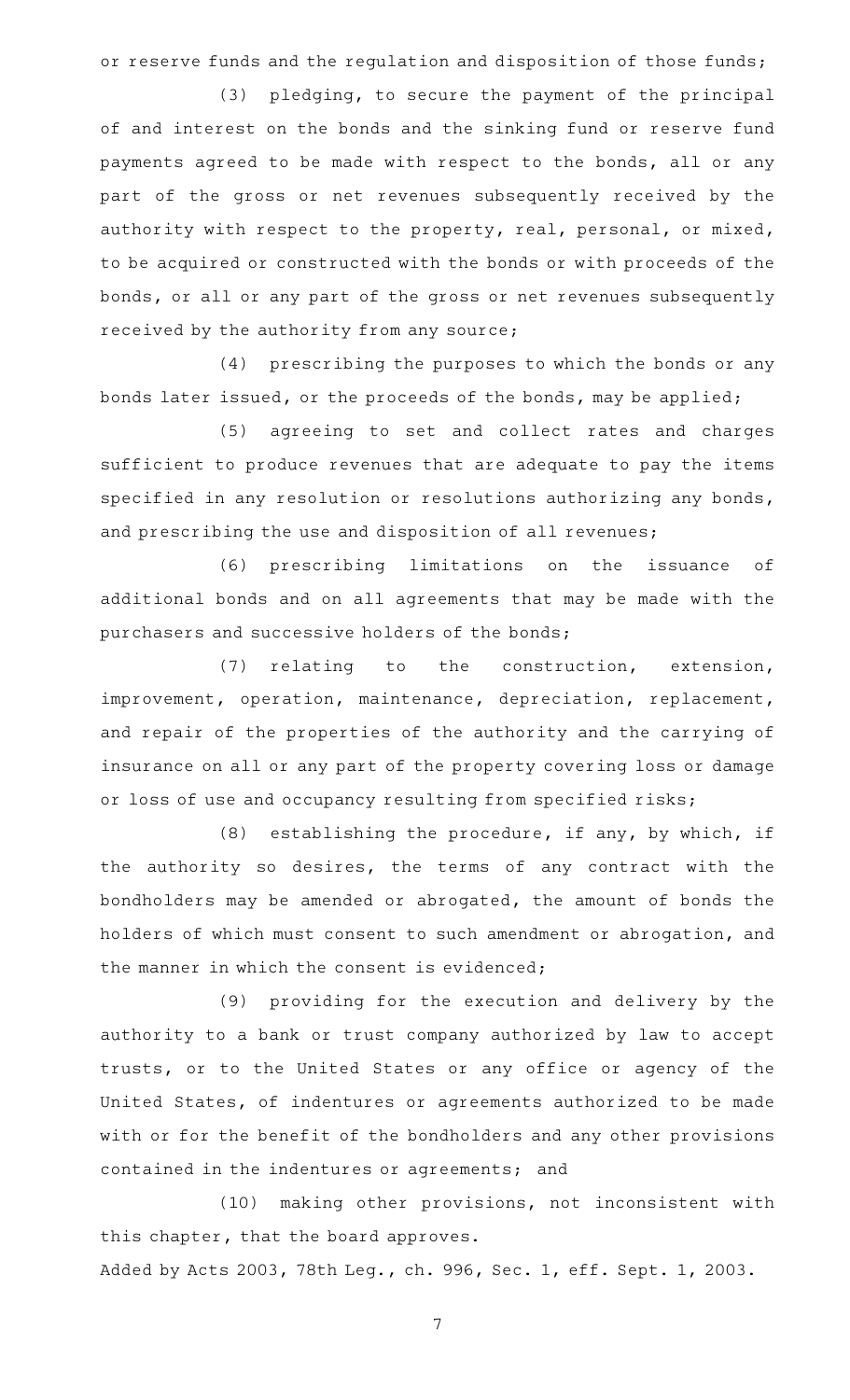or reserve funds and the regulation and disposition of those funds;

(3) pledging, to secure the payment of the principal of and interest on the bonds and the sinking fund or reserve fund payments agreed to be made with respect to the bonds, all or any part of the gross or net revenues subsequently received by the authority with respect to the property, real, personal, or mixed, to be acquired or constructed with the bonds or with proceeds of the bonds, or all or any part of the gross or net revenues subsequently received by the authority from any source;

(4) prescribing the purposes to which the bonds or any bonds later issued, or the proceeds of the bonds, may be applied;

(5) agreeing to set and collect rates and charges sufficient to produce revenues that are adequate to pay the items specified in any resolution or resolutions authorizing any bonds, and prescribing the use and disposition of all revenues;

(6) prescribing limitations on the issuance of additional bonds and on all agreements that may be made with the purchasers and successive holders of the bonds;

(7) relating to the construction, extension, improvement, operation, maintenance, depreciation, replacement, and repair of the properties of the authority and the carrying of insurance on all or any part of the property covering loss or damage or loss of use and occupancy resulting from specified risks;

(8) establishing the procedure, if any, by which, if the authority so desires, the terms of any contract with the bondholders may be amended or abrogated, the amount of bonds the holders of which must consent to such amendment or abrogation, and the manner in which the consent is evidenced;

(9) providing for the execution and delivery by the authority to a bank or trust company authorized by law to accept trusts, or to the United States or any office or agency of the United States, of indentures or agreements authorized to be made with or for the benefit of the bondholders and any other provisions contained in the indentures or agreements; and

(10) making other provisions, not inconsistent with this chapter, that the board approves.

Added by Acts 2003, 78th Leg., ch. 996, Sec. 1, eff. Sept. 1, 2003.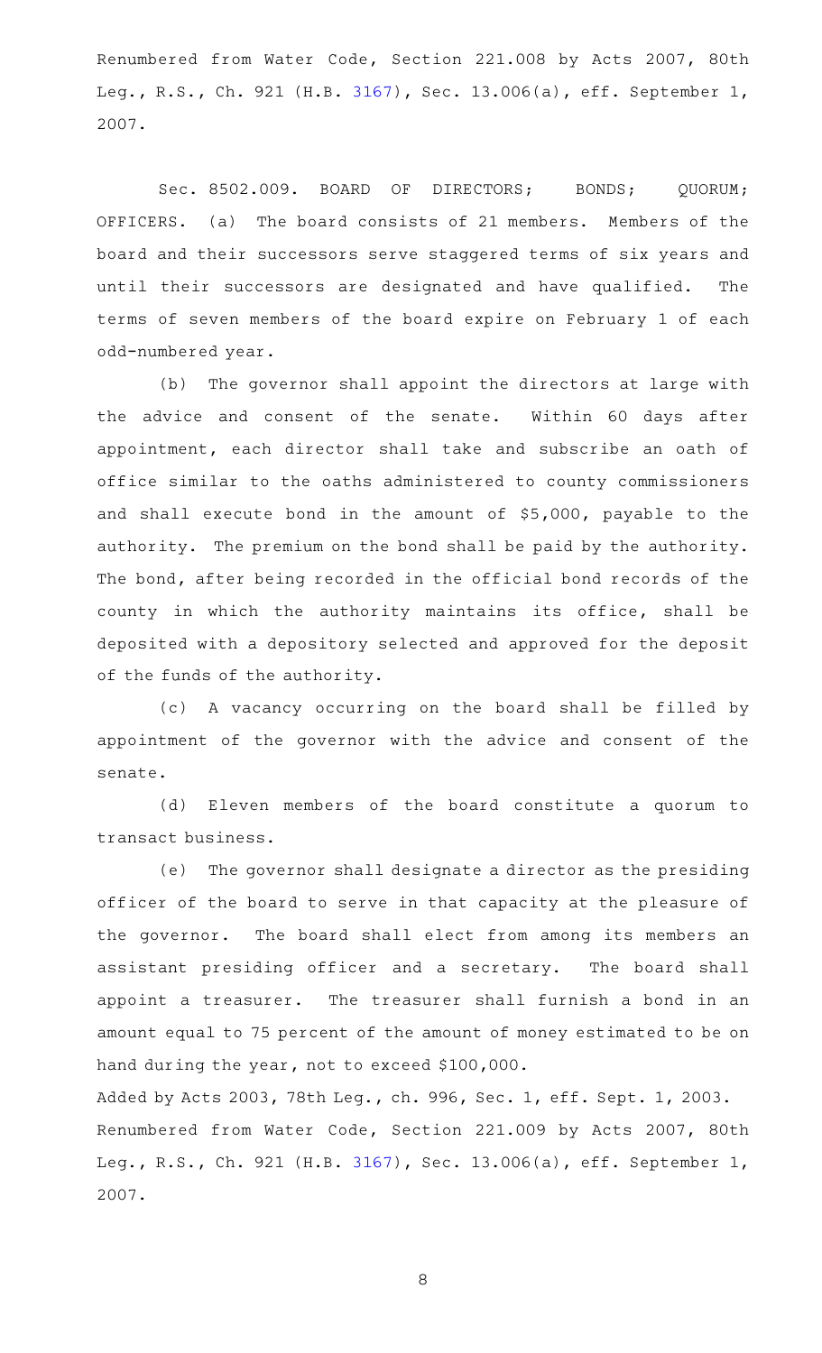Renumbered from Water Code, Section 221.008 by Acts 2007, 80th Leg., R.S., Ch. 921 (H.B. 3167), Sec. 13.006(a), eff. September 1, 2007.

Sec. 8502.009. BOARD OF DIRECTORS; BONDS; QUORUM; OFFICERS. (a) The board consists of 21 members. Members of the board and their successors serve staggered terms of six years and until their successors are designated and have qualified. The terms of seven members of the board expire on February 1 of each odd-numbered year.

(b) The governor shall appoint the directors at large with the advice and consent of the senate. Within 60 days after appointment, each director shall take and subscribe an oath of office similar to the oaths administered to county commissioners and shall execute bond in the amount of $5,000, payable to the authority. The premium on the bond shall be paid by the authority. The bond, after being recorded in the official bond records of the county in which the authority maintains its office, shall be deposited with a depository selected and approved for the deposit of the funds of the authority.

(c) A vacancy occurring on the board shall be filled by appointment of the governor with the advice and consent of the senate.

(d) Eleven members of the board constitute a quorum to transact business.

(e) The governor shall designate a director as the presiding officer of the board to serve in that capacity at the pleasure of the governor. The board shall elect from among its members an assistant presiding officer and a secretary. The board shall appoint a treasurer. The treasurer shall furnish a bond in an amount equal to 75 percent of the amount of money estimated to be on hand during the year, not to exceed $100,000.

Added by Acts 2003, 78th Leg., ch. 996, Sec. 1, eff. Sept. 1, 2003.
Renumbered from Water Code, Section 221.009 by Acts 2007, 80th Leg., R.S., Ch. 921 (H.B. 3167), Sec. 13.006(a), eff. September 1, 2007.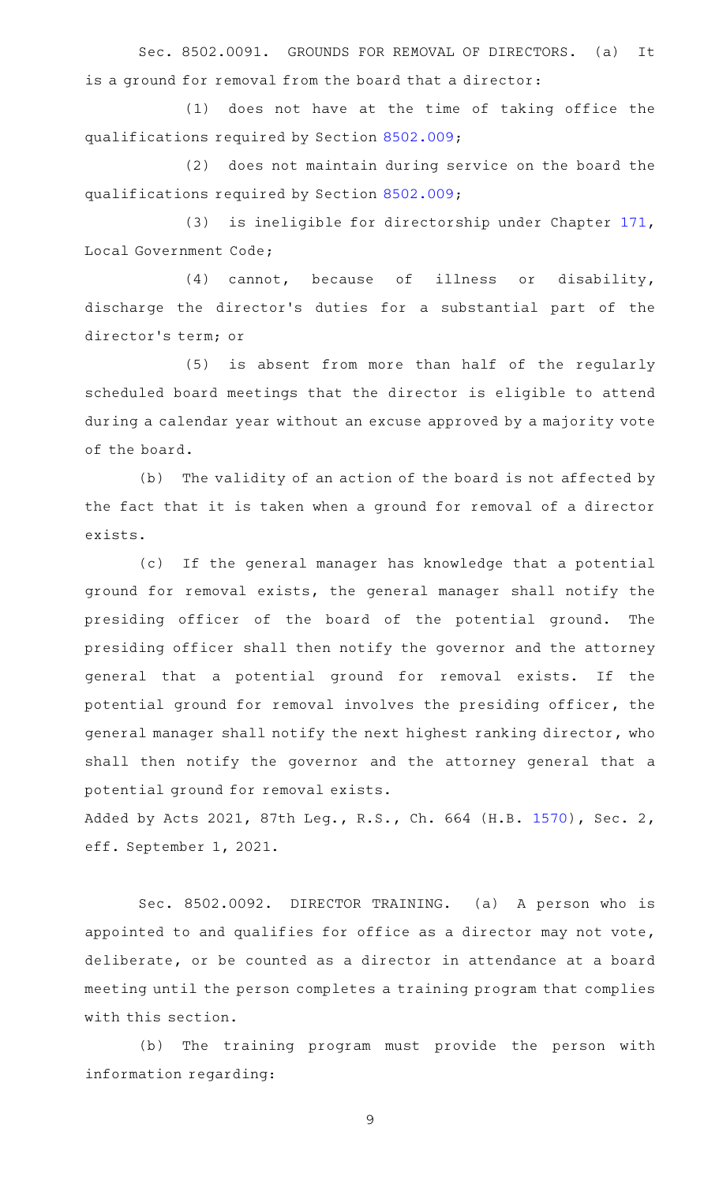Sec. 8502.0091. GROUNDS FOR REMOVAL OF DIRECTORS. (a) It is a ground for removal from the board that a director:

(1) does not have at the time of taking office the qualifications required by Section 8502.009;

(2) does not maintain during service on the board the qualifications required by Section 8502.009;

(3) is ineligible for directorship under Chapter 171, Local Government Code;

(4) cannot, because of illness or disability, discharge the director's duties for a substantial part of the director's term; or

(5) is absent from more than half of the regularly scheduled board meetings that the director is eligible to attend during a calendar year without an excuse approved by a majority vote of the board.

(b) The validity of an action of the board is not affected by the fact that it is taken when a ground for removal of a director exists.

(c) If the general manager has knowledge that a potential ground for removal exists, the general manager shall notify the presiding officer of the board of the potential ground. The presiding officer shall then notify the governor and the attorney general that a potential ground for removal exists. If the potential ground for removal involves the presiding officer, the general manager shall notify the next highest ranking director, who shall then notify the governor and the attorney general that a potential ground for removal exists.

Added by Acts 2021, 87th Leg., R.S., Ch. 664 (H.B. 1570), Sec. 2, eff. September 1, 2021.

Sec. 8502.0092. DIRECTOR TRAINING. (a) A person who is appointed to and qualifies for office as a director may not vote, deliberate, or be counted as a director in attendance at a board meeting until the person completes a training program that complies with this section.

(b) The training program must provide the person with information regarding: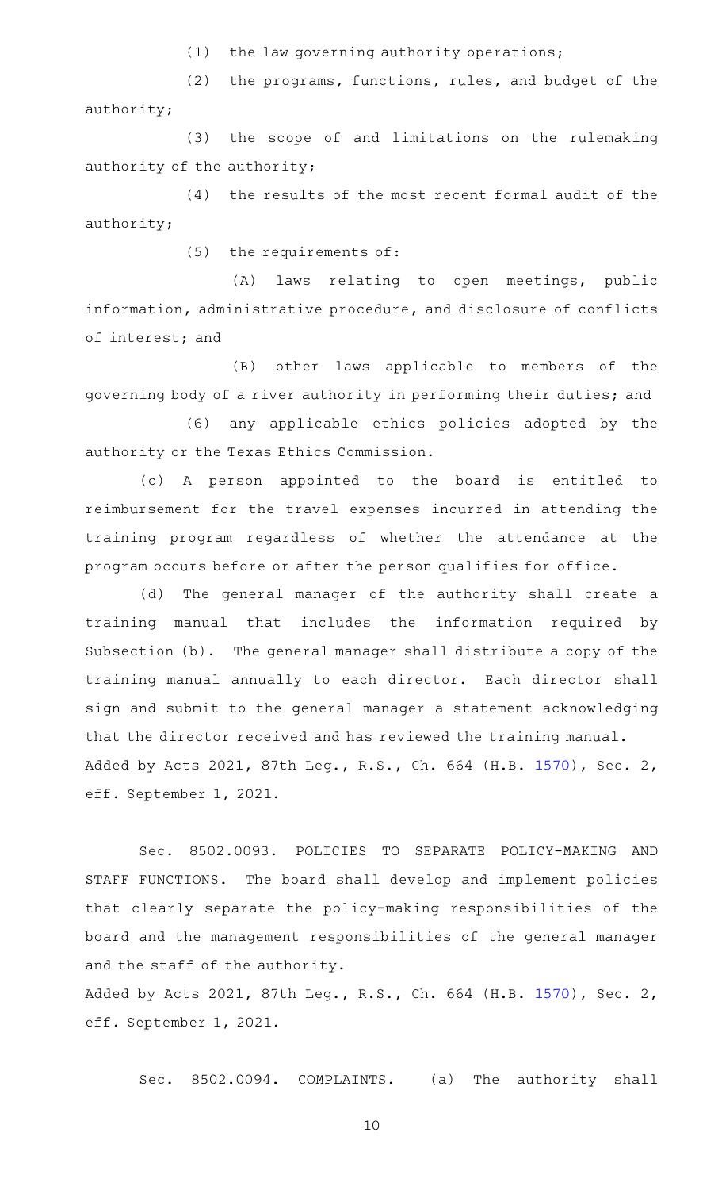(1) the law governing authority operations;

(2) the programs, functions, rules, and budget of the authority;

(3) the scope of and limitations on the rulemaking authority of the authority;

(4) the results of the most recent formal audit of the authority;

(5) the requirements of:

(A) laws relating to open meetings, public information, administrative procedure, and disclosure of conflicts of interest; and

(B) other laws applicable to members of the governing body of a river authority in performing their duties; and

(6) any applicable ethics policies adopted by the authority or the Texas Ethics Commission.

(c) A person appointed to the board is entitled to reimbursement for the travel expenses incurred in attending the training program regardless of whether the attendance at the program occurs before or after the person qualifies for office.

(d) The general manager of the authority shall create a training manual that includes the information required by Subsection (b). The general manager shall distribute a copy of the training manual annually to each director. Each director shall sign and submit to the general manager a statement acknowledging that the director received and has reviewed the training manual.

Added by Acts 2021, 87th Leg., R.S., Ch. 664 (H.B. 1570), Sec. 2, eff. September 1, 2021.

Sec. 8502.0093. POLICIES TO SEPARATE POLICY-MAKING AND STAFF FUNCTIONS. The board shall develop and implement policies that clearly separate the policy-making responsibilities of the board and the management responsibilities of the general manager and the staff of the authority.

Added by Acts 2021, 87th Leg., R.S., Ch. 664 (H.B. 1570), Sec. 2, eff. September 1, 2021.

Sec. 8502.0094. COMPLAINTS. (a) The authority shall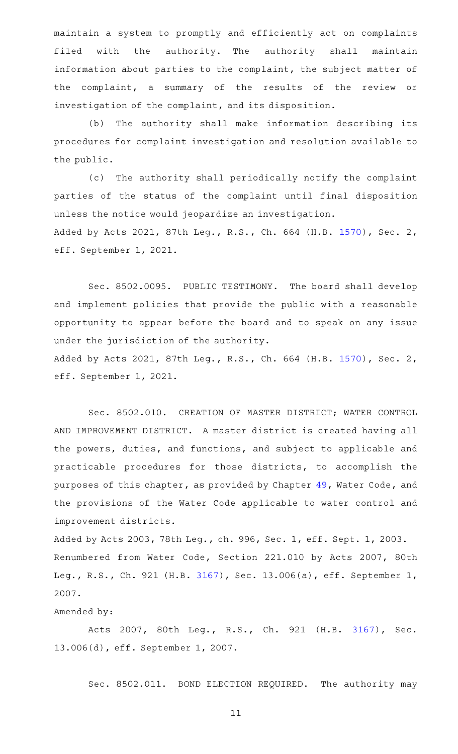maintain a system to promptly and efficiently act on complaints filed with the authority. The authority shall maintain information about parties to the complaint, the subject matter of the complaint, a summary of the results of the review or investigation of the complaint, and its disposition.

(b) The authority shall make information describing its procedures for complaint investigation and resolution available to the public.

(c) The authority shall periodically notify the complaint parties of the status of the complaint until final disposition unless the notice would jeopardize an investigation.

Added by Acts 2021, 87th Leg., R.S., Ch. 664 (H.B. 1570), Sec. 2, eff. September 1, 2021.

Sec. 8502.0095. PUBLIC TESTIMONY. The board shall develop and implement policies that provide the public with a reasonable opportunity to appear before the board and to speak on any issue under the jurisdiction of the authority.

Added by Acts 2021, 87th Leg., R.S., Ch. 664 (H.B. 1570), Sec. 2, eff. September 1, 2021.

Sec. 8502.010. CREATION OF MASTER DISTRICT; WATER CONTROL AND IMPROVEMENT DISTRICT. A master district is created having all the powers, duties, and functions, and subject to applicable and practicable procedures for those districts, to accomplish the purposes of this chapter, as provided by Chapter 49, Water Code, and the provisions of the Water Code applicable to water control and improvement districts.

Added by Acts 2003, 78th Leg., ch. 996, Sec. 1, eff. Sept. 1, 2003.
Renumbered from Water Code, Section 221.010 by Acts 2007, 80th Leg., R.S., Ch. 921 (H.B. 3167), Sec. 13.006(a), eff. September 1, 2007.

Amended by:

Acts 2007, 80th Leg., R.S., Ch. 921 (H.B. 3167), Sec. 13.006(d), eff. September 1, 2007.

Sec. 8502.011. BOND ELECTION REQUIRED. The authority may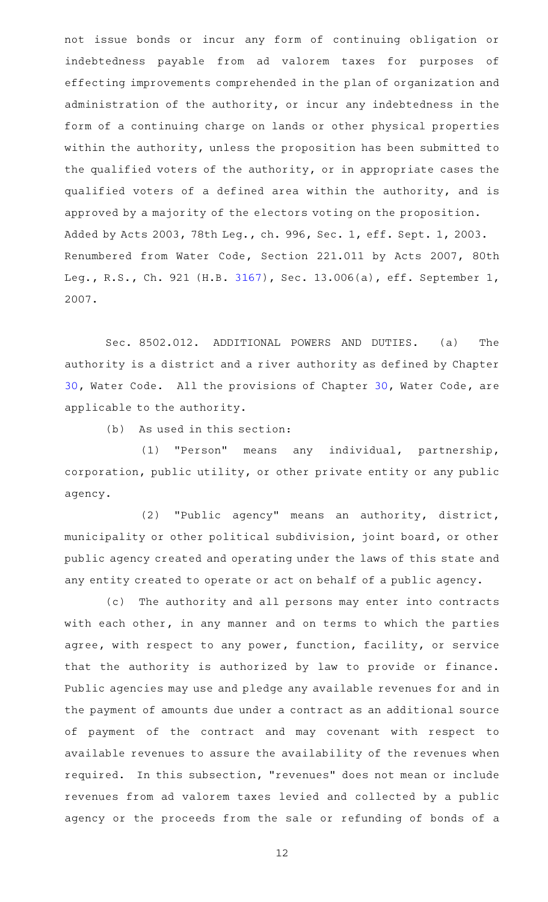not issue bonds or incur any form of continuing obligation or indebtedness payable from ad valorem taxes for purposes of effecting improvements comprehended in the plan of organization and administration of the authority, or incur any indebtedness in the form of a continuing charge on lands or other physical properties within the authority, unless the proposition has been submitted to the qualified voters of the authority, or in appropriate cases the qualified voters of a defined area within the authority, and is approved by a majority of the electors voting on the proposition.

Added by Acts 2003, 78th Leg., ch. 996, Sec. 1, eff. Sept. 1, 2003.
Renumbered from Water Code, Section 221.011 by Acts 2007, 80th Leg., R.S., Ch. 921 (H.B. 3167), Sec. 13.006(a), eff. September 1, 2007.

Sec. 8502.012. ADDITIONAL POWERS AND DUTIES. (a) The authority is a district and a river authority as defined by Chapter 30, Water Code. All the provisions of Chapter 30, Water Code, are applicable to the authority.

(b) As used in this section:

(1) "Person" means any individual, partnership, corporation, public utility, or other private entity or any public agency.

(2) "Public agency" means an authority, district, municipality or other political subdivision, joint board, or other public agency created and operating under the laws of this state and any entity created to operate or act on behalf of a public agency.

(c) The authority and all persons may enter into contracts with each other, in any manner and on terms to which the parties agree, with respect to any power, function, facility, or service that the authority is authorized by law to provide or finance. Public agencies may use and pledge any available revenues for and in the payment of amounts due under a contract as an additional source of payment of the contract and may covenant with respect to available revenues to assure the availability of the revenues when required. In this subsection, "revenues" does not mean or include revenues from ad valorem taxes levied and collected by a public agency or the proceeds from the sale or refunding of bonds of a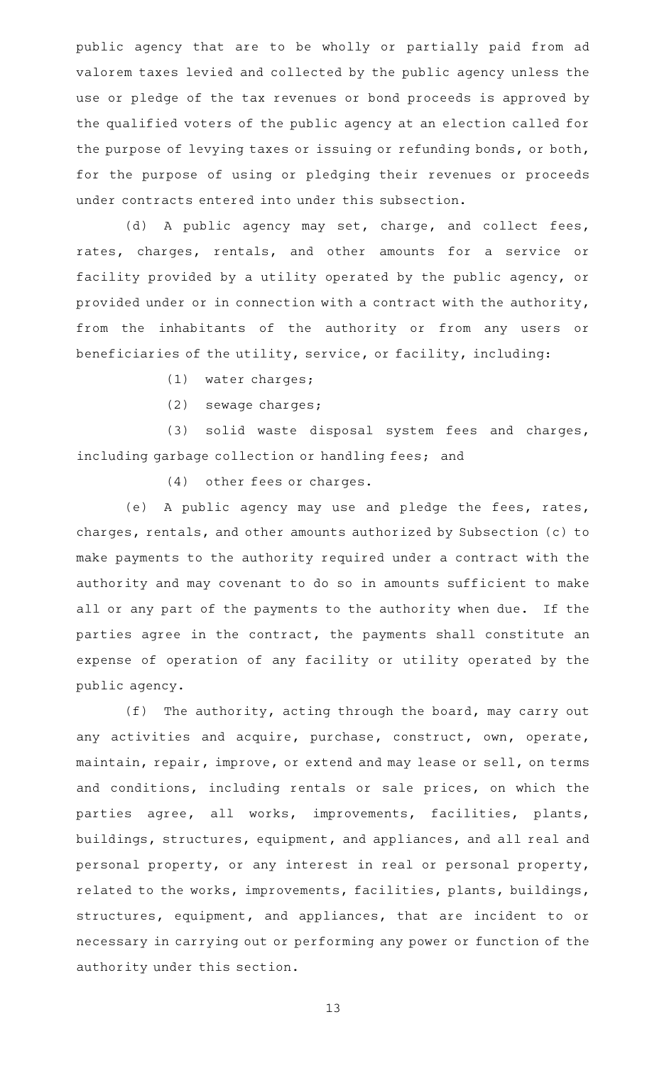public agency that are to be wholly or partially paid from ad valorem taxes levied and collected by the public agency unless the use or pledge of the tax revenues or bond proceeds is approved by the qualified voters of the public agency at an election called for the purpose of levying taxes or issuing or refunding bonds, or both, for the purpose of using or pledging their revenues or proceeds under contracts entered into under this subsection.

(d) A public agency may set, charge, and collect fees, rates, charges, rentals, and other amounts for a service or facility provided by a utility operated by the public agency, or provided under or in connection with a contract with the authority, from the inhabitants of the authority or from any users or beneficiaries of the utility, service, or facility, including:

(1) water charges;

(2) sewage charges;

(3) solid waste disposal system fees and charges, including garbage collection or handling fees; and

(4) other fees or charges.

(e) A public agency may use and pledge the fees, rates, charges, rentals, and other amounts authorized by Subsection (c) to make payments to the authority required under a contract with the authority and may covenant to do so in amounts sufficient to make all or any part of the payments to the authority when due. If the parties agree in the contract, the payments shall constitute an expense of operation of any facility or utility operated by the public agency.

(f) The authority, acting through the board, may carry out any activities and acquire, purchase, construct, own, operate, maintain, repair, improve, or extend and may lease or sell, on terms and conditions, including rentals or sale prices, on which the parties agree, all works, improvements, facilities, plants, buildings, structures, equipment, and appliances, and all real and personal property, or any interest in real or personal property, related to the works, improvements, facilities, plants, buildings, structures, equipment, and appliances, that are incident to or necessary in carrying out or performing any power or function of the authority under this section.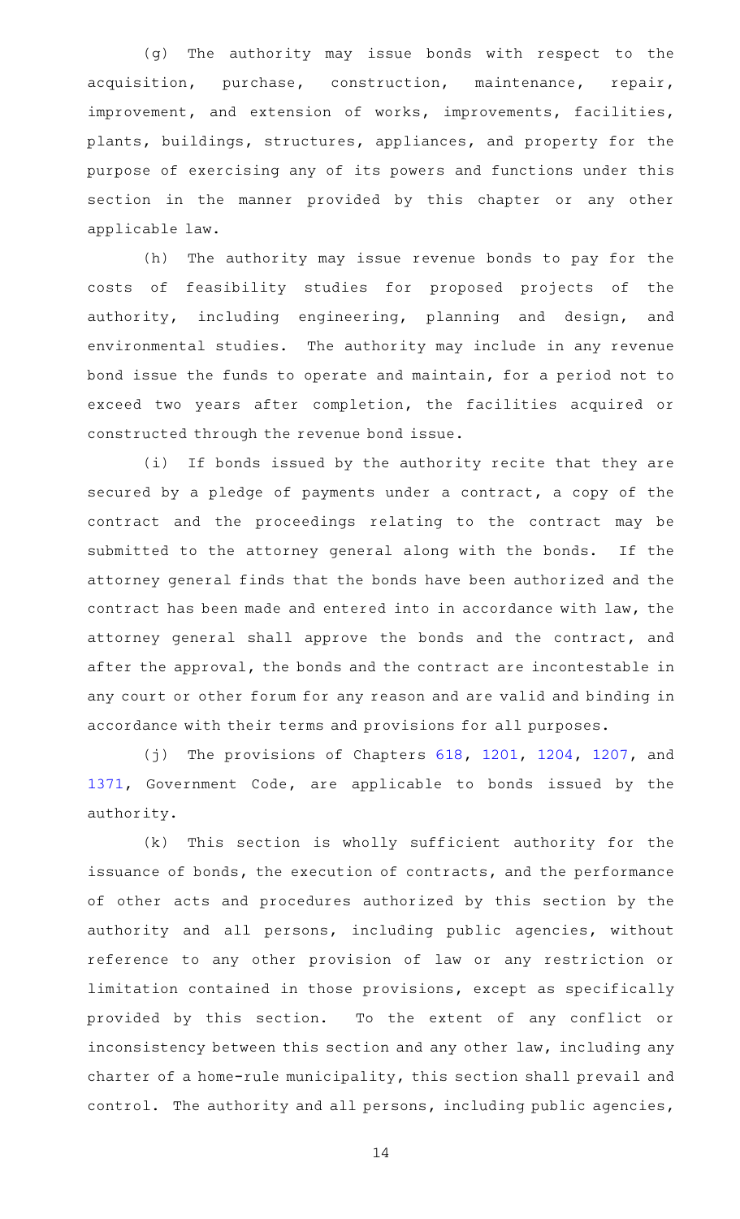(g) The authority may issue bonds with respect to the acquisition, purchase, construction, maintenance, repair, improvement, and extension of works, improvements, facilities, plants, buildings, structures, appliances, and property for the purpose of exercising any of its powers and functions under this section in the manner provided by this chapter or any other applicable law.

(h) The authority may issue revenue bonds to pay for the costs of feasibility studies for proposed projects of the authority, including engineering, planning and design, and environmental studies. The authority may include in any revenue bond issue the funds to operate and maintain, for a period not to exceed two years after completion, the facilities acquired or constructed through the revenue bond issue.

(i) If bonds issued by the authority recite that they are secured by a pledge of payments under a contract, a copy of the contract and the proceedings relating to the contract may be submitted to the attorney general along with the bonds. If the attorney general finds that the bonds have been authorized and the contract has been made and entered into in accordance with law, the attorney general shall approve the bonds and the contract, and after the approval, the bonds and the contract are incontestable in any court or other forum for any reason and are valid and binding in accordance with their terms and provisions for all purposes.

(j) The provisions of Chapters 618, 1201, 1204, 1207, and 1371, Government Code, are applicable to bonds issued by the authority.

(k) This section is wholly sufficient authority for the issuance of bonds, the execution of contracts, and the performance of other acts and procedures authorized by this section by the authority and all persons, including public agencies, without reference to any other provision of law or any restriction or limitation contained in those provisions, except as specifically provided by this section. To the extent of any conflict or inconsistency between this section and any other law, including any charter of a home-rule municipality, this section shall prevail and control. The authority and all persons, including public agencies,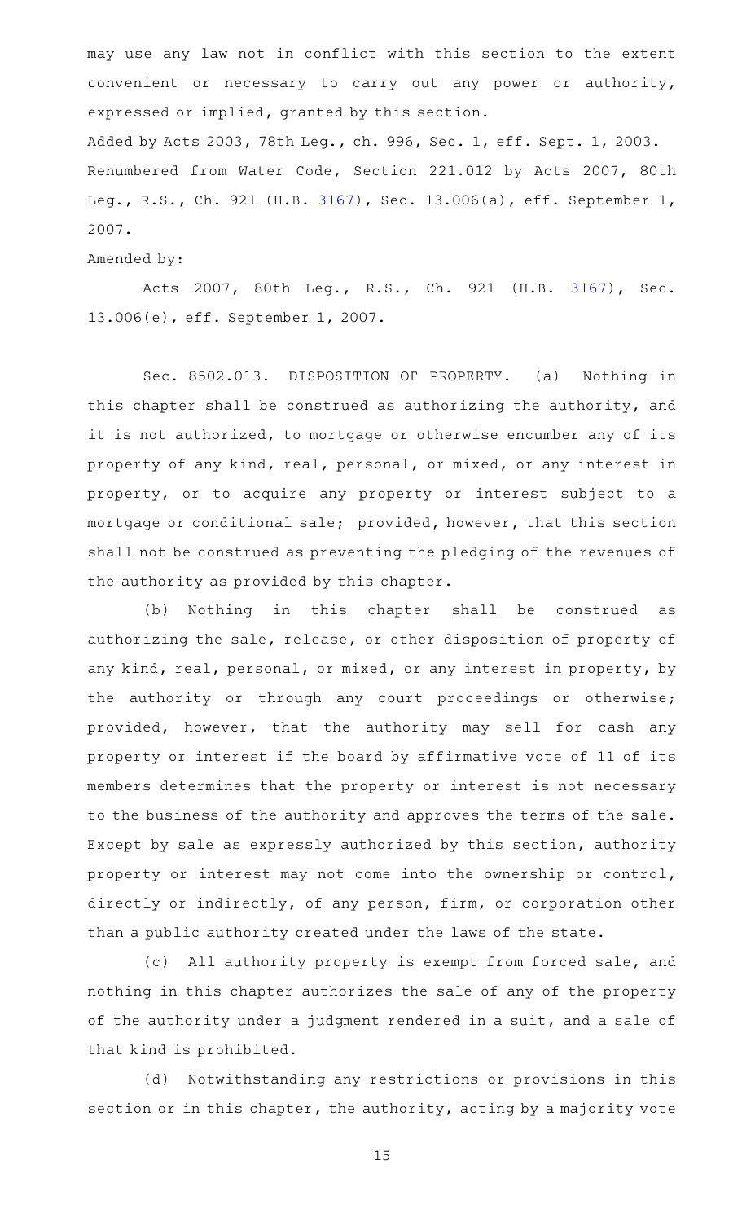may use any law not in conflict with this section to the extent convenient or necessary to carry out any power or authority, expressed or implied, granted by this section.

Added by Acts 2003, 78th Leg., ch. 996, Sec. 1, eff. Sept. 1, 2003.
Renumbered from Water Code, Section 221.012 by Acts 2007, 80th Leg., R.S., Ch. 921 (H.B. 3167), Sec. 13.006(a), eff. September 1, 2007.

Amended by:

Acts 2007, 80th Leg., R.S., Ch. 921 (H.B. 3167), Sec. 13.006(e), eff. September 1, 2007.

Sec. 8502.013. DISPOSITION OF PROPERTY. (a) Nothing in this chapter shall be construed as authorizing the authority, and it is not authorized, to mortgage or otherwise encumber any of its property of any kind, real, personal, or mixed, or any interest in property, or to acquire any property or interest subject to a mortgage or conditional sale; provided, however, that this section shall not be construed as preventing the pledging of the revenues of the authority as provided by this chapter.

(b) Nothing in this chapter shall be construed as authorizing the sale, release, or other disposition of property of any kind, real, personal, or mixed, or any interest in property, by the authority or through any court proceedings or otherwise; provided, however, that the authority may sell for cash any property or interest if the board by affirmative vote of 11 of its members determines that the property or interest is not necessary to the business of the authority and approves the terms of the sale. Except by sale as expressly authorized by this section, authority property or interest may not come into the ownership or control, directly or indirectly, of any person, firm, or corporation other than a public authority created under the laws of the state.

(c) All authority property is exempt from forced sale, and nothing in this chapter authorizes the sale of any of the property of the authority under a judgment rendered in a suit, and a sale of that kind is prohibited.

(d) Notwithstanding any restrictions or provisions in this section or in this chapter, the authority, acting by a majority vote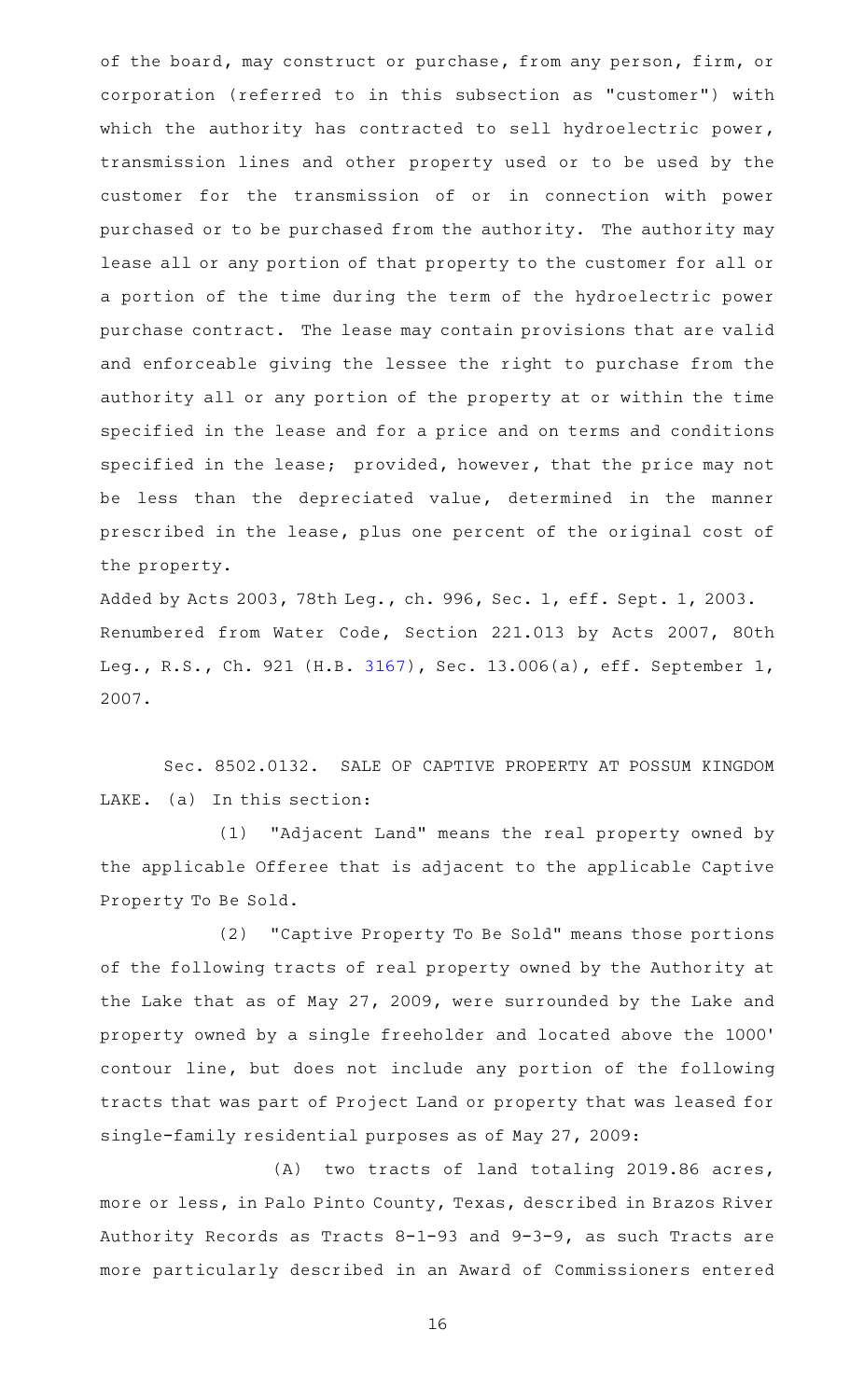of the board, may construct or purchase, from any person, firm, or corporation (referred to in this subsection as "customer") with which the authority has contracted to sell hydroelectric power, transmission lines and other property used or to be used by the customer for the transmission of or in connection with power purchased or to be purchased from the authority. The authority may lease all or any portion of that property to the customer for all or a portion of the time during the term of the hydroelectric power purchase contract. The lease may contain provisions that are valid and enforceable giving the lessee the right to purchase from the authority all or any portion of the property at or within the time specified in the lease and for a price and on terms and conditions specified in the lease; provided, however, that the price may not be less than the depreciated value, determined in the manner prescribed in the lease, plus one percent of the original cost of the property.

Added by Acts 2003, 78th Leg., ch. 996, Sec. 1, eff. Sept. 1, 2003.
Renumbered from Water Code, Section 221.013 by Acts 2007, 80th Leg., R.S., Ch. 921 (H.B. 3167), Sec. 13.006(a), eff. September 1, 2007.

Sec. 8502.0132. SALE OF CAPTIVE PROPERTY AT POSSUM KINGDOM LAKE. (a) In this section:

(1) "Adjacent Land" means the real property owned by the applicable Offeree that is adjacent to the applicable Captive Property To Be Sold.

(2) "Captive Property To Be Sold" means those portions of the following tracts of real property owned by the Authority at the Lake that as of May 27, 2009, were surrounded by the Lake and property owned by a single freeholder and located above the 1000' contour line, but does not include any portion of the following tracts that was part of Project Land or property that was leased for single-family residential purposes as of May 27, 2009:

(A) two tracts of land totaling 2019.86 acres, more or less, in Palo Pinto County, Texas, described in Brazos River Authority Records as Tracts 8-1-93 and 9-3-9, as such Tracts are more particularly described in an Award of Commissioners entered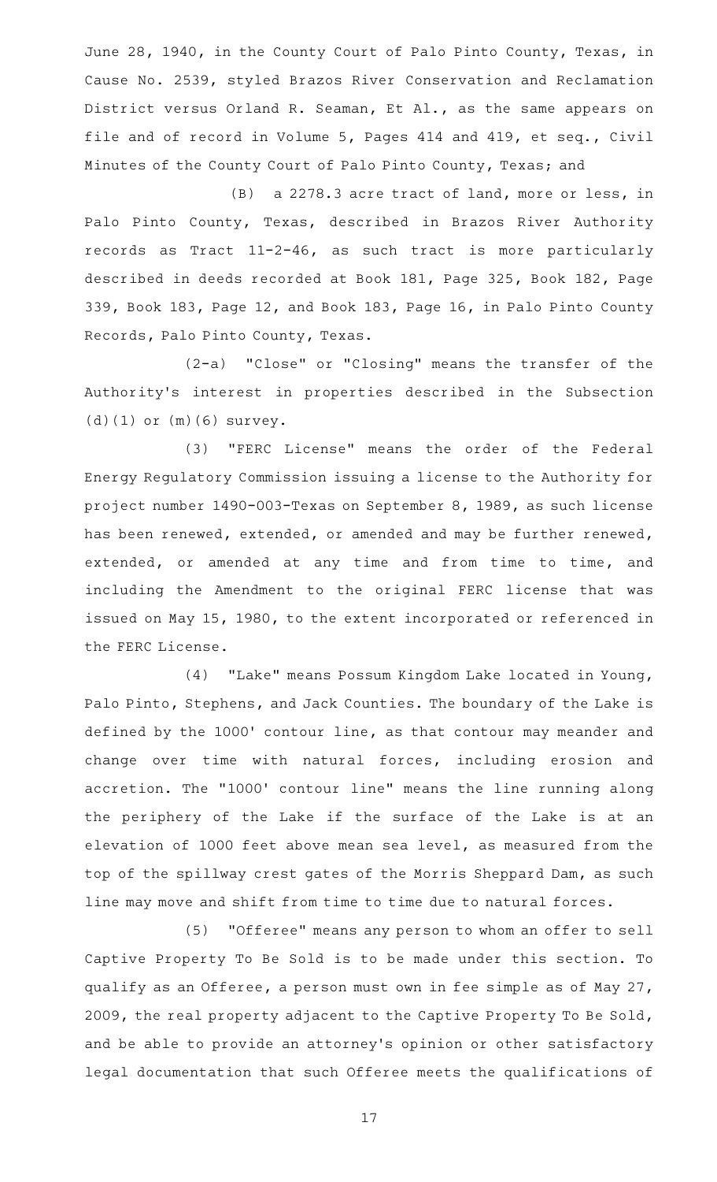June 28, 1940, in the County Court of Palo Pinto County, Texas, in Cause No. 2539, styled Brazos River Conservation and Reclamation District versus Orland R. Seaman, Et Al., as the same appears on file and of record in Volume 5, Pages 414 and 419, et seq., Civil Minutes of the County Court of Palo Pinto County, Texas; and

(B) a 2278.3 acre tract of land, more or less, in Palo Pinto County, Texas, described in Brazos River Authority records as Tract 11-2-46, as such tract is more particularly described in deeds recorded at Book 181, Page 325, Book 182, Page 339, Book 183, Page 12, and Book 183, Page 16, in Palo Pinto County Records, Palo Pinto County, Texas.

(2-a) "Close" or "Closing" means the transfer of the Authority's interest in properties described in the Subsection (d)(1) or (m)(6) survey.

(3) "FERC License" means the order of the Federal Energy Regulatory Commission issuing a license to the Authority for project number 1490-003-Texas on September 8, 1989, as such license has been renewed, extended, or amended and may be further renewed, extended, or amended at any time and from time to time, and including the Amendment to the original FERC license that was issued on May 15, 1980, to the extent incorporated or referenced in the FERC License.

(4) "Lake" means Possum Kingdom Lake located in Young, Palo Pinto, Stephens, and Jack Counties. The boundary of the Lake is defined by the 1000' contour line, as that contour may meander and change over time with natural forces, including erosion and accretion. The "1000' contour line" means the line running along the periphery of the Lake if the surface of the Lake is at an elevation of 1000 feet above mean sea level, as measured from the top of the spillway crest gates of the Morris Sheppard Dam, as such line may move and shift from time to time due to natural forces.

(5) "Offeree" means any person to whom an offer to sell Captive Property To Be Sold is to be made under this section. To qualify as an Offeree, a person must own in fee simple as of May 27, 2009, the real property adjacent to the Captive Property To Be Sold, and be able to provide an attorney's opinion or other satisfactory legal documentation that such Offeree meets the qualifications of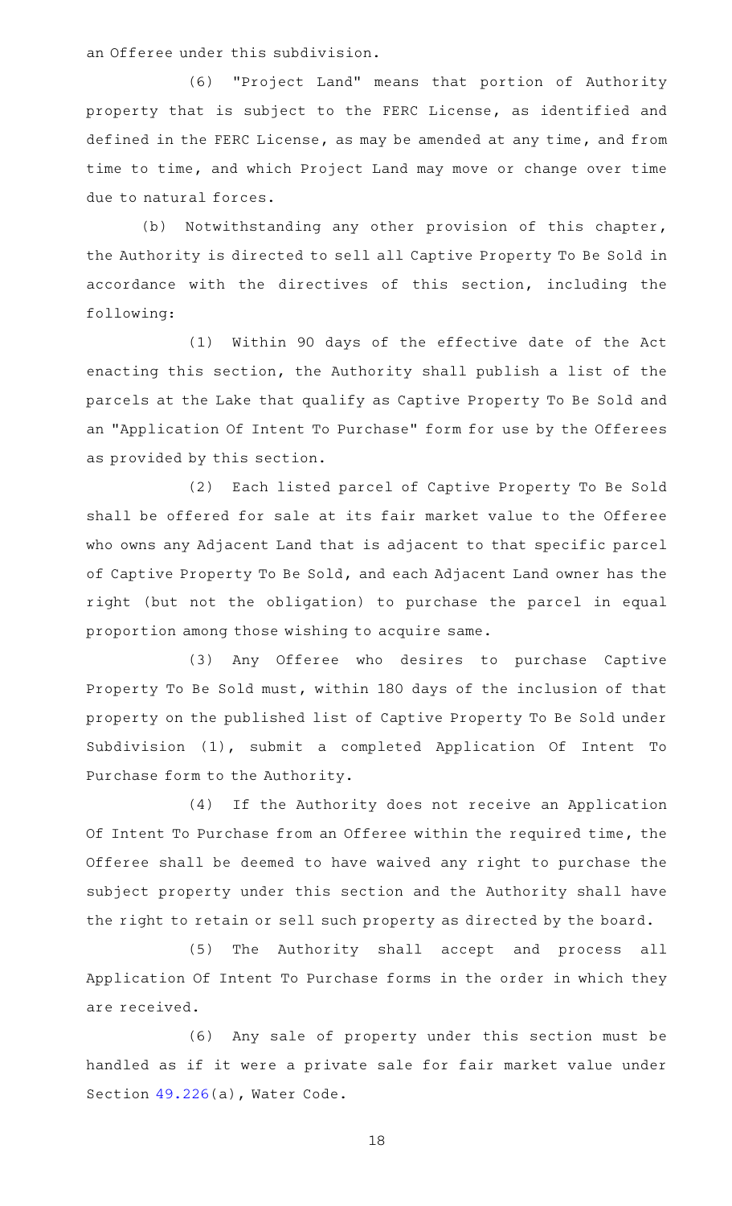an Offeree under this subdivision.

(6) "Project Land" means that portion of Authority property that is subject to the FERC License, as identified and defined in the FERC License, as may be amended at any time, and from time to time, and which Project Land may move or change over time due to natural forces.

(b) Notwithstanding any other provision of this chapter, the Authority is directed to sell all Captive Property To Be Sold in accordance with the directives of this section, including the following:

(1) Within 90 days of the effective date of the Act enacting this section, the Authority shall publish a list of the parcels at the Lake that qualify as Captive Property To Be Sold and an "Application Of Intent To Purchase" form for use by the Offerees as provided by this section.

(2) Each listed parcel of Captive Property To Be Sold shall be offered for sale at its fair market value to the Offeree who owns any Adjacent Land that is adjacent to that specific parcel of Captive Property To Be Sold, and each Adjacent Land owner has the right (but not the obligation) to purchase the parcel in equal proportion among those wishing to acquire same.

(3) Any Offeree who desires to purchase Captive Property To Be Sold must, within 180 days of the inclusion of that property on the published list of Captive Property To Be Sold under Subdivision (1), submit a completed Application Of Intent To Purchase form to the Authority.

(4) If the Authority does not receive an Application Of Intent To Purchase from an Offeree within the required time, the Offeree shall be deemed to have waived any right to purchase the subject property under this section and the Authority shall have the right to retain or sell such property as directed by the board.

(5) The Authority shall accept and process all Application Of Intent To Purchase forms in the order in which they are received.

(6) Any sale of property under this section must be handled as if it were a private sale for fair market value under Section 49.226(a), Water Code.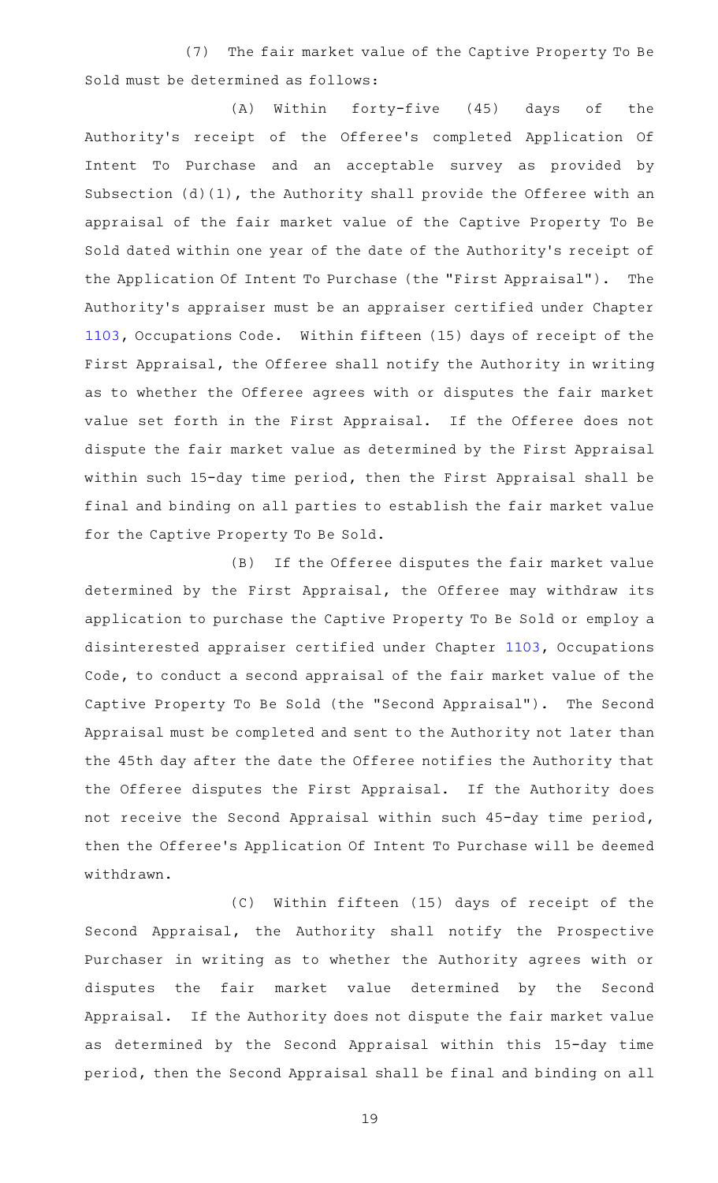(7) The fair market value of the Captive Property To Be Sold must be determined as follows:

(A) Within forty-five (45) days of the Authority's receipt of the Offeree's completed Application Of Intent To Purchase and an acceptable survey as provided by Subsection (d)(1), the Authority shall provide the Offeree with an appraisal of the fair market value of the Captive Property To Be Sold dated within one year of the date of the Authority's receipt of the Application Of Intent To Purchase (the "First Appraisal"). The Authority's appraiser must be an appraiser certified under Chapter 1103, Occupations Code. Within fifteen (15) days of receipt of the First Appraisal, the Offeree shall notify the Authority in writing as to whether the Offeree agrees with or disputes the fair market value set forth in the First Appraisal. If the Offeree does not dispute the fair market value as determined by the First Appraisal within such 15-day time period, then the First Appraisal shall be final and binding on all parties to establish the fair market value for the Captive Property To Be Sold.

(B) If the Offeree disputes the fair market value determined by the First Appraisal, the Offeree may withdraw its application to purchase the Captive Property To Be Sold or employ a disinterested appraiser certified under Chapter 1103, Occupations Code, to conduct a second appraisal of the fair market value of the Captive Property To Be Sold (the "Second Appraisal"). The Second Appraisal must be completed and sent to the Authority not later than the 45th day after the date the Offeree notifies the Authority that the Offeree disputes the First Appraisal. If the Authority does not receive the Second Appraisal within such 45-day time period, then the Offeree's Application Of Intent To Purchase will be deemed withdrawn.

(C) Within fifteen (15) days of receipt of the Second Appraisal, the Authority shall notify the Prospective Purchaser in writing as to whether the Authority agrees with or disputes the fair market value determined by the Second Appraisal. If the Authority does not dispute the fair market value as determined by the Second Appraisal within this 15-day time period, then the Second Appraisal shall be final and binding on all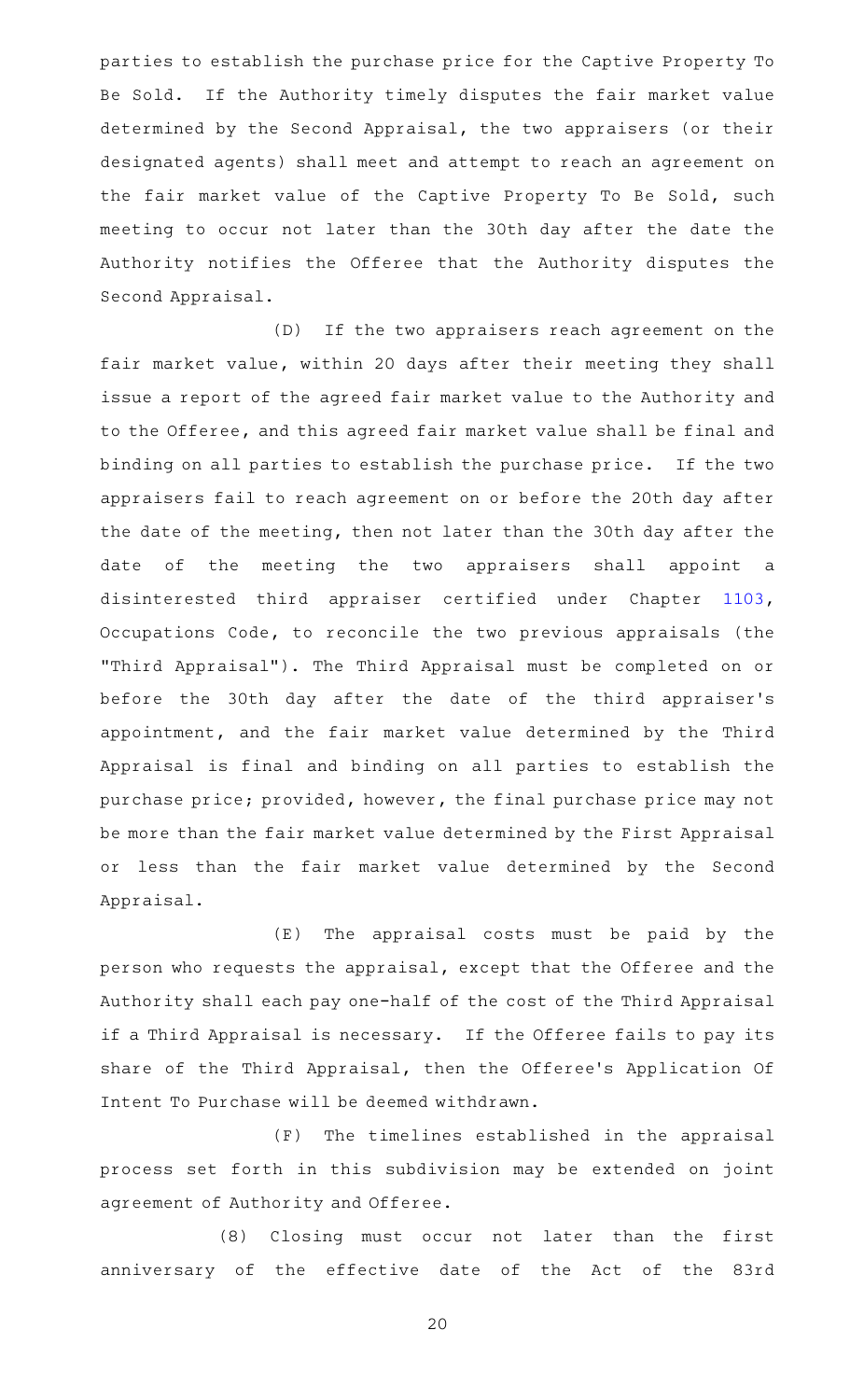parties to establish the purchase price for the Captive Property To Be Sold. If the Authority timely disputes the fair market value determined by the Second Appraisal, the two appraisers (or their designated agents) shall meet and attempt to reach an agreement on the fair market value of the Captive Property To Be Sold, such meeting to occur not later than the 30th day after the date the Authority notifies the Offeree that the Authority disputes the Second Appraisal.

(D) If the two appraisers reach agreement on the fair market value, within 20 days after their meeting they shall issue a report of the agreed fair market value to the Authority and to the Offeree, and this agreed fair market value shall be final and binding on all parties to establish the purchase price. If the two appraisers fail to reach agreement on or before the 20th day after the date of the meeting, then not later than the 30th day after the date of the meeting the two appraisers shall appoint a disinterested third appraiser certified under Chapter 1103, Occupations Code, to reconcile the two previous appraisals (the "Third Appraisal"). The Third Appraisal must be completed on or before the 30th day after the date of the third appraiser's appointment, and the fair market value determined by the Third Appraisal is final and binding on all parties to establish the purchase price; provided, however, the final purchase price may not be more than the fair market value determined by the First Appraisal or less than the fair market value determined by the Second Appraisal.

(E) The appraisal costs must be paid by the person who requests the appraisal, except that the Offeree and the Authority shall each pay one-half of the cost of the Third Appraisal if a Third Appraisal is necessary. If the Offeree fails to pay its share of the Third Appraisal, then the Offeree's Application Of Intent To Purchase will be deemed withdrawn.

(F) The timelines established in the appraisal process set forth in this subdivision may be extended on joint agreement of Authority and Offeree.

(8) Closing must occur not later than the first anniversary of the effective date of the Act of the 83rd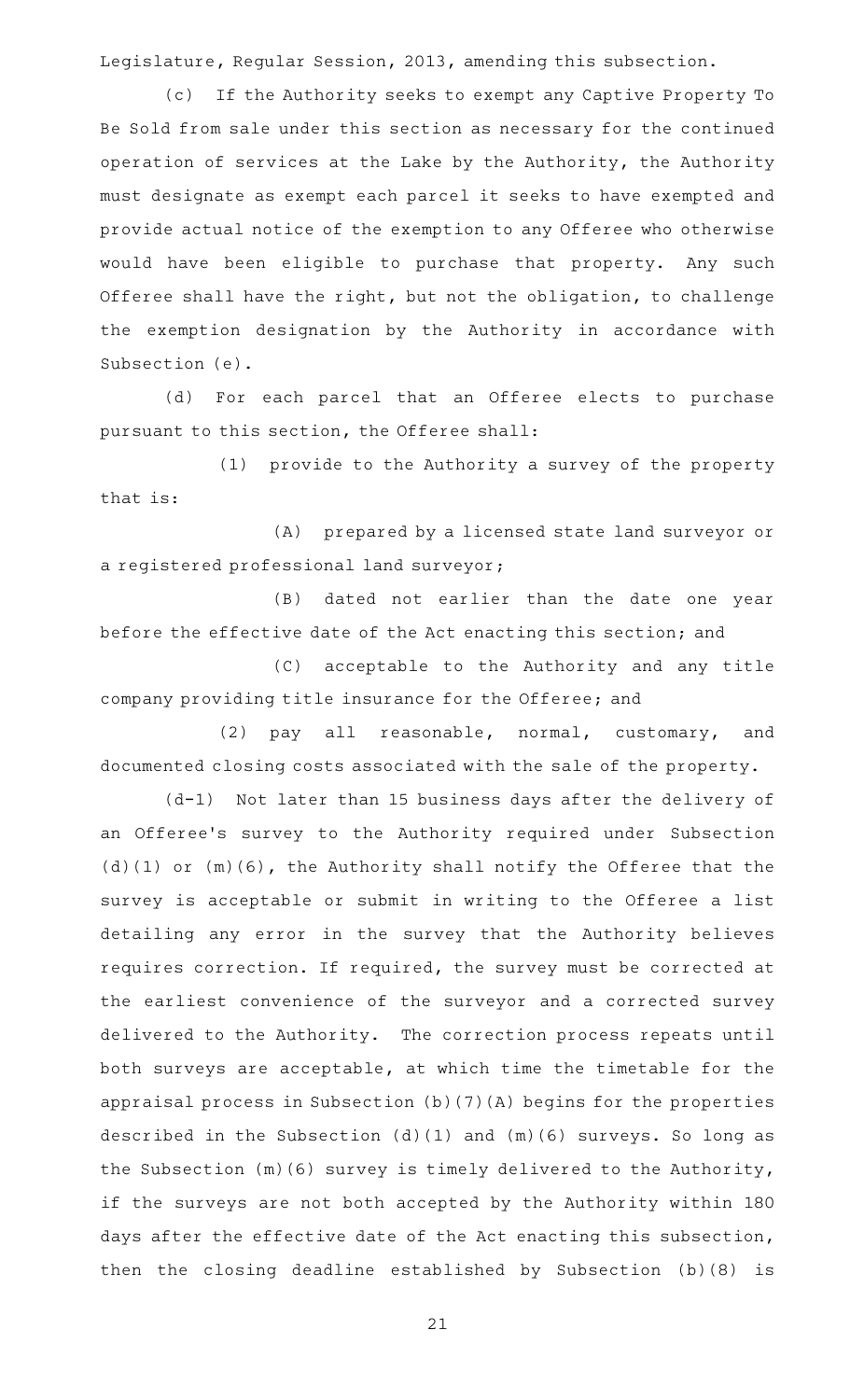Legislature, Regular Session, 2013, amending this subsection.

(c) If the Authority seeks to exempt any Captive Property To Be Sold from sale under this section as necessary for the continued operation of services at the Lake by the Authority, the Authority must designate as exempt each parcel it seeks to have exempted and provide actual notice of the exemption to any Offeree who otherwise would have been eligible to purchase that property. Any such Offeree shall have the right, but not the obligation, to challenge the exemption designation by the Authority in accordance with Subsection (e).

(d) For each parcel that an Offeree elects to purchase pursuant to this section, the Offeree shall:

(1) provide to the Authority a survey of the property that is:

(A) prepared by a licensed state land surveyor or a registered professional land surveyor;

(B) dated not earlier than the date one year before the effective date of the Act enacting this section; and

(C) acceptable to the Authority and any title company providing title insurance for the Offeree; and

(2) pay all reasonable, normal, customary, and documented closing costs associated with the sale of the property.

(d-1) Not later than 15 business days after the delivery of an Offeree's survey to the Authority required under Subsection (d)(1) or (m)(6), the Authority shall notify the Offeree that the survey is acceptable or submit in writing to the Offeree a list detailing any error in the survey that the Authority believes requires correction. If required, the survey must be corrected at the earliest convenience of the surveyor and a corrected survey delivered to the Authority. The correction process repeats until both surveys are acceptable, at which time the timetable for the appraisal process in Subsection (b)(7)(A) begins for the properties described in the Subsection (d)(1) and (m)(6) surveys. So long as the Subsection (m)(6) survey is timely delivered to the Authority, if the surveys are not both accepted by the Authority within 180 days after the effective date of the Act enacting this subsection, then the closing deadline established by Subsection (b)(8) is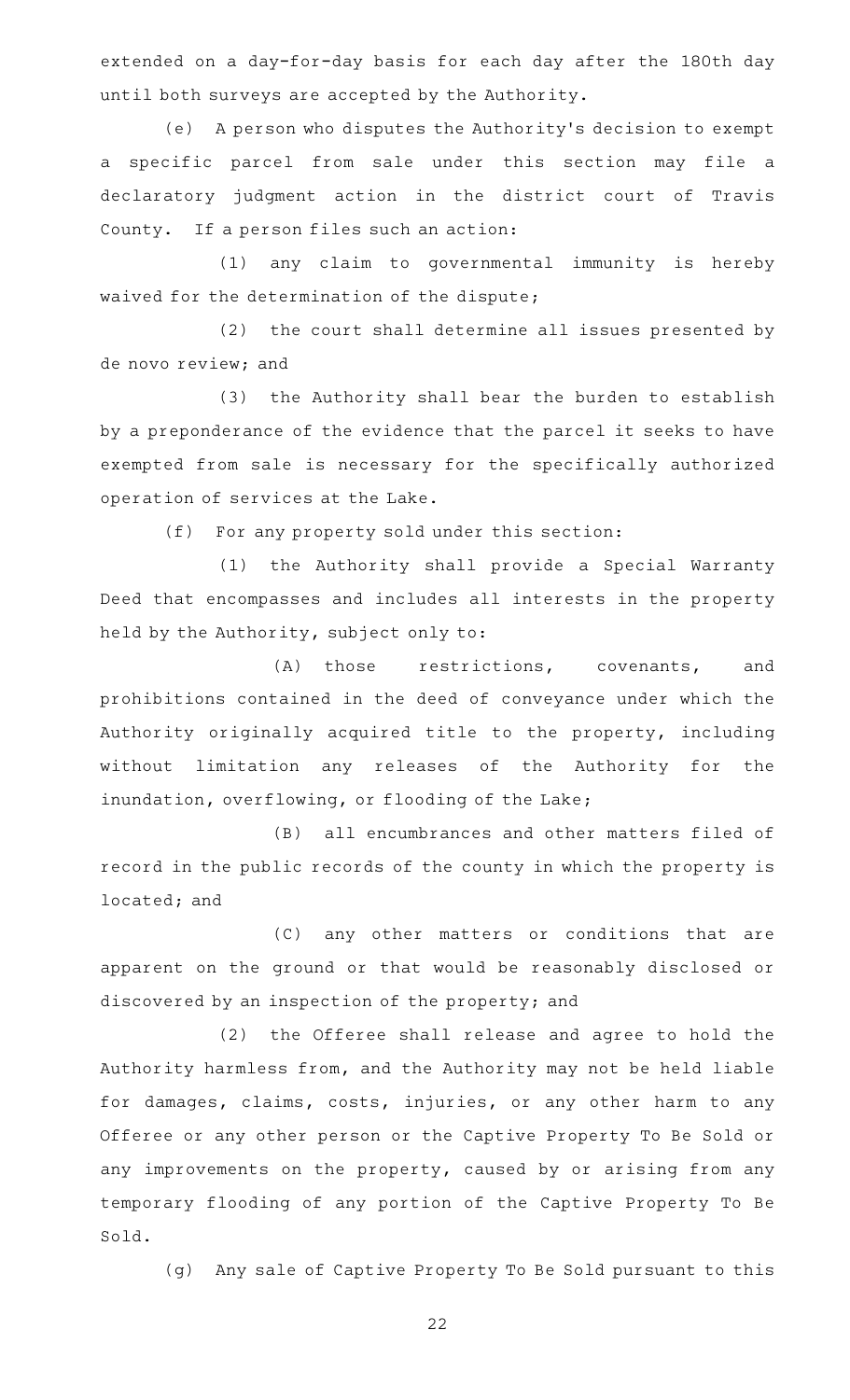extended on a day-for-day basis for each day after the 180th day until both surveys are accepted by the Authority.

(e) A person who disputes the Authority's decision to exempt a specific parcel from sale under this section may file a declaratory judgment action in the district court of Travis County. If a person files such an action:

(1) any claim to governmental immunity is hereby waived for the determination of the dispute;

(2) the court shall determine all issues presented by de novo review; and

(3) the Authority shall bear the burden to establish by a preponderance of the evidence that the parcel it seeks to have exempted from sale is necessary for the specifically authorized operation of services at the Lake.

(f) For any property sold under this section:

(1) the Authority shall provide a Special Warranty Deed that encompasses and includes all interests in the property held by the Authority, subject only to:

(A) those restrictions, covenants, and prohibitions contained in the deed of conveyance under which the Authority originally acquired title to the property, including without limitation any releases of the Authority for the inundation, overflowing, or flooding of the Lake;

(B) all encumbrances and other matters filed of record in the public records of the county in which the property is located; and

(C) any other matters or conditions that are apparent on the ground or that would be reasonably disclosed or discovered by an inspection of the property; and

(2) the Offeree shall release and agree to hold the Authority harmless from, and the Authority may not be held liable for damages, claims, costs, injuries, or any other harm to any Offeree or any other person or the Captive Property To Be Sold or any improvements on the property, caused by or arising from any temporary flooding of any portion of the Captive Property To Be Sold.

(g) Any sale of Captive Property To Be Sold pursuant to this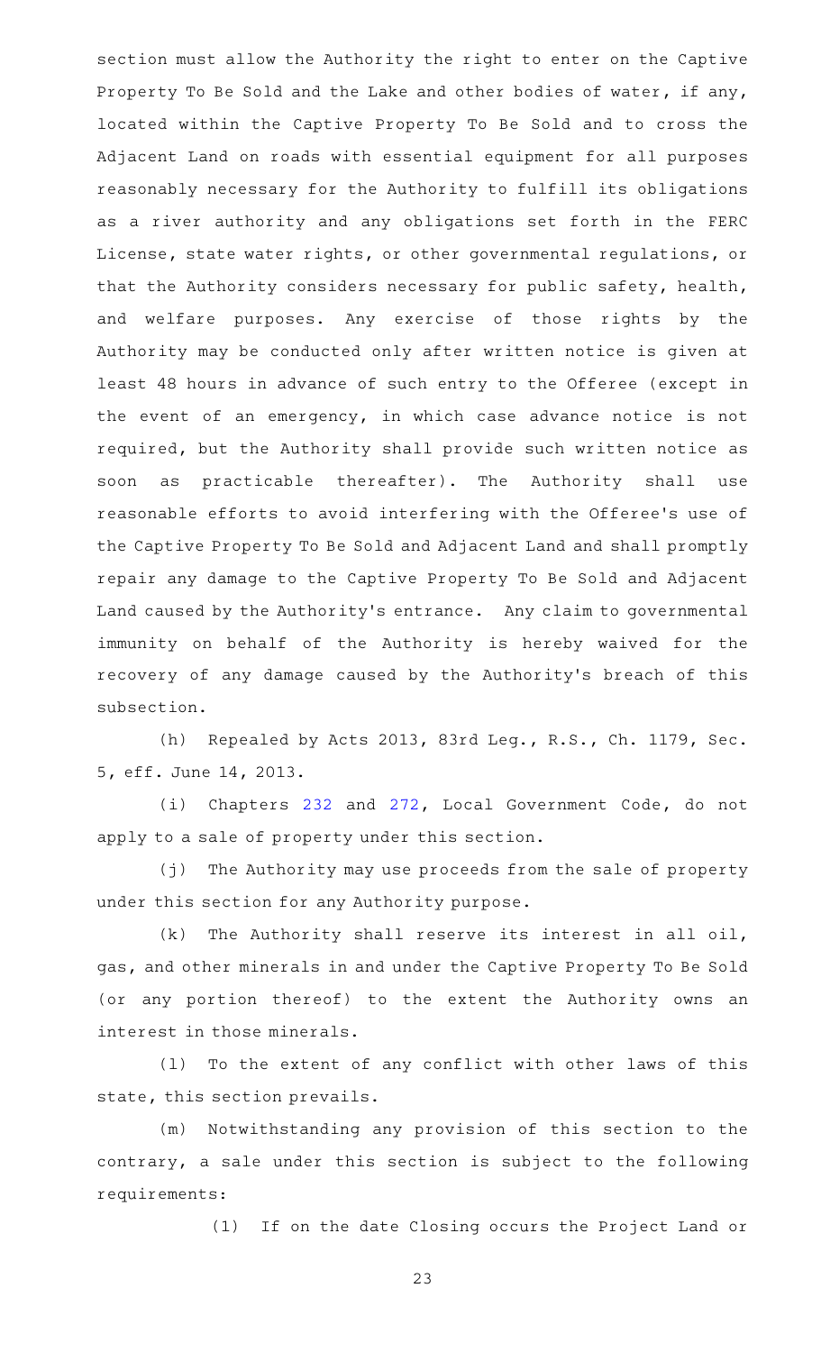section must allow the Authority the right to enter on the Captive Property To Be Sold and the Lake and other bodies of water, if any, located within the Captive Property To Be Sold and to cross the Adjacent Land on roads with essential equipment for all purposes reasonably necessary for the Authority to fulfill its obligations as a river authority and any obligations set forth in the FERC License, state water rights, or other governmental regulations, or that the Authority considers necessary for public safety, health, and welfare purposes. Any exercise of those rights by the Authority may be conducted only after written notice is given at least 48 hours in advance of such entry to the Offeree (except in the event of an emergency, in which case advance notice is not required, but the Authority shall provide such written notice as soon as practicable thereafter). The Authority shall use reasonable efforts to avoid interfering with the Offeree's use of the Captive Property To Be Sold and Adjacent Land and shall promptly repair any damage to the Captive Property To Be Sold and Adjacent Land caused by the Authority's entrance. Any claim to governmental immunity on behalf of the Authority is hereby waived for the recovery of any damage caused by the Authority's breach of this subsection.

(h) Repealed by Acts 2013, 83rd Leg., R.S., Ch. 1179, Sec. 5, eff. June 14, 2013.

(i) Chapters 232 and 272, Local Government Code, do not apply to a sale of property under this section.

(j) The Authority may use proceeds from the sale of property under this section for any Authority purpose.

(k) The Authority shall reserve its interest in all oil, gas, and other minerals in and under the Captive Property To Be Sold (or any portion thereof) to the extent the Authority owns an interest in those minerals.

(l) To the extent of any conflict with other laws of this state, this section prevails.

(m) Notwithstanding any provision of this section to the contrary, a sale under this section is subject to the following requirements:

(1) If on the date Closing occurs the Project Land or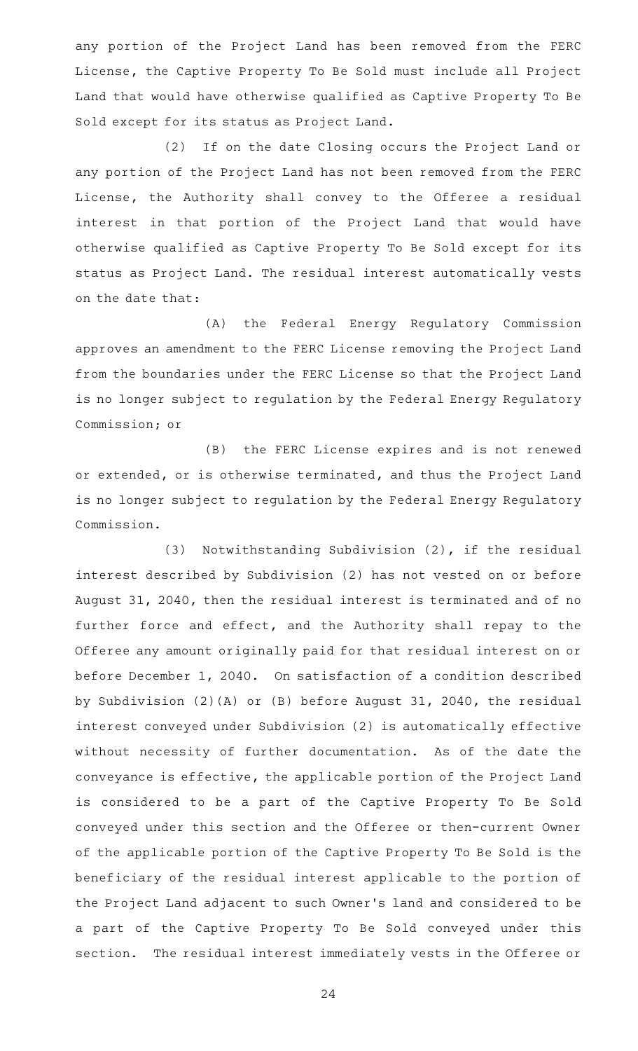any portion of the Project Land has been removed from the FERC License, the Captive Property To Be Sold must include all Project Land that would have otherwise qualified as Captive Property To Be Sold except for its status as Project Land.

(2) If on the date Closing occurs the Project Land or any portion of the Project Land has not been removed from the FERC License, the Authority shall convey to the Offeree a residual interest in that portion of the Project Land that would have otherwise qualified as Captive Property To Be Sold except for its status as Project Land. The residual interest automatically vests on the date that:

(A) the Federal Energy Regulatory Commission approves an amendment to the FERC License removing the Project Land from the boundaries under the FERC License so that the Project Land is no longer subject to regulation by the Federal Energy Regulatory Commission; or

(B) the FERC License expires and is not renewed or extended, or is otherwise terminated, and thus the Project Land is no longer subject to regulation by the Federal Energy Regulatory Commission.

(3) Notwithstanding Subdivision (2), if the residual interest described by Subdivision (2) has not vested on or before August 31, 2040, then the residual interest is terminated and of no further force and effect, and the Authority shall repay to the Offeree any amount originally paid for that residual interest on or before December 1, 2040. On satisfaction of a condition described by Subdivision (2)(A) or (B) before August 31, 2040, the residual interest conveyed under Subdivision (2) is automatically effective without necessity of further documentation. As of the date the conveyance is effective, the applicable portion of the Project Land is considered to be a part of the Captive Property To Be Sold conveyed under this section and the Offeree or then-current Owner of the applicable portion of the Captive Property To Be Sold is the beneficiary of the residual interest applicable to the portion of the Project Land adjacent to such Owner's land and considered to be a part of the Captive Property To Be Sold conveyed under this section. The residual interest immediately vests in the Offeree or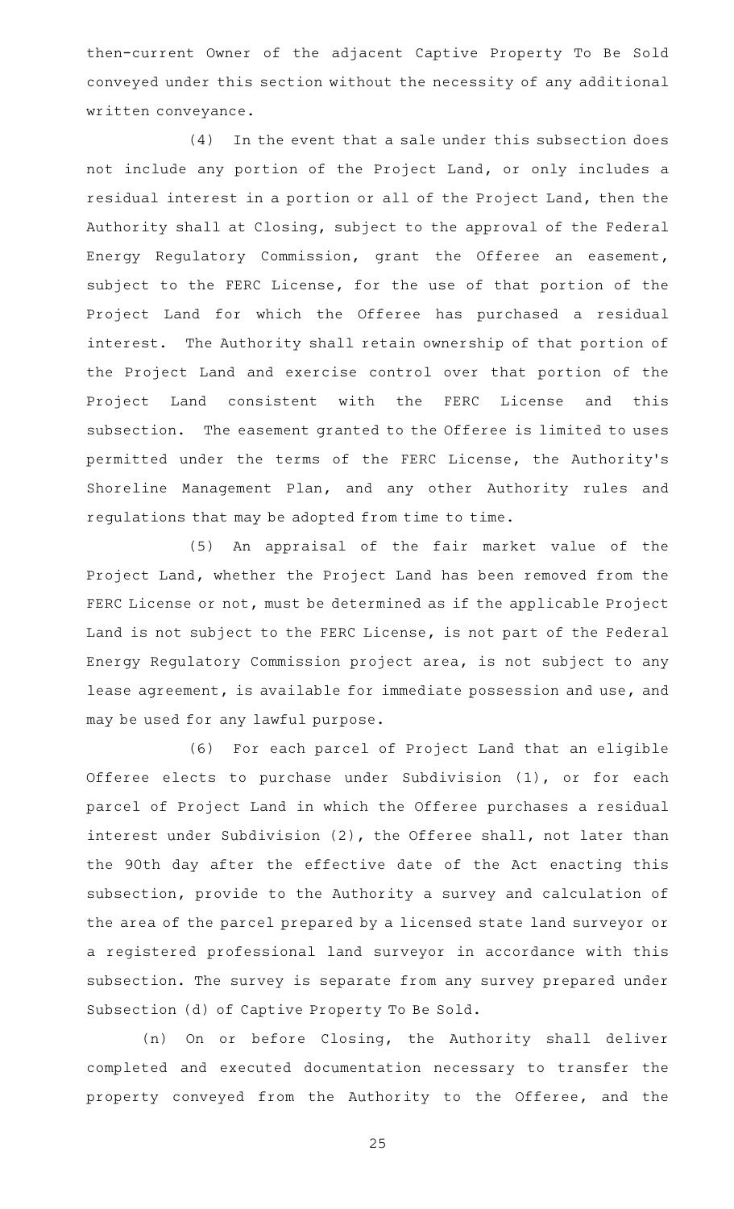then-current Owner of the adjacent Captive Property To Be Sold conveyed under this section without the necessity of any additional written conveyance.

(4) In the event that a sale under this subsection does not include any portion of the Project Land, or only includes a residual interest in a portion or all of the Project Land, then the Authority shall at Closing, subject to the approval of the Federal Energy Regulatory Commission, grant the Offeree an easement, subject to the FERC License, for the use of that portion of the Project Land for which the Offeree has purchased a residual interest. The Authority shall retain ownership of that portion of the Project Land and exercise control over that portion of the Project Land consistent with the FERC License and this subsection. The easement granted to the Offeree is limited to uses permitted under the terms of the FERC License, the Authority's Shoreline Management Plan, and any other Authority rules and regulations that may be adopted from time to time.

(5) An appraisal of the fair market value of the Project Land, whether the Project Land has been removed from the FERC License or not, must be determined as if the applicable Project Land is not subject to the FERC License, is not part of the Federal Energy Regulatory Commission project area, is not subject to any lease agreement, is available for immediate possession and use, and may be used for any lawful purpose.

(6) For each parcel of Project Land that an eligible Offeree elects to purchase under Subdivision (1), or for each parcel of Project Land in which the Offeree purchases a residual interest under Subdivision (2), the Offeree shall, not later than the 90th day after the effective date of the Act enacting this subsection, provide to the Authority a survey and calculation of the area of the parcel prepared by a licensed state land surveyor or a registered professional land surveyor in accordance with this subsection. The survey is separate from any survey prepared under Subsection (d) of Captive Property To Be Sold.

(n) On or before Closing, the Authority shall deliver completed and executed documentation necessary to transfer the property conveyed from the Authority to the Offeree, and the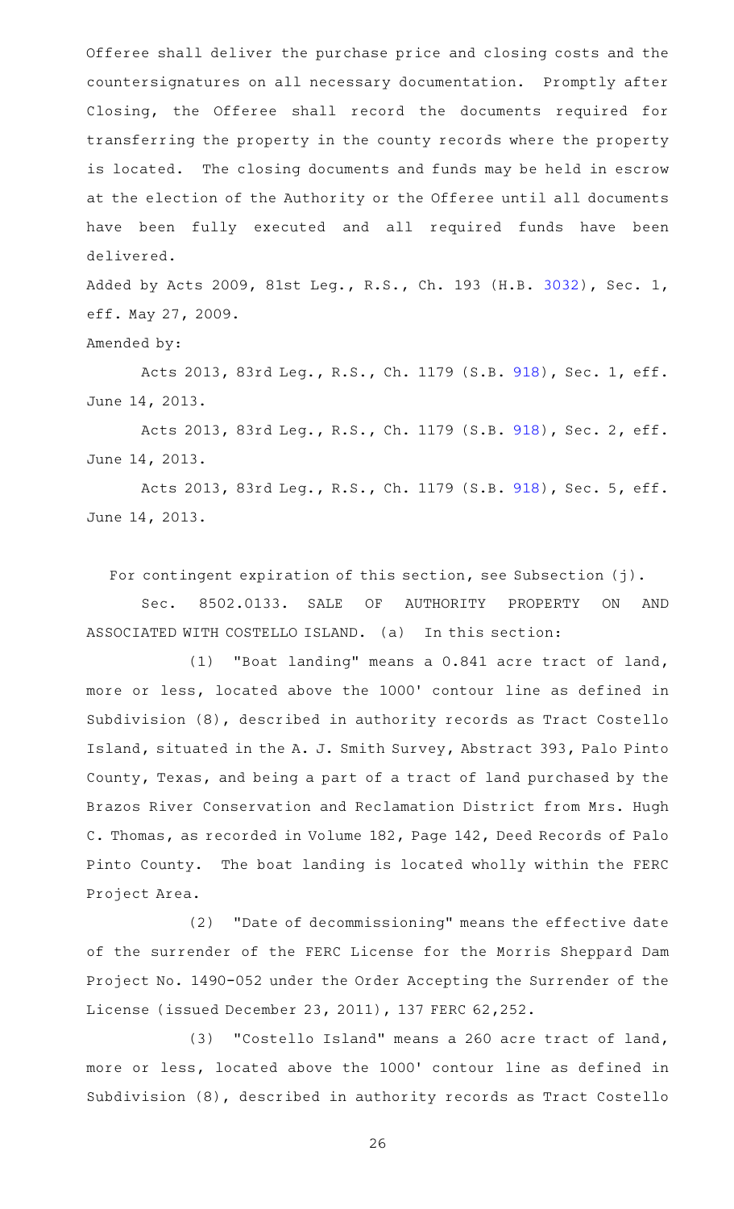Offeree shall deliver the purchase price and closing costs and the countersignatures on all necessary documentation. Promptly after Closing, the Offeree shall record the documents required for transferring the property in the county records where the property is located. The closing documents and funds may be held in escrow at the election of the Authority or the Offeree until all documents have been fully executed and all required funds have been delivered.

Added by Acts 2009, 81st Leg., R.S., Ch. 193 (H.B. 3032), Sec. 1, eff. May 27, 2009.

Amended by:

Acts 2013, 83rd Leg., R.S., Ch. 1179 (S.B. 918), Sec. 1, eff. June 14, 2013.

Acts 2013, 83rd Leg., R.S., Ch. 1179 (S.B. 918), Sec. 2, eff. June 14, 2013.

Acts 2013, 83rd Leg., R.S., Ch. 1179 (S.B. 918), Sec. 5, eff. June 14, 2013.

For contingent expiration of this section, see Subsection (j).

Sec. 8502.0133. SALE OF AUTHORITY PROPERTY ON AND ASSOCIATED WITH COSTELLO ISLAND. (a) In this section:

(1) "Boat landing" means a 0.841 acre tract of land, more or less, located above the 1000' contour line as defined in Subdivision (8), described in authority records as Tract Costello Island, situated in the A. J. Smith Survey, Abstract 393, Palo Pinto County, Texas, and being a part of a tract of land purchased by the Brazos River Conservation and Reclamation District from Mrs. Hugh C. Thomas, as recorded in Volume 182, Page 142, Deed Records of Palo Pinto County. The boat landing is located wholly within the FERC Project Area.

(2) "Date of decommissioning" means the effective date of the surrender of the FERC License for the Morris Sheppard Dam Project No. 1490-052 under the Order Accepting the Surrender of the License (issued December 23, 2011), 137 FERC 62,252.

(3) "Costello Island" means a 260 acre tract of land, more or less, located above the 1000' contour line as defined in Subdivision (8), described in authority records as Tract Costello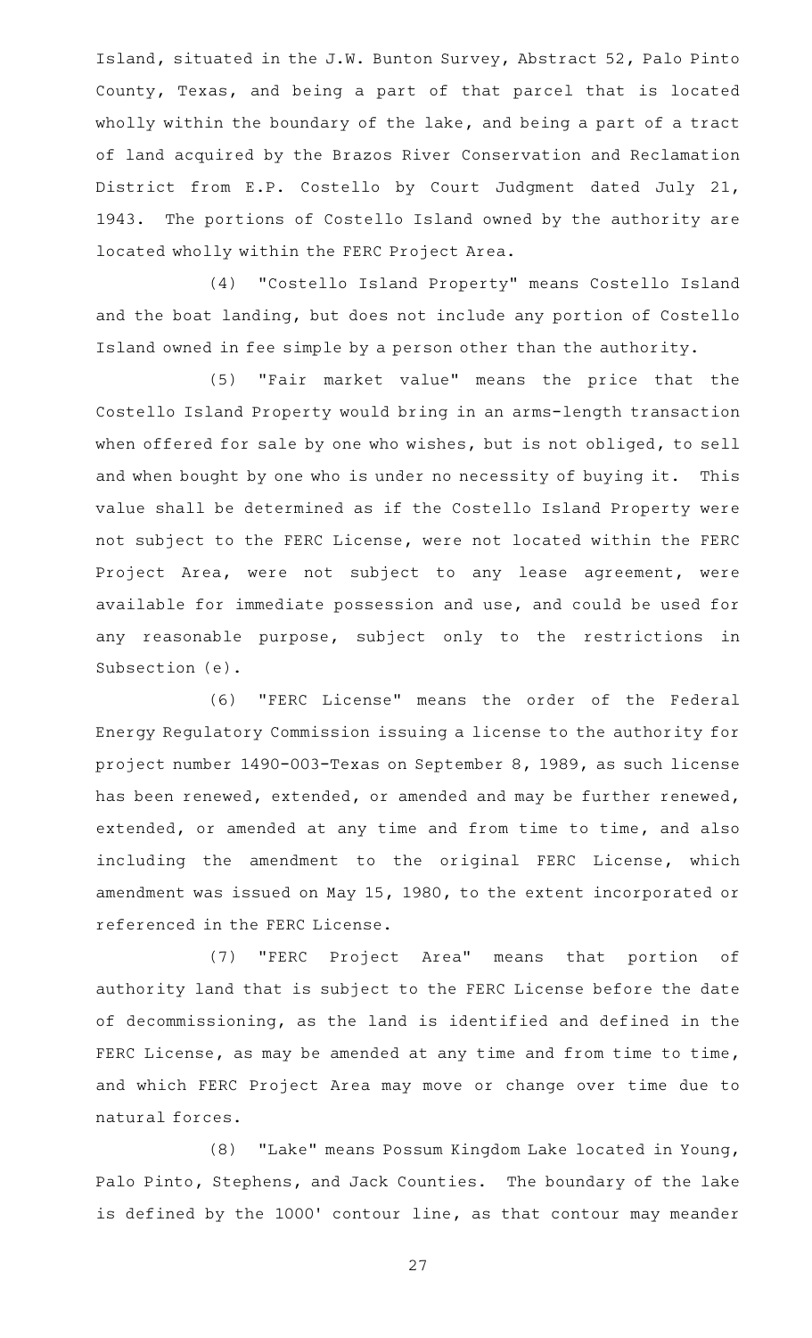Island, situated in the J.W. Bunton Survey, Abstract 52, Palo Pinto County, Texas, and being a part of that parcel that is located wholly within the boundary of the lake, and being a part of a tract of land acquired by the Brazos River Conservation and Reclamation District from E.P. Costello by Court Judgment dated July 21, 1943. The portions of Costello Island owned by the authority are located wholly within the FERC Project Area.

(4) "Costello Island Property" means Costello Island and the boat landing, but does not include any portion of Costello Island owned in fee simple by a person other than the authority.

(5) "Fair market value" means the price that the Costello Island Property would bring in an arms-length transaction when offered for sale by one who wishes, but is not obliged, to sell and when bought by one who is under no necessity of buying it. This value shall be determined as if the Costello Island Property were not subject to the FERC License, were not located within the FERC Project Area, were not subject to any lease agreement, were available for immediate possession and use, and could be used for any reasonable purpose, subject only to the restrictions in Subsection (e).

(6) "FERC License" means the order of the Federal Energy Regulatory Commission issuing a license to the authority for project number 1490-003-Texas on September 8, 1989, as such license has been renewed, extended, or amended and may be further renewed, extended, or amended at any time and from time to time, and also including the amendment to the original FERC License, which amendment was issued on May 15, 1980, to the extent incorporated or referenced in the FERC License.

(7) "FERC Project Area" means that portion of authority land that is subject to the FERC License before the date of decommissioning, as the land is identified and defined in the FERC License, as may be amended at any time and from time to time, and which FERC Project Area may move or change over time due to natural forces.

(8) "Lake" means Possum Kingdom Lake located in Young, Palo Pinto, Stephens, and Jack Counties. The boundary of the lake is defined by the 1000' contour line, as that contour may meander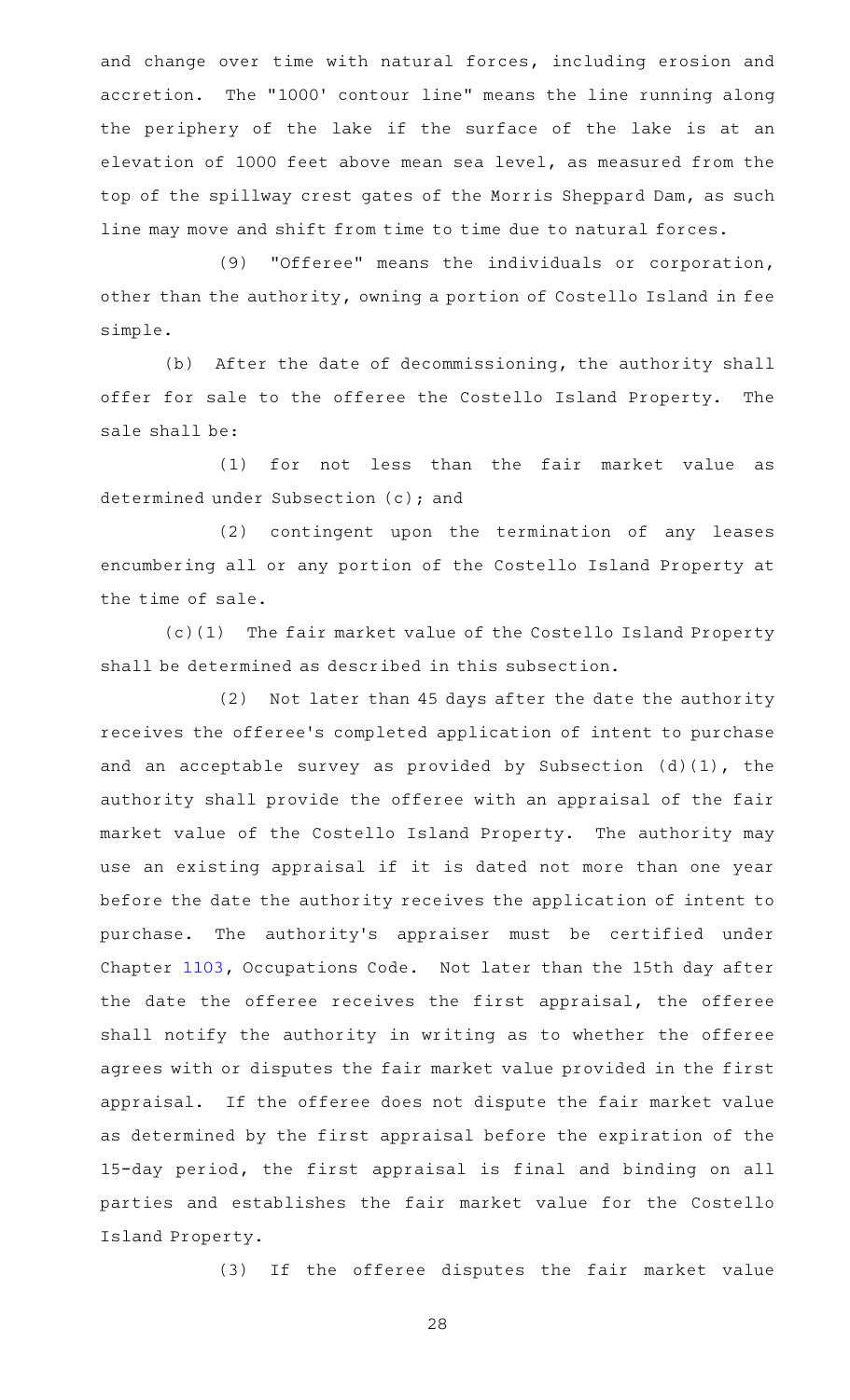and change over time with natural forces, including erosion and accretion. The "1000' contour line" means the line running along the periphery of the lake if the surface of the lake is at an elevation of 1000 feet above mean sea level, as measured from the top of the spillway crest gates of the Morris Sheppard Dam, as such line may move and shift from time to time due to natural forces.

(9) "Offeree" means the individuals or corporation, other than the authority, owning a portion of Costello Island in fee simple.

(b) After the date of decommissioning, the authority shall offer for sale to the offeree the Costello Island Property. The sale shall be:

(1) for not less than the fair market value as determined under Subsection (c); and

(2) contingent upon the termination of any leases encumbering all or any portion of the Costello Island Property at the time of sale.

(c)(1) The fair market value of the Costello Island Property shall be determined as described in this subsection.

(2) Not later than 45 days after the date the authority receives the offeree's completed application of intent to purchase and an acceptable survey as provided by Subsection (d)(1), the authority shall provide the offeree with an appraisal of the fair market value of the Costello Island Property. The authority may use an existing appraisal if it is dated not more than one year before the date the authority receives the application of intent to purchase. The authority's appraiser must be certified under Chapter 1103, Occupations Code. Not later than the 15th day after the date the offeree receives the first appraisal, the offeree shall notify the authority in writing as to whether the offeree agrees with or disputes the fair market value provided in the first appraisal. If the offeree does not dispute the fair market value as determined by the first appraisal before the expiration of the 15-day period, the first appraisal is final and binding on all parties and establishes the fair market value for the Costello Island Property.

(3) If the offeree disputes the fair market value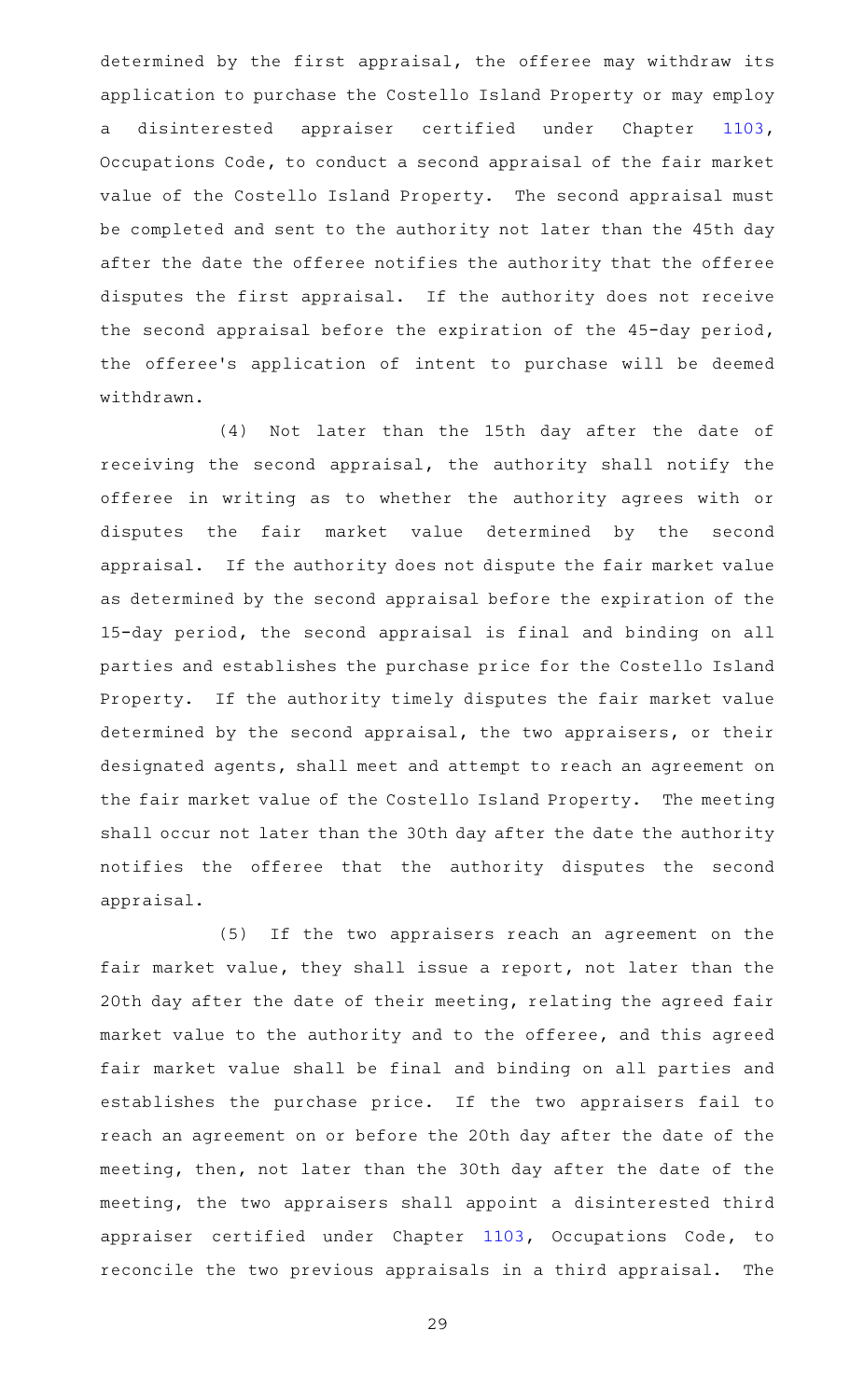determined by the first appraisal, the offeree may withdraw its application to purchase the Costello Island Property or may employ a disinterested appraiser certified under Chapter 1103, Occupations Code, to conduct a second appraisal of the fair market value of the Costello Island Property. The second appraisal must be completed and sent to the authority not later than the 45th day after the date the offeree notifies the authority that the offeree disputes the first appraisal. If the authority does not receive the second appraisal before the expiration of the 45-day period, the offeree's application of intent to purchase will be deemed withdrawn.

(4) Not later than the 15th day after the date of receiving the second appraisal, the authority shall notify the offeree in writing as to whether the authority agrees with or disputes the fair market value determined by the second appraisal. If the authority does not dispute the fair market value as determined by the second appraisal before the expiration of the 15-day period, the second appraisal is final and binding on all parties and establishes the purchase price for the Costello Island Property. If the authority timely disputes the fair market value determined by the second appraisal, the two appraisers, or their designated agents, shall meet and attempt to reach an agreement on the fair market value of the Costello Island Property. The meeting shall occur not later than the 30th day after the date the authority notifies the offeree that the authority disputes the second appraisal.

(5) If the two appraisers reach an agreement on the fair market value, they shall issue a report, not later than the 20th day after the date of their meeting, relating the agreed fair market value to the authority and to the offeree, and this agreed fair market value shall be final and binding on all parties and establishes the purchase price. If the two appraisers fail to reach an agreement on or before the 20th day after the date of the meeting, then, not later than the 30th day after the date of the meeting, the two appraisers shall appoint a disinterested third appraiser certified under Chapter 1103, Occupations Code, to reconcile the two previous appraisals in a third appraisal. The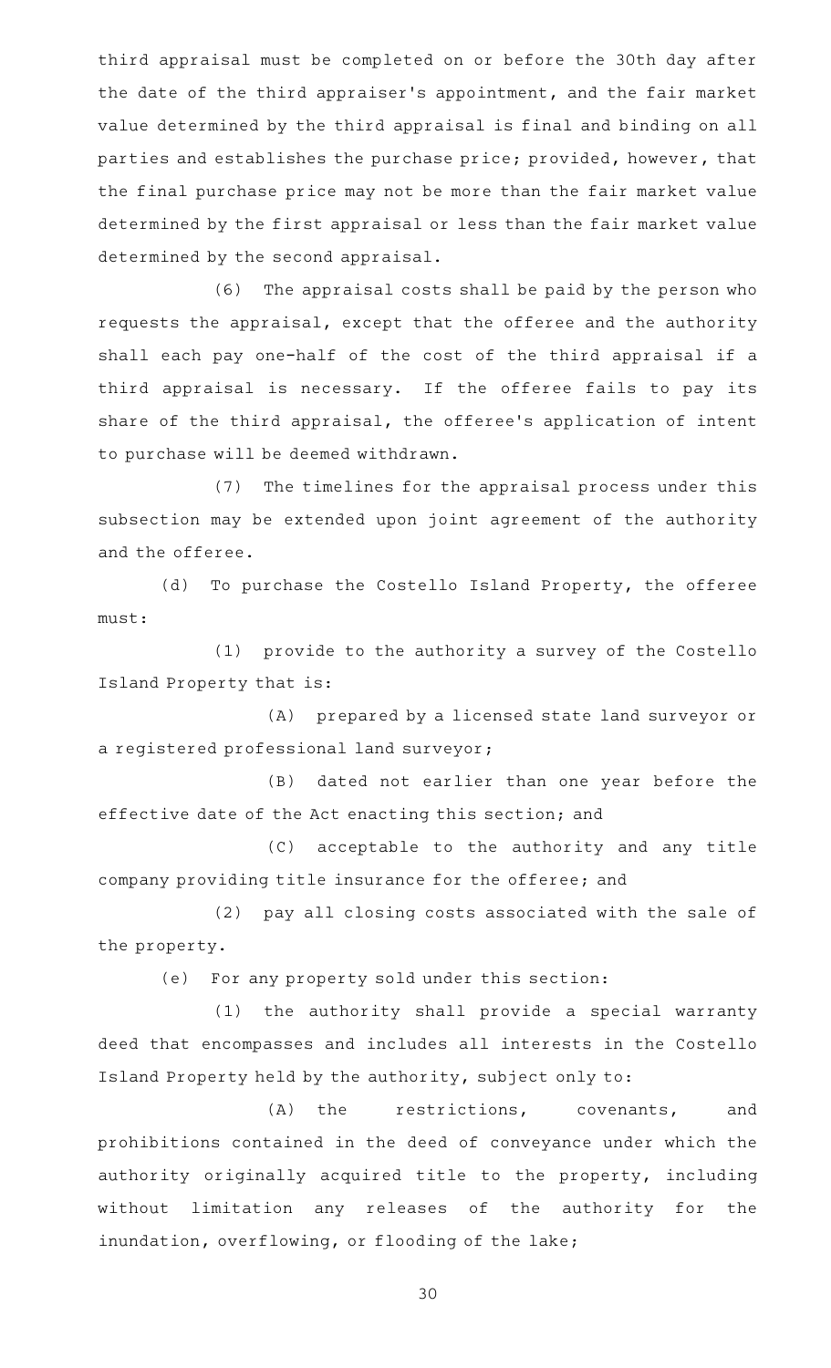third appraisal must be completed on or before the 30th day after the date of the third appraiser's appointment, and the fair market value determined by the third appraisal is final and binding on all parties and establishes the purchase price; provided, however, that the final purchase price may not be more than the fair market value determined by the first appraisal or less than the fair market value determined by the second appraisal.

(6) The appraisal costs shall be paid by the person who requests the appraisal, except that the offeree and the authority shall each pay one-half of the cost of the third appraisal if a third appraisal is necessary. If the offeree fails to pay its share of the third appraisal, the offeree's application of intent to purchase will be deemed withdrawn.

(7) The timelines for the appraisal process under this subsection may be extended upon joint agreement of the authority and the offeree.

(d) To purchase the Costello Island Property, the offeree must:

(1) provide to the authority a survey of the Costello Island Property that is:

(A) prepared by a licensed state land surveyor or a registered professional land surveyor;

(B) dated not earlier than one year before the effective date of the Act enacting this section; and

(C) acceptable to the authority and any title company providing title insurance for the offeree; and

(2) pay all closing costs associated with the sale of the property.

(e) For any property sold under this section:

(1) the authority shall provide a special warranty deed that encompasses and includes all interests in the Costello Island Property held by the authority, subject only to:

(A) the restrictions, covenants, and prohibitions contained in the deed of conveyance under which the authority originally acquired title to the property, including without limitation any releases of the authority for the inundation, overflowing, or flooding of the lake;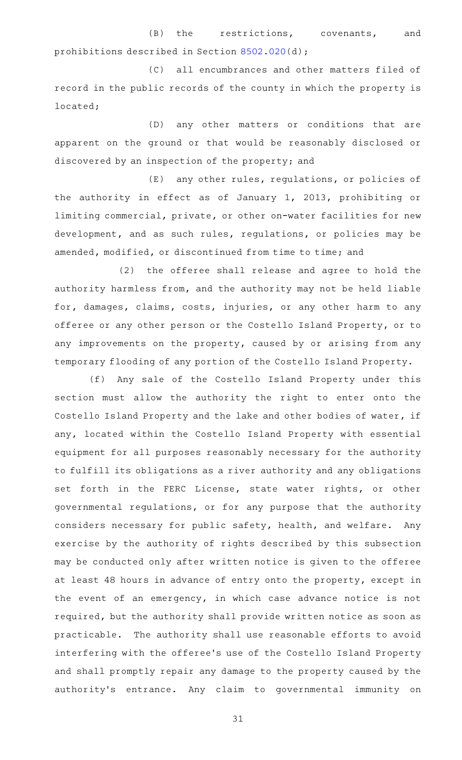(B) the restrictions, covenants, and prohibitions described in Section 8502.020(d);

(C) all encumbrances and other matters filed of record in the public records of the county in which the property is located;

(D) any other matters or conditions that are apparent on the ground or that would be reasonably disclosed or discovered by an inspection of the property; and

(E) any other rules, regulations, or policies of the authority in effect as of January 1, 2013, prohibiting or limiting commercial, private, or other on-water facilities for new development, and as such rules, regulations, or policies may be amended, modified, or discontinued from time to time; and

(2) the offeree shall release and agree to hold the authority harmless from, and the authority may not be held liable for, damages, claims, costs, injuries, or any other harm to any offeree or any other person or the Costello Island Property, or to any improvements on the property, caused by or arising from any temporary flooding of any portion of the Costello Island Property.

(f) Any sale of the Costello Island Property under this section must allow the authority the right to enter onto the Costello Island Property and the lake and other bodies of water, if any, located within the Costello Island Property with essential equipment for all purposes reasonably necessary for the authority to fulfill its obligations as a river authority and any obligations set forth in the FERC License, state water rights, or other governmental regulations, or for any purpose that the authority considers necessary for public safety, health, and welfare. Any exercise by the authority of rights described by this subsection may be conducted only after written notice is given to the offeree at least 48 hours in advance of entry onto the property, except in the event of an emergency, in which case advance notice is not required, but the authority shall provide written notice as soon as practicable. The authority shall use reasonable efforts to avoid interfering with the offeree's use of the Costello Island Property and shall promptly repair any damage to the property caused by the authority's entrance. Any claim to governmental immunity on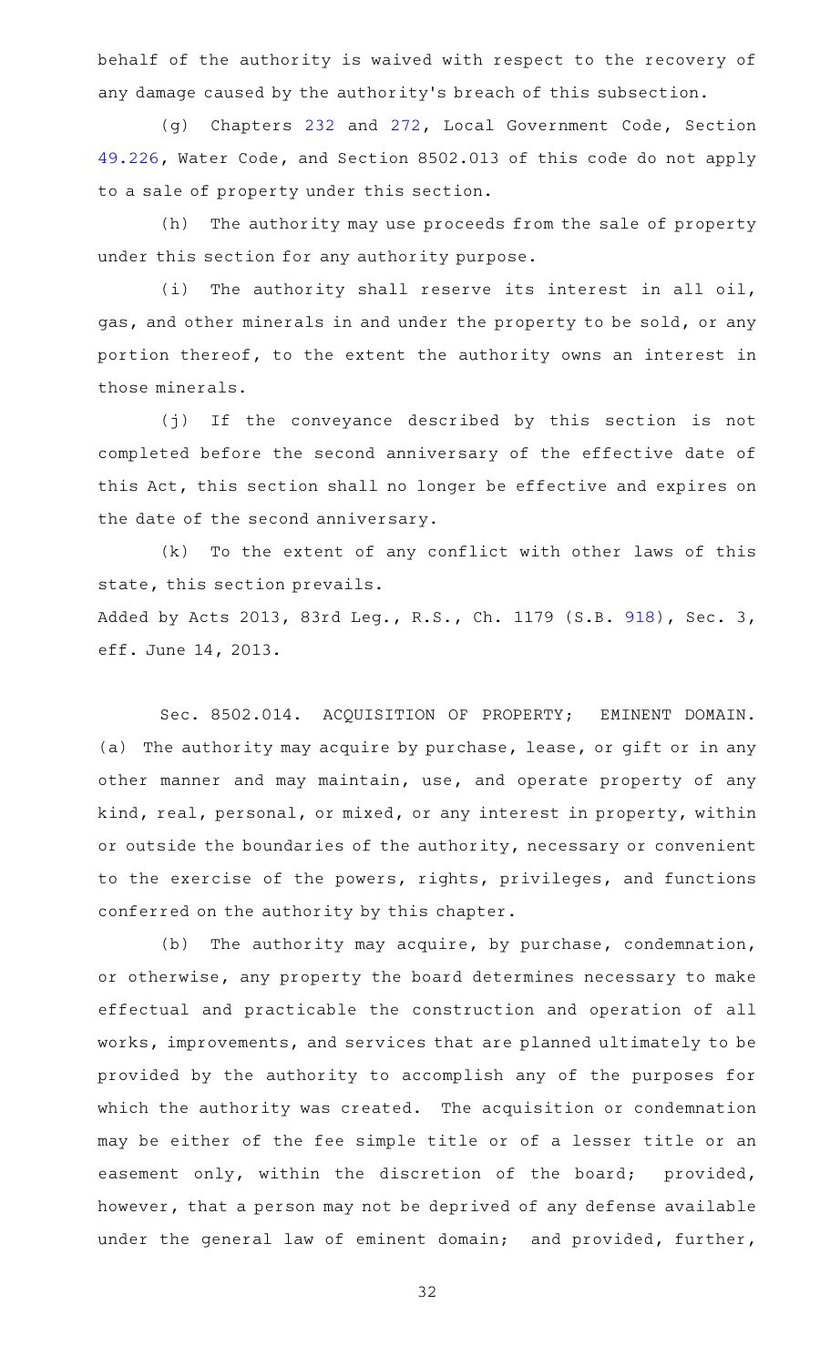behalf of the authority is waived with respect to the recovery of any damage caused by the authority's breach of this subsection.

(g) Chapters 232 and 272, Local Government Code, Section 49.226, Water Code, and Section 8502.013 of this code do not apply to a sale of property under this section.

(h) The authority may use proceeds from the sale of property under this section for any authority purpose.

(i) The authority shall reserve its interest in all oil, gas, and other minerals in and under the property to be sold, or any portion thereof, to the extent the authority owns an interest in those minerals.

(j) If the conveyance described by this section is not completed before the second anniversary of the effective date of this Act, this section shall no longer be effective and expires on the date of the second anniversary.

(k) To the extent of any conflict with other laws of this state, this section prevails.

Added by Acts 2013, 83rd Leg., R.S., Ch. 1179 (S.B. 918), Sec. 3, eff. June 14, 2013.

Sec. 8502.014. ACQUISITION OF PROPERTY; EMINENT DOMAIN. (a) The authority may acquire by purchase, lease, or gift or in any other manner and may maintain, use, and operate property of any kind, real, personal, or mixed, or any interest in property, within or outside the boundaries of the authority, necessary or convenient to the exercise of the powers, rights, privileges, and functions conferred on the authority by this chapter.

(b) The authority may acquire, by purchase, condemnation, or otherwise, any property the board determines necessary to make effectual and practicable the construction and operation of all works, improvements, and services that are planned ultimately to be provided by the authority to accomplish any of the purposes for which the authority was created. The acquisition or condemnation may be either of the fee simple title or of a lesser title or an easement only, within the discretion of the board; provided, however, that a person may not be deprived of any defense available under the general law of eminent domain; and provided, further,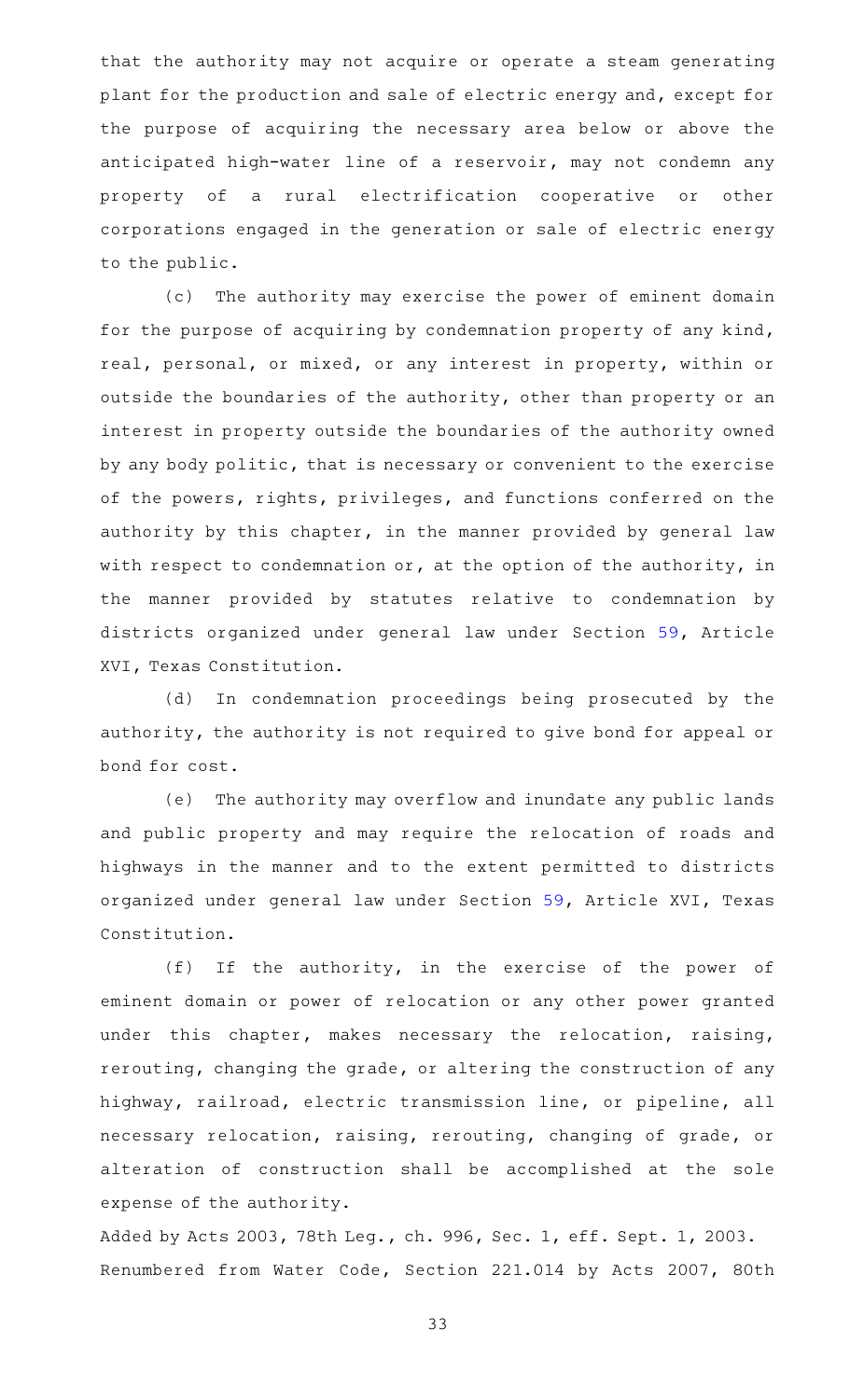that the authority may not acquire or operate a steam generating plant for the production and sale of electric energy and, except for the purpose of acquiring the necessary area below or above the anticipated high-water line of a reservoir, may not condemn any property of a rural electrification cooperative or other corporations engaged in the generation or sale of electric energy to the public.

(c) The authority may exercise the power of eminent domain for the purpose of acquiring by condemnation property of any kind, real, personal, or mixed, or any interest in property, within or outside the boundaries of the authority, other than property or an interest in property outside the boundaries of the authority owned by any body politic, that is necessary or convenient to the exercise of the powers, rights, privileges, and functions conferred on the authority by this chapter, in the manner provided by general law with respect to condemnation or, at the option of the authority, in the manner provided by statutes relative to condemnation by districts organized under general law under Section 59, Article XVI, Texas Constitution.

(d) In condemnation proceedings being prosecuted by the authority, the authority is not required to give bond for appeal or bond for cost.

(e) The authority may overflow and inundate any public lands and public property and may require the relocation of roads and highways in the manner and to the extent permitted to districts organized under general law under Section 59, Article XVI, Texas Constitution.

(f) If the authority, in the exercise of the power of eminent domain or power of relocation or any other power granted under this chapter, makes necessary the relocation, raising, rerouting, changing the grade, or altering the construction of any highway, railroad, electric transmission line, or pipeline, all necessary relocation, raising, rerouting, changing of grade, or alteration of construction shall be accomplished at the sole expense of the authority.

Added by Acts 2003, 78th Leg., ch. 996, Sec. 1, eff. Sept. 1, 2003.
Renumbered from Water Code, Section 221.014 by Acts 2007, 80th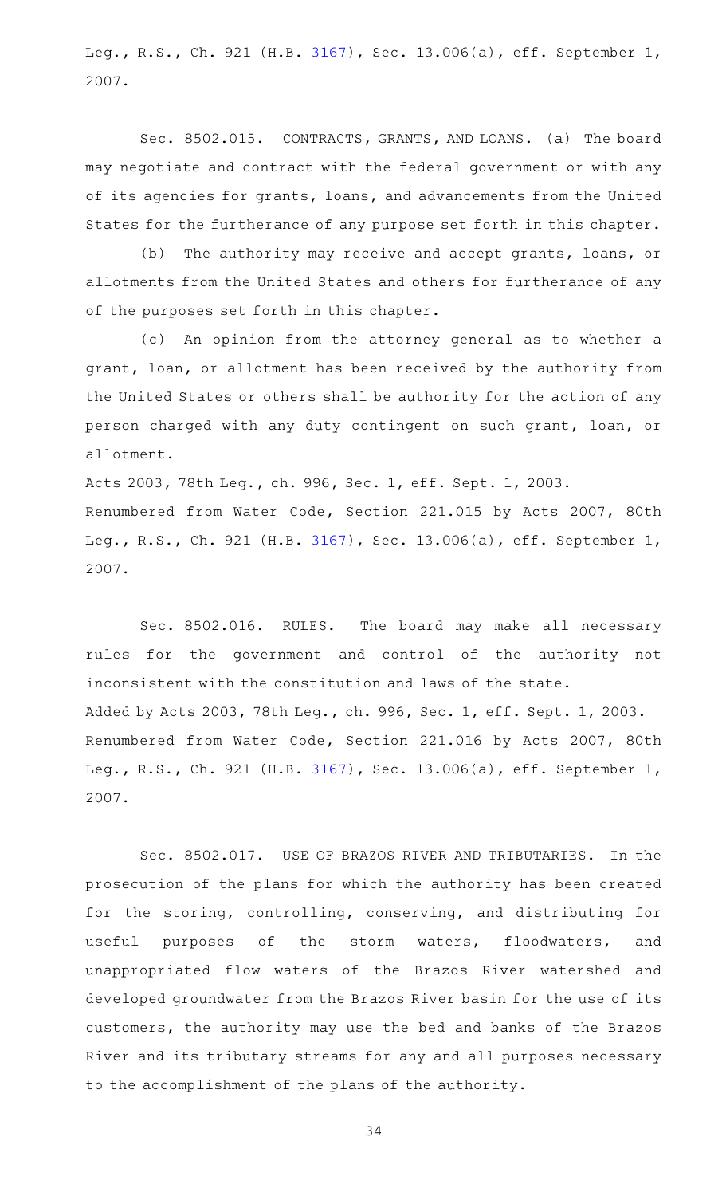Leg., R.S., Ch. 921 (H.B. 3167), Sec. 13.006(a), eff. September 1, 2007.

Sec. 8502.015. CONTRACTS, GRANTS, AND LOANS. (a) The board may negotiate and contract with the federal government or with any of its agencies for grants, loans, and advancements from the United States for the furtherance of any purpose set forth in this chapter.

(b) The authority may receive and accept grants, loans, or allotments from the United States and others for furtherance of any of the purposes set forth in this chapter.

(c) An opinion from the attorney general as to whether a grant, loan, or allotment has been received by the authority from the United States or others shall be authority for the action of any person charged with any duty contingent on such grant, loan, or allotment.

Acts 2003, 78th Leg., ch. 996, Sec. 1, eff. Sept. 1, 2003.
Renumbered from Water Code, Section 221.015 by Acts 2007, 80th Leg., R.S., Ch. 921 (H.B. 3167), Sec. 13.006(a), eff. September 1, 2007.

Sec. 8502.016. RULES. The board may make all necessary rules for the government and control of the authority not inconsistent with the constitution and laws of the state.
Added by Acts 2003, 78th Leg., ch. 996, Sec. 1, eff. Sept. 1, 2003.
Renumbered from Water Code, Section 221.016 by Acts 2007, 80th Leg., R.S., Ch. 921 (H.B. 3167), Sec. 13.006(a), eff. September 1, 2007.

Sec. 8502.017. USE OF BRAZOS RIVER AND TRIBUTARIES. In the prosecution of the plans for which the authority has been created for the storing, controlling, conserving, and distributing for useful purposes of the storm waters, floodwaters, and unappropriated flow waters of the Brazos River watershed and developed groundwater from the Brazos River basin for the use of its customers, the authority may use the bed and banks of the Brazos River and its tributary streams for any and all purposes necessary to the accomplishment of the plans of the authority.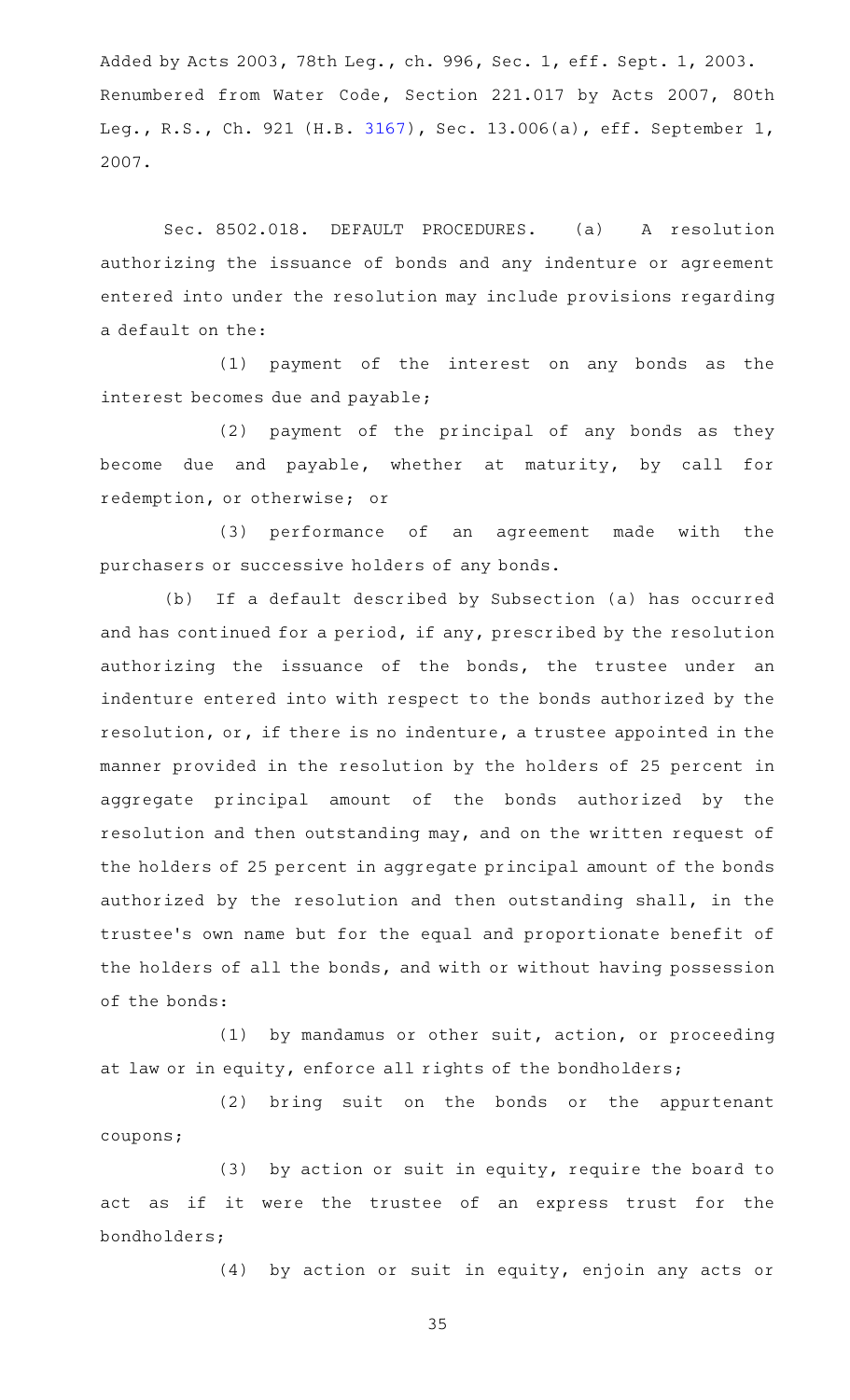Added by Acts 2003, 78th Leg., ch. 996, Sec. 1, eff. Sept. 1, 2003.
Renumbered from Water Code, Section 221.017 by Acts 2007, 80th Leg., R.S., Ch. 921 (H.B. 3167), Sec. 13.006(a), eff. September 1, 2007.

Sec. 8502.018. DEFAULT PROCEDURES. (a) A resolution authorizing the issuance of bonds and any indenture or agreement entered into under the resolution may include provisions regarding a default on the:

(1) payment of the interest on any bonds as the interest becomes due and payable;

(2) payment of the principal of any bonds as they become due and payable, whether at maturity, by call for redemption, or otherwise; or

(3) performance of an agreement made with the purchasers or successive holders of any bonds.

(b) If a default described by Subsection (a) has occurred and has continued for a period, if any, prescribed by the resolution authorizing the issuance of the bonds, the trustee under an indenture entered into with respect to the bonds authorized by the resolution, or, if there is no indenture, a trustee appointed in the manner provided in the resolution by the holders of 25 percent in aggregate principal amount of the bonds authorized by the resolution and then outstanding may, and on the written request of the holders of 25 percent in aggregate principal amount of the bonds authorized by the resolution and then outstanding shall, in the trustee's own name but for the equal and proportionate benefit of the holders of all the bonds, and with or without having possession of the bonds:

(1) by mandamus or other suit, action, or proceeding at law or in equity, enforce all rights of the bondholders;

(2) bring suit on the bonds or the appurtenant coupons;

(3) by action or suit in equity, require the board to act as if it were the trustee of an express trust for the bondholders;

(4) by action or suit in equity, enjoin any acts or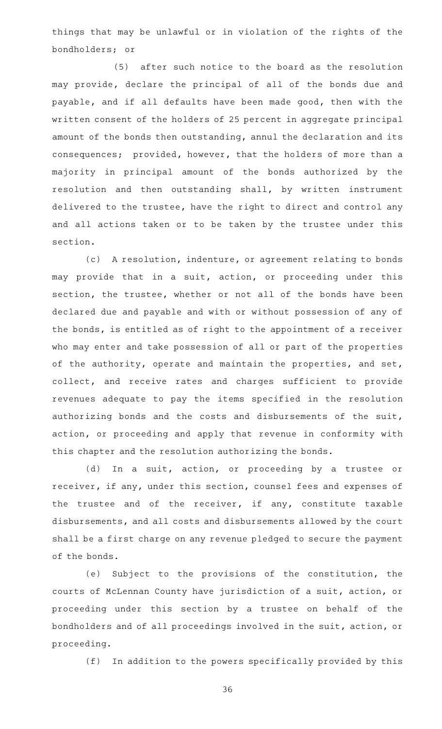things that may be unlawful or in violation of the rights of the bondholders; or

(5) after such notice to the board as the resolution may provide, declare the principal of all of the bonds due and payable, and if all defaults have been made good, then with the written consent of the holders of 25 percent in aggregate principal amount of the bonds then outstanding, annul the declaration and its consequences; provided, however, that the holders of more than a majority in principal amount of the bonds authorized by the resolution and then outstanding shall, by written instrument delivered to the trustee, have the right to direct and control any and all actions taken or to be taken by the trustee under this section.

(c) A resolution, indenture, or agreement relating to bonds may provide that in a suit, action, or proceeding under this section, the trustee, whether or not all of the bonds have been declared due and payable and with or without possession of any of the bonds, is entitled as of right to the appointment of a receiver who may enter and take possession of all or part of the properties of the authority, operate and maintain the properties, and set, collect, and receive rates and charges sufficient to provide revenues adequate to pay the items specified in the resolution authorizing bonds and the costs and disbursements of the suit, action, or proceeding and apply that revenue in conformity with this chapter and the resolution authorizing the bonds.

(d) In a suit, action, or proceeding by a trustee or receiver, if any, under this section, counsel fees and expenses of the trustee and of the receiver, if any, constitute taxable disbursements, and all costs and disbursements allowed by the court shall be a first charge on any revenue pledged to secure the payment of the bonds.

(e) Subject to the provisions of the constitution, the courts of McLennan County have jurisdiction of a suit, action, or proceeding under this section by a trustee on behalf of the bondholders and of all proceedings involved in the suit, action, or proceeding.

(f) In addition to the powers specifically provided by this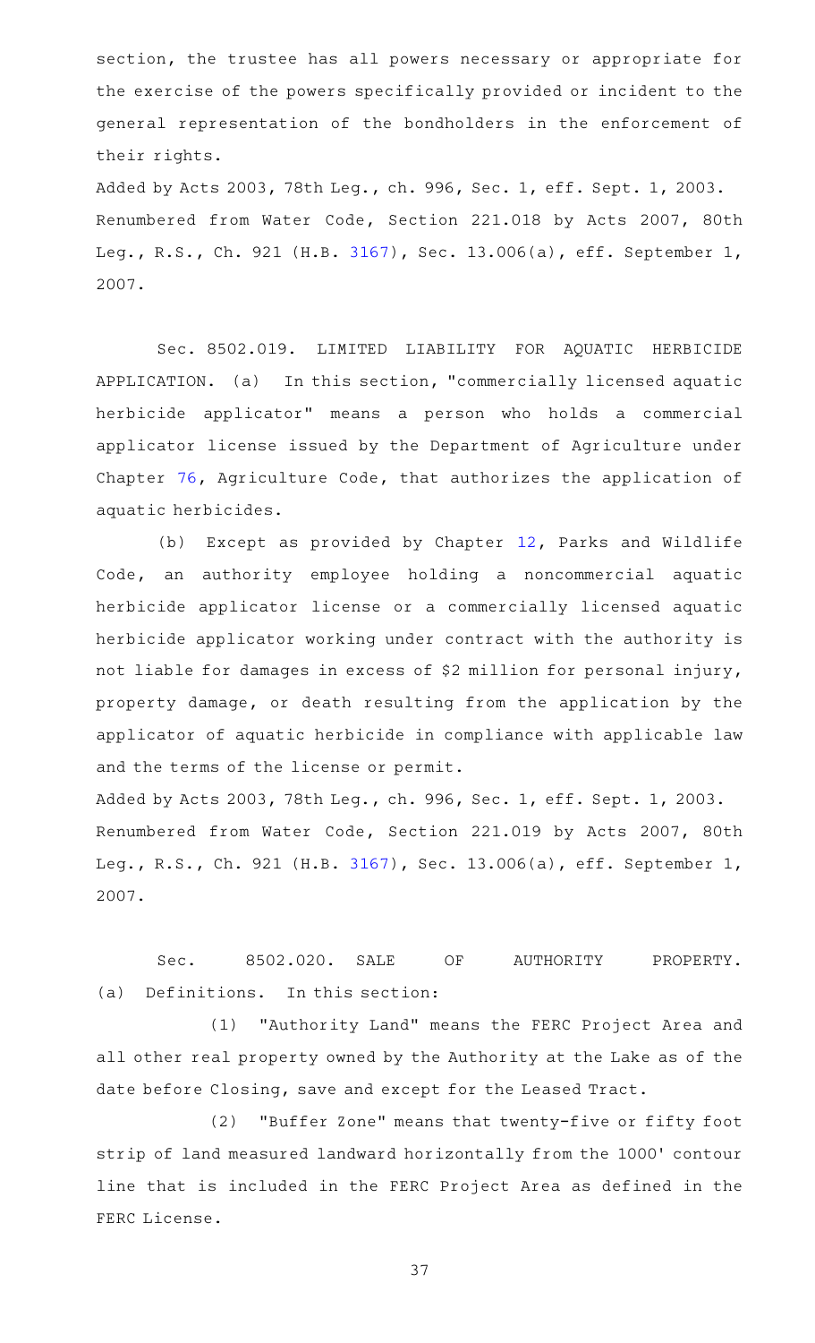section, the trustee has all powers necessary or appropriate for the exercise of the powers specifically provided or incident to the general representation of the bondholders in the enforcement of their rights.

Added by Acts 2003, 78th Leg., ch. 996, Sec. 1, eff. Sept. 1, 2003.
Renumbered from Water Code, Section 221.018 by Acts 2007, 80th Leg., R.S., Ch. 921 (H.B. 3167), Sec. 13.006(a), eff. September 1, 2007.

Sec. 8502.019. LIMITED LIABILITY FOR AQUATIC HERBICIDE APPLICATION. (a) In this section, "commercially licensed aquatic herbicide applicator" means a person who holds a commercial applicator license issued by the Department of Agriculture under Chapter 76, Agriculture Code, that authorizes the application of aquatic herbicides.

(b) Except as provided by Chapter 12, Parks and Wildlife Code, an authority employee holding a noncommercial aquatic herbicide applicator license or a commercially licensed aquatic herbicide applicator working under contract with the authority is not liable for damages in excess of $2 million for personal injury, property damage, or death resulting from the application by the applicator of aquatic herbicide in compliance with applicable law and the terms of the license or permit.

Added by Acts 2003, 78th Leg., ch. 996, Sec. 1, eff. Sept. 1, 2003.
Renumbered from Water Code, Section 221.019 by Acts 2007, 80th Leg., R.S., Ch. 921 (H.B. 3167), Sec. 13.006(a), eff. September 1, 2007.

Sec. 8502.020. SALE OF AUTHORITY PROPERTY. (a) Definitions. In this section:

(1) "Authority Land" means the FERC Project Area and all other real property owned by the Authority at the Lake as of the date before Closing, save and except for the Leased Tract.

(2) "Buffer Zone" means that twenty-five or fifty foot strip of land measured landward horizontally from the 1000' contour line that is included in the FERC Project Area as defined in the FERC License.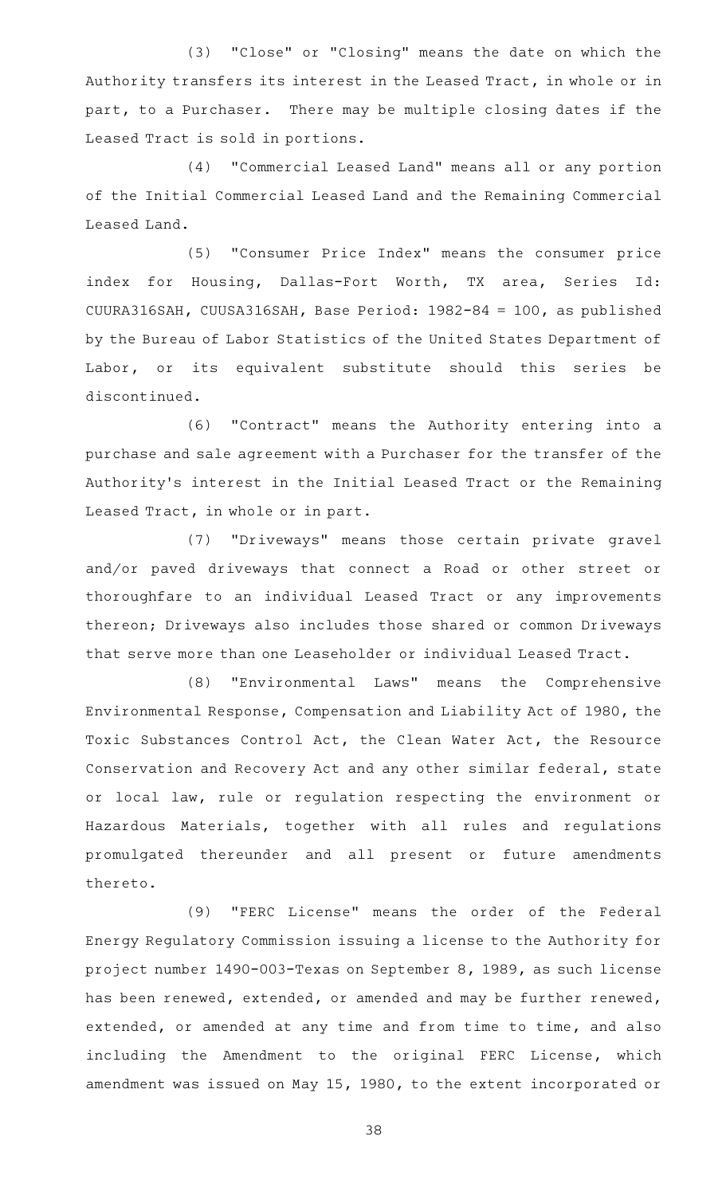(3) "Close" or "Closing" means the date on which the Authority transfers its interest in the Leased Tract, in whole or in part, to a Purchaser. There may be multiple closing dates if the Leased Tract is sold in portions.

(4) "Commercial Leased Land" means all or any portion of the Initial Commercial Leased Land and the Remaining Commercial Leased Land.

(5) "Consumer Price Index" means the consumer price index for Housing, Dallas-Fort Worth, TX area, Series Id: CUURA316SAH, CUUSA316SAH, Base Period: 1982-84 = 100, as published by the Bureau of Labor Statistics of the United States Department of Labor, or its equivalent substitute should this series be discontinued.

(6) "Contract" means the Authority entering into a purchase and sale agreement with a Purchaser for the transfer of the Authority's interest in the Initial Leased Tract or the Remaining Leased Tract, in whole or in part.

(7) "Driveways" means those certain private gravel and/or paved driveways that connect a Road or other street or thoroughfare to an individual Leased Tract or any improvements thereon; Driveways also includes those shared or common Driveways that serve more than one Leaseholder or individual Leased Tract.

(8) "Environmental Laws" means the Comprehensive Environmental Response, Compensation and Liability Act of 1980, the Toxic Substances Control Act, the Clean Water Act, the Resource Conservation and Recovery Act and any other similar federal, state or local law, rule or regulation respecting the environment or Hazardous Materials, together with all rules and regulations promulgated thereunder and all present or future amendments thereto.

(9) "FERC License" means the order of the Federal Energy Regulatory Commission issuing a license to the Authority for project number 1490-003-Texas on September 8, 1989, as such license has been renewed, extended, or amended and may be further renewed, extended, or amended at any time and from time to time, and also including the Amendment to the original FERC License, which amendment was issued on May 15, 1980, to the extent incorporated or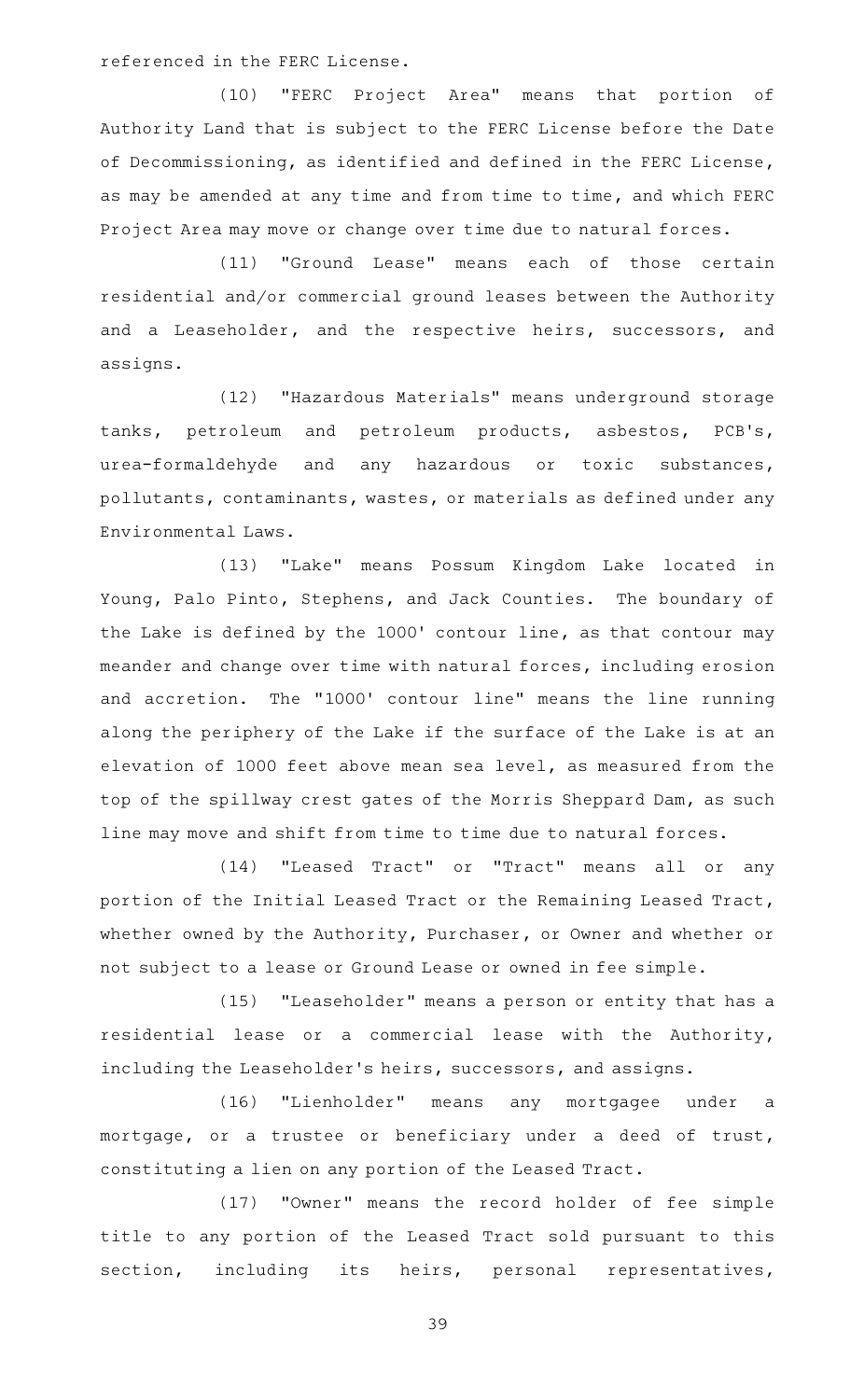referenced in the FERC License.

(10) "FERC Project Area" means that portion of Authority Land that is subject to the FERC License before the Date of Decommissioning, as identified and defined in the FERC License, as may be amended at any time and from time to time, and which FERC Project Area may move or change over time due to natural forces.

(11) "Ground Lease" means each of those certain residential and/or commercial ground leases between the Authority and a Leaseholder, and the respective heirs, successors, and assigns.

(12) "Hazardous Materials" means underground storage tanks, petroleum and petroleum products, asbestos, PCB's, urea-formaldehyde and any hazardous or toxic substances, pollutants, contaminants, wastes, or materials as defined under any Environmental Laws.

(13) "Lake" means Possum Kingdom Lake located in Young, Palo Pinto, Stephens, and Jack Counties. The boundary of the Lake is defined by the 1000' contour line, as that contour may meander and change over time with natural forces, including erosion and accretion. The "1000' contour line" means the line running along the periphery of the Lake if the surface of the Lake is at an elevation of 1000 feet above mean sea level, as measured from the top of the spillway crest gates of the Morris Sheppard Dam, as such line may move and shift from time to time due to natural forces.

(14) "Leased Tract" or "Tract" means all or any portion of the Initial Leased Tract or the Remaining Leased Tract, whether owned by the Authority, Purchaser, or Owner and whether or not subject to a lease or Ground Lease or owned in fee simple.

(15) "Leaseholder" means a person or entity that has a residential lease or a commercial lease with the Authority, including the Leaseholder's heirs, successors, and assigns.

(16) "Lienholder" means any mortgagee under a mortgage, or a trustee or beneficiary under a deed of trust, constituting a lien on any portion of the Leased Tract.

(17) "Owner" means the record holder of fee simple title to any portion of the Leased Tract sold pursuant to this section, including its heirs, personal representatives,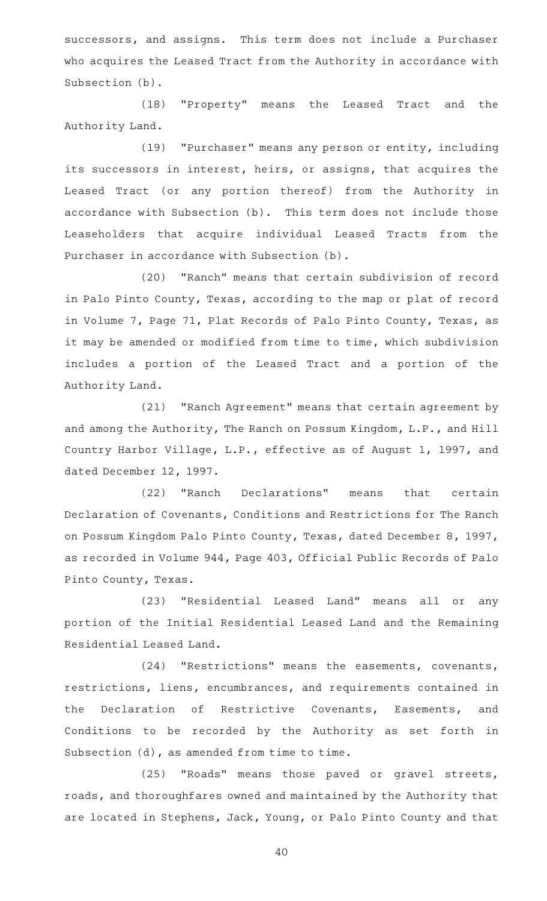successors, and assigns. This term does not include a Purchaser who acquires the Leased Tract from the Authority in accordance with Subsection (b).

(18) "Property" means the Leased Tract and the Authority Land.

(19) "Purchaser" means any person or entity, including its successors in interest, heirs, or assigns, that acquires the Leased Tract (or any portion thereof) from the Authority in accordance with Subsection (b). This term does not include those Leaseholders that acquire individual Leased Tracts from the Purchaser in accordance with Subsection (b).

(20) "Ranch" means that certain subdivision of record in Palo Pinto County, Texas, according to the map or plat of record in Volume 7, Page 71, Plat Records of Palo Pinto County, Texas, as it may be amended or modified from time to time, which subdivision includes a portion of the Leased Tract and a portion of the Authority Land.

(21) "Ranch Agreement" means that certain agreement by and among the Authority, The Ranch on Possum Kingdom, L.P., and Hill Country Harbor Village, L.P., effective as of August 1, 1997, and dated December 12, 1997.

(22) "Ranch Declarations" means that certain Declaration of Covenants, Conditions and Restrictions for The Ranch on Possum Kingdom Palo Pinto County, Texas, dated December 8, 1997, as recorded in Volume 944, Page 403, Official Public Records of Palo Pinto County, Texas.

(23) "Residential Leased Land" means all or any portion of the Initial Residential Leased Land and the Remaining Residential Leased Land.

(24) "Restrictions" means the easements, covenants, restrictions, liens, encumbrances, and requirements contained in the Declaration of Restrictive Covenants, Easements, and Conditions to be recorded by the Authority as set forth in Subsection (d), as amended from time to time.

(25) "Roads" means those paved or gravel streets, roads, and thoroughfares owned and maintained by the Authority that are located in Stephens, Jack, Young, or Palo Pinto County and that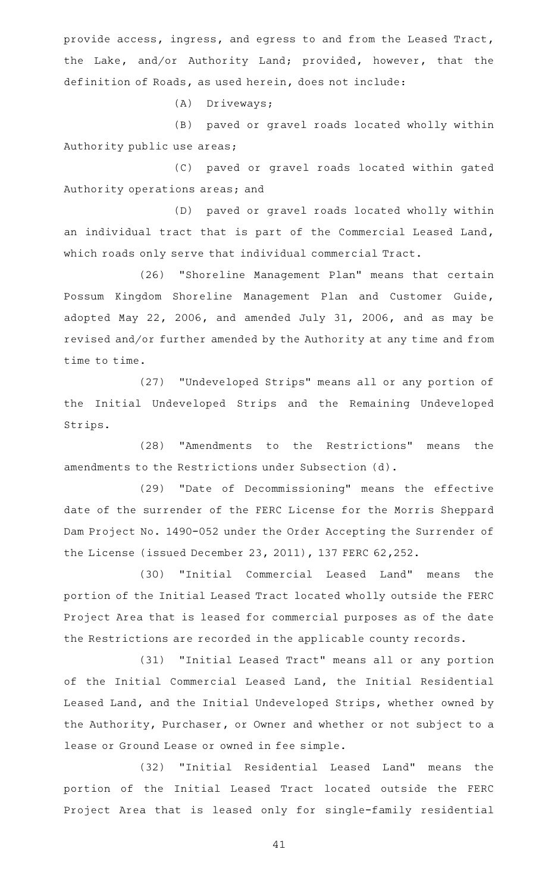provide access, ingress, and egress to and from the Leased Tract, the Lake, and/or Authority Land; provided, however, that the definition of Roads, as used herein, does not include:

(A) Driveways;

(B) paved or gravel roads located wholly within Authority public use areas;

(C) paved or gravel roads located within gated Authority operations areas; and

(D) paved or gravel roads located wholly within an individual tract that is part of the Commercial Leased Land, which roads only serve that individual commercial Tract.

(26) "Shoreline Management Plan" means that certain Possum Kingdom Shoreline Management Plan and Customer Guide, adopted May 22, 2006, and amended July 31, 2006, and as may be revised and/or further amended by the Authority at any time and from time to time.

(27) "Undeveloped Strips" means all or any portion of the Initial Undeveloped Strips and the Remaining Undeveloped Strips.

(28) "Amendments to the Restrictions" means the amendments to the Restrictions under Subsection (d).

(29) "Date of Decommissioning" means the effective date of the surrender of the FERC License for the Morris Sheppard Dam Project No. 1490-052 under the Order Accepting the Surrender of the License (issued December 23, 2011), 137 FERC 62,252.

(30) "Initial Commercial Leased Land" means the portion of the Initial Leased Tract located wholly outside the FERC Project Area that is leased for commercial purposes as of the date the Restrictions are recorded in the applicable county records.

(31) "Initial Leased Tract" means all or any portion of the Initial Commercial Leased Land, the Initial Residential Leased Land, and the Initial Undeveloped Strips, whether owned by the Authority, Purchaser, or Owner and whether or not subject to a lease or Ground Lease or owned in fee simple.

(32) "Initial Residential Leased Land" means the portion of the Initial Leased Tract located outside the FERC Project Area that is leased only for single-family residential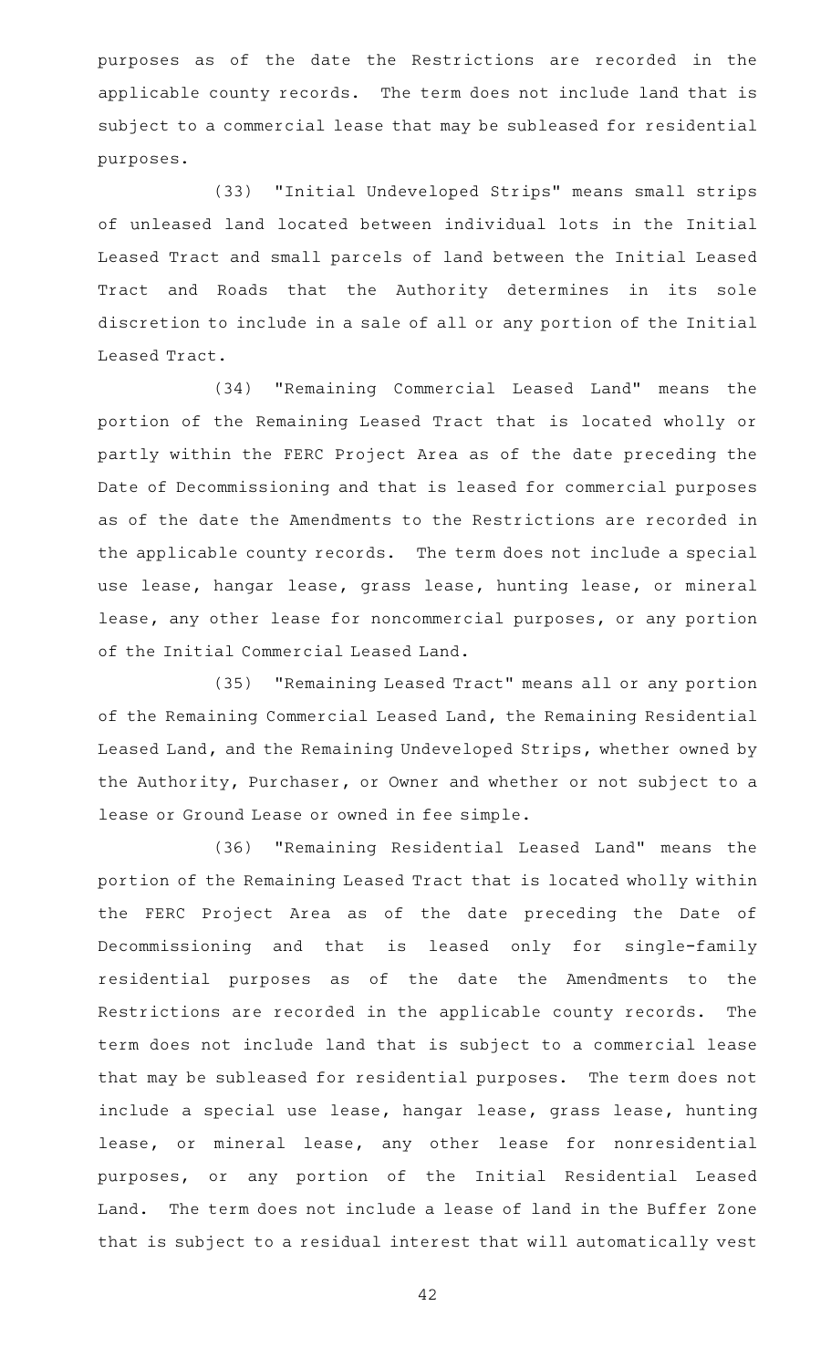purposes as of the date the Restrictions are recorded in the applicable county records. The term does not include land that is subject to a commercial lease that may be subleased for residential purposes.

(33) "Initial Undeveloped Strips" means small strips of unleased land located between individual lots in the Initial Leased Tract and small parcels of land between the Initial Leased Tract and Roads that the Authority determines in its sole discretion to include in a sale of all or any portion of the Initial Leased Tract.

(34) "Remaining Commercial Leased Land" means the portion of the Remaining Leased Tract that is located wholly or partly within the FERC Project Area as of the date preceding the Date of Decommissioning and that is leased for commercial purposes as of the date the Amendments to the Restrictions are recorded in the applicable county records. The term does not include a special use lease, hangar lease, grass lease, hunting lease, or mineral lease, any other lease for noncommercial purposes, or any portion of the Initial Commercial Leased Land.

(35) "Remaining Leased Tract" means all or any portion of the Remaining Commercial Leased Land, the Remaining Residential Leased Land, and the Remaining Undeveloped Strips, whether owned by the Authority, Purchaser, or Owner and whether or not subject to a lease or Ground Lease or owned in fee simple.

(36) "Remaining Residential Leased Land" means the portion of the Remaining Leased Tract that is located wholly within the FERC Project Area as of the date preceding the Date of Decommissioning and that is leased only for single-family residential purposes as of the date the Amendments to the Restrictions are recorded in the applicable county records. The term does not include land that is subject to a commercial lease that may be subleased for residential purposes. The term does not include a special use lease, hangar lease, grass lease, hunting lease, or mineral lease, any other lease for nonresidential purposes, or any portion of the Initial Residential Leased Land. The term does not include a lease of land in the Buffer Zone that is subject to a residual interest that will automatically vest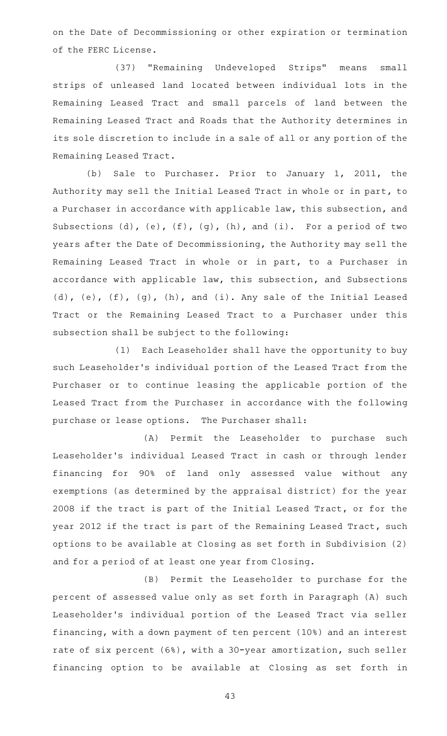on the Date of Decommissioning or other expiration or termination of the FERC License.

(37) "Remaining Undeveloped Strips" means small strips of unleased land located between individual lots in the Remaining Leased Tract and small parcels of land between the Remaining Leased Tract and Roads that the Authority determines in its sole discretion to include in a sale of all or any portion of the Remaining Leased Tract.

(b) Sale to Purchaser. Prior to January 1, 2011, the Authority may sell the Initial Leased Tract in whole or in part, to a Purchaser in accordance with applicable law, this subsection, and Subsections (d), (e), (f), (g), (h), and (i). For a period of two years after the Date of Decommissioning, the Authority may sell the Remaining Leased Tract in whole or in part, to a Purchaser in accordance with applicable law, this subsection, and Subsections (d), (e), (f), (g), (h), and (i). Any sale of the Initial Leased Tract or the Remaining Leased Tract to a Purchaser under this subsection shall be subject to the following:

(1) Each Leaseholder shall have the opportunity to buy such Leaseholder's individual portion of the Leased Tract from the Purchaser or to continue leasing the applicable portion of the Leased Tract from the Purchaser in accordance with the following purchase or lease options. The Purchaser shall:

(A) Permit the Leaseholder to purchase such Leaseholder's individual Leased Tract in cash or through lender financing for 90% of land only assessed value without any exemptions (as determined by the appraisal district) for the year 2008 if the tract is part of the Initial Leased Tract, or for the year 2012 if the tract is part of the Remaining Leased Tract, such options to be available at Closing as set forth in Subdivision (2) and for a period of at least one year from Closing.

(B) Permit the Leaseholder to purchase for the percent of assessed value only as set forth in Paragraph (A) such Leaseholder's individual portion of the Leased Tract via seller financing, with a down payment of ten percent (10%) and an interest rate of six percent (6%), with a 30-year amortization, such seller financing option to be available at Closing as set forth in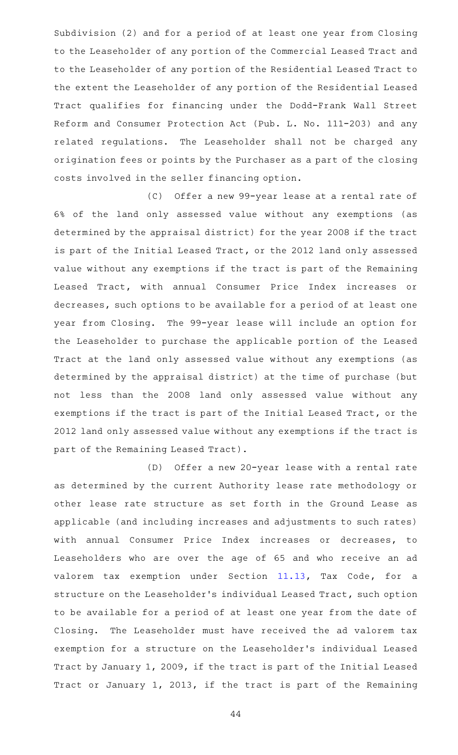Subdivision (2) and for a period of at least one year from Closing to the Leaseholder of any portion of the Commercial Leased Tract and to the Leaseholder of any portion of the Residential Leased Tract to the extent the Leaseholder of any portion of the Residential Leased Tract qualifies for financing under the Dodd-Frank Wall Street Reform and Consumer Protection Act (Pub. L. No. 111-203) and any related regulations. The Leaseholder shall not be charged any origination fees or points by the Purchaser as a part of the closing costs involved in the seller financing option.

(C) Offer a new 99-year lease at a rental rate of 6% of the land only assessed value without any exemptions (as determined by the appraisal district) for the year 2008 if the tract is part of the Initial Leased Tract, or the 2012 land only assessed value without any exemptions if the tract is part of the Remaining Leased Tract, with annual Consumer Price Index increases or decreases, such options to be available for a period of at least one year from Closing. The 99-year lease will include an option for the Leaseholder to purchase the applicable portion of the Leased Tract at the land only assessed value without any exemptions (as determined by the appraisal district) at the time of purchase (but not less than the 2008 land only assessed value without any exemptions if the tract is part of the Initial Leased Tract, or the 2012 land only assessed value without any exemptions if the tract is part of the Remaining Leased Tract).

(D) Offer a new 20-year lease with a rental rate as determined by the current Authority lease rate methodology or other lease rate structure as set forth in the Ground Lease as applicable (and including increases and adjustments to such rates) with annual Consumer Price Index increases or decreases, to Leaseholders who are over the age of 65 and who receive an ad valorem tax exemption under Section 11.13, Tax Code, for a structure on the Leaseholder's individual Leased Tract, such option to be available for a period of at least one year from the date of Closing. The Leaseholder must have received the ad valorem tax exemption for a structure on the Leaseholder's individual Leased Tract by January 1, 2009, if the tract is part of the Initial Leased Tract or January 1, 2013, if the tract is part of the Remaining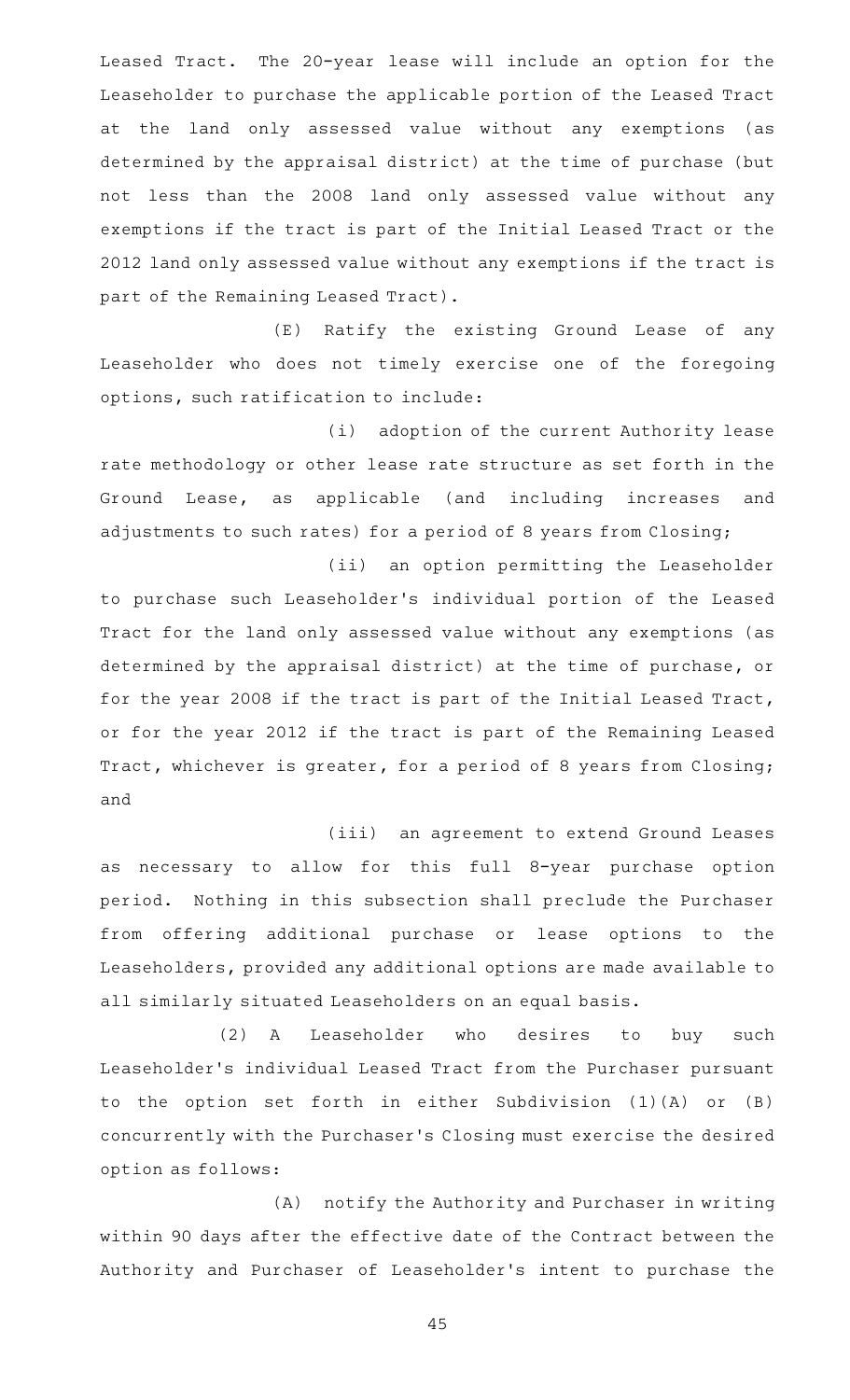Leased Tract. The 20-year lease will include an option for the Leaseholder to purchase the applicable portion of the Leased Tract at the land only assessed value without any exemptions (as determined by the appraisal district) at the time of purchase (but not less than the 2008 land only assessed value without any exemptions if the tract is part of the Initial Leased Tract or the 2012 land only assessed value without any exemptions if the tract is part of the Remaining Leased Tract).

(E) Ratify the existing Ground Lease of any Leaseholder who does not timely exercise one of the foregoing options, such ratification to include:

(i) adoption of the current Authority lease rate methodology or other lease rate structure as set forth in the Ground Lease, as applicable (and including increases and adjustments to such rates) for a period of 8 years from Closing;

(ii) an option permitting the Leaseholder to purchase such Leaseholder's individual portion of the Leased Tract for the land only assessed value without any exemptions (as determined by the appraisal district) at the time of purchase, or for the year 2008 if the tract is part of the Initial Leased Tract, or for the year 2012 if the tract is part of the Remaining Leased Tract, whichever is greater, for a period of 8 years from Closing; and

(iii) an agreement to extend Ground Leases as necessary to allow for this full 8-year purchase option period. Nothing in this subsection shall preclude the Purchaser from offering additional purchase or lease options to the Leaseholders, provided any additional options are made available to all similarly situated Leaseholders on an equal basis.

(2) A Leaseholder who desires to buy such Leaseholder's individual Leased Tract from the Purchaser pursuant to the option set forth in either Subdivision (1)(A) or (B) concurrently with the Purchaser's Closing must exercise the desired option as follows:

(A) notify the Authority and Purchaser in writing within 90 days after the effective date of the Contract between the Authority and Purchaser of Leaseholder's intent to purchase the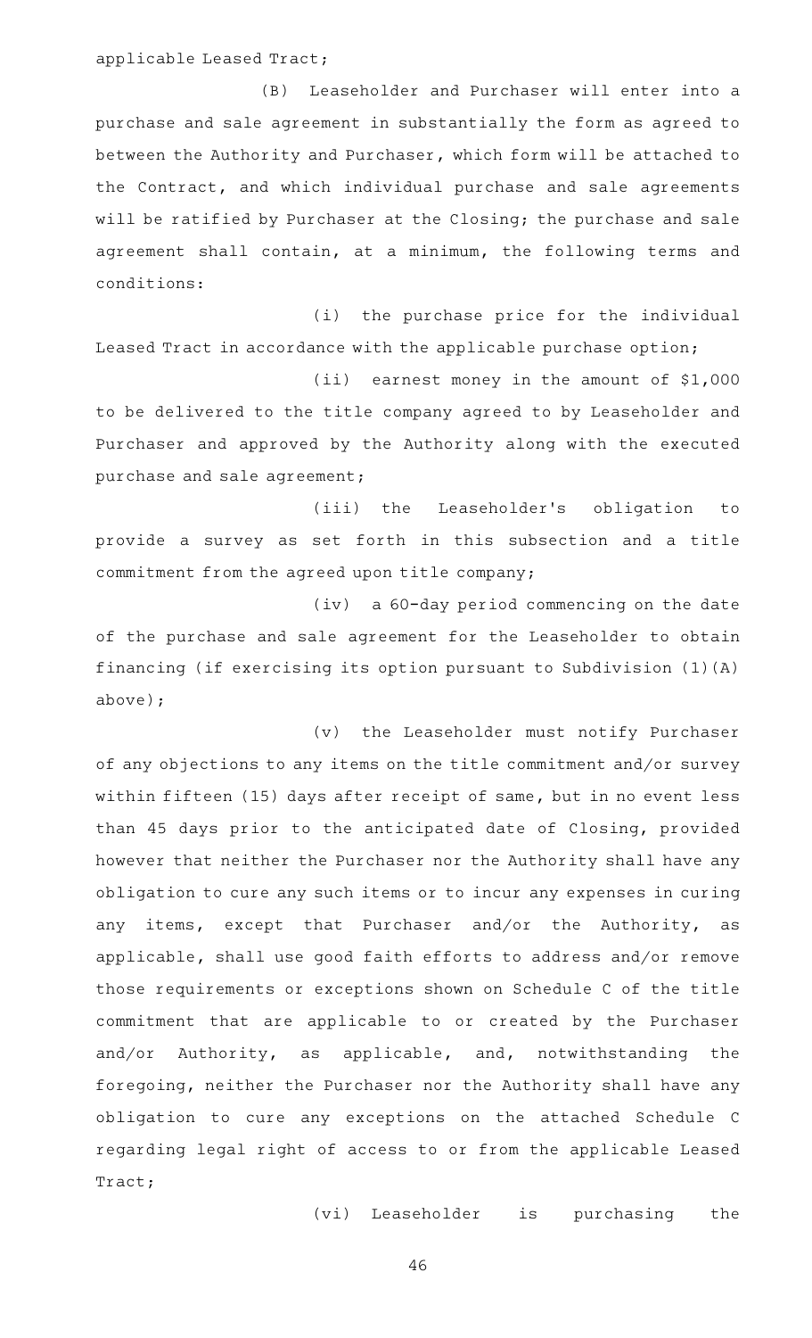applicable Leased Tract;

(B) Leaseholder and Purchaser will enter into a purchase and sale agreement in substantially the form as agreed to between the Authority and Purchaser, which form will be attached to the Contract, and which individual purchase and sale agreements will be ratified by Purchaser at the Closing; the purchase and sale agreement shall contain, at a minimum, the following terms and conditions:

(i) the purchase price for the individual Leased Tract in accordance with the applicable purchase option;

(ii) earnest money in the amount of $1,000 to be delivered to the title company agreed to by Leaseholder and Purchaser and approved by the Authority along with the executed purchase and sale agreement;

(iii) the Leaseholder's obligation to provide a survey as set forth in this subsection and a title commitment from the agreed upon title company;

(iv) a 60-day period commencing on the date of the purchase and sale agreement for the Leaseholder to obtain financing (if exercising its option pursuant to Subdivision (1)(A) above);

(v) the Leaseholder must notify Purchaser of any objections to any items on the title commitment and/or survey within fifteen (15) days after receipt of same, but in no event less than 45 days prior to the anticipated date of Closing, provided however that neither the Purchaser nor the Authority shall have any obligation to cure any such items or to incur any expenses in curing any items, except that Purchaser and/or the Authority, as applicable, shall use good faith efforts to address and/or remove those requirements or exceptions shown on Schedule C of the title commitment that are applicable to or created by the Purchaser and/or Authority, as applicable, and, notwithstanding the foregoing, neither the Purchaser nor the Authority shall have any obligation to cure any exceptions on the attached Schedule C regarding legal right of access to or from the applicable Leased Tract;

(vi) Leaseholder is purchasing the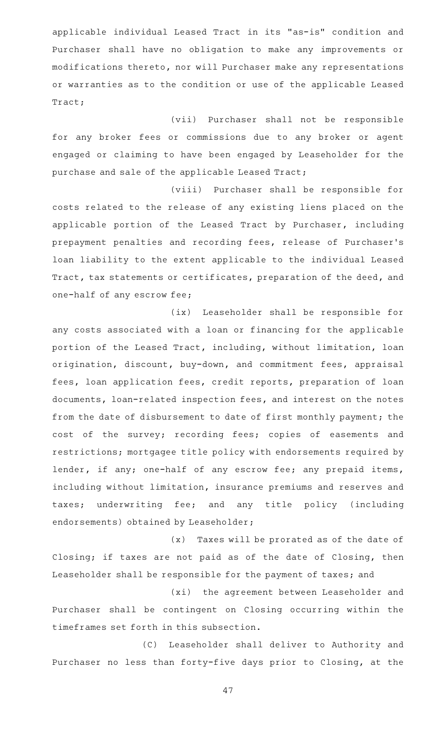applicable individual Leased Tract in its "as-is" condition and Purchaser shall have no obligation to make any improvements or modifications thereto, nor will Purchaser make any representations or warranties as to the condition or use of the applicable Leased Tract;

(vii) Purchaser shall not be responsible for any broker fees or commissions due to any broker or agent engaged or claiming to have been engaged by Leaseholder for the purchase and sale of the applicable Leased Tract;

(viii) Purchaser shall be responsible for costs related to the release of any existing liens placed on the applicable portion of the Leased Tract by Purchaser, including prepayment penalties and recording fees, release of Purchaser's loan liability to the extent applicable to the individual Leased Tract, tax statements or certificates, preparation of the deed, and one-half of any escrow fee;

(ix) Leaseholder shall be responsible for any costs associated with a loan or financing for the applicable portion of the Leased Tract, including, without limitation, loan origination, discount, buy-down, and commitment fees, appraisal fees, loan application fees, credit reports, preparation of loan documents, loan-related inspection fees, and interest on the notes from the date of disbursement to date of first monthly payment; the cost of the survey; recording fees; copies of easements and restrictions; mortgagee title policy with endorsements required by lender, if any; one-half of any escrow fee; any prepaid items, including without limitation, insurance premiums and reserves and taxes; underwriting fee; and any title policy (including endorsements) obtained by Leaseholder;

(x) Taxes will be prorated as of the date of Closing; if taxes are not paid as of the date of Closing, then Leaseholder shall be responsible for the payment of taxes; and

(xi) the agreement between Leaseholder and Purchaser shall be contingent on Closing occurring within the timeframes set forth in this subsection.

(C) Leaseholder shall deliver to Authority and Purchaser no less than forty-five days prior to Closing, at the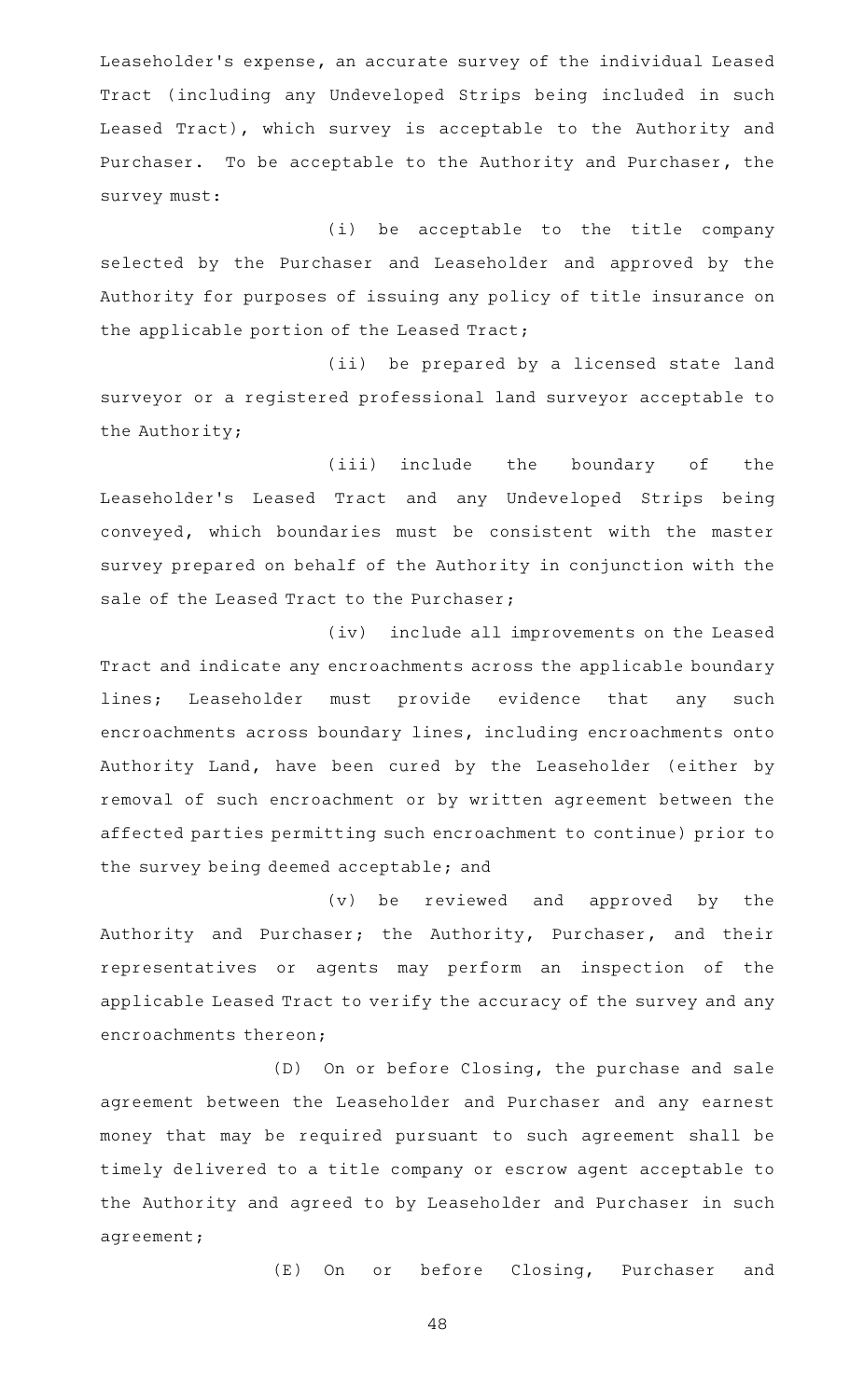Leaseholder's expense, an accurate survey of the individual Leased Tract (including any Undeveloped Strips being included in such Leased Tract), which survey is acceptable to the Authority and Purchaser. To be acceptable to the Authority and Purchaser, the survey must:

(i) be acceptable to the title company selected by the Purchaser and Leaseholder and approved by the Authority for purposes of issuing any policy of title insurance on the applicable portion of the Leased Tract;

(ii) be prepared by a licensed state land surveyor or a registered professional land surveyor acceptable to the Authority;

(iii) include the boundary of the Leaseholder's Leased Tract and any Undeveloped Strips being conveyed, which boundaries must be consistent with the master survey prepared on behalf of the Authority in conjunction with the sale of the Leased Tract to the Purchaser;

(iv) include all improvements on the Leased Tract and indicate any encroachments across the applicable boundary lines; Leaseholder must provide evidence that any such encroachments across boundary lines, including encroachments onto Authority Land, have been cured by the Leaseholder (either by removal of such encroachment or by written agreement between the affected parties permitting such encroachment to continue) prior to the survey being deemed acceptable; and

(v) be reviewed and approved by the Authority and Purchaser; the Authority, Purchaser, and their representatives or agents may perform an inspection of the applicable Leased Tract to verify the accuracy of the survey and any encroachments thereon;

(D) On or before Closing, the purchase and sale agreement between the Leaseholder and Purchaser and any earnest money that may be required pursuant to such agreement shall be timely delivered to a title company or escrow agent acceptable to the Authority and agreed to by Leaseholder and Purchaser in such agreement;

(E) On or before Closing, Purchaser and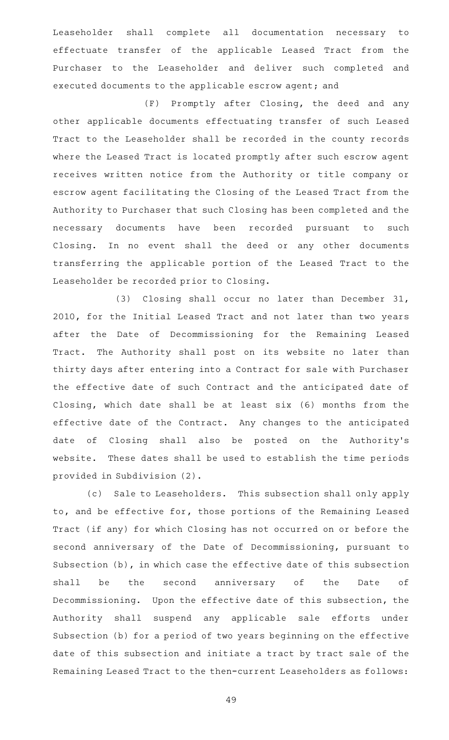Leaseholder shall complete all documentation necessary to effectuate transfer of the applicable Leased Tract from the Purchaser to the Leaseholder and deliver such completed and executed documents to the applicable escrow agent; and

(F) Promptly after Closing, the deed and any other applicable documents effectuating transfer of such Leased Tract to the Leaseholder shall be recorded in the county records where the Leased Tract is located promptly after such escrow agent receives written notice from the Authority or title company or escrow agent facilitating the Closing of the Leased Tract from the Authority to Purchaser that such Closing has been completed and the necessary documents have been recorded pursuant to such Closing. In no event shall the deed or any other documents transferring the applicable portion of the Leased Tract to the Leaseholder be recorded prior to Closing.

(3) Closing shall occur no later than December 31, 2010, for the Initial Leased Tract and not later than two years after the Date of Decommissioning for the Remaining Leased Tract. The Authority shall post on its website no later than thirty days after entering into a Contract for sale with Purchaser the effective date of such Contract and the anticipated date of Closing, which date shall be at least six (6) months from the effective date of the Contract. Any changes to the anticipated date of Closing shall also be posted on the Authority's website. These dates shall be used to establish the time periods provided in Subdivision (2).

(c) Sale to Leaseholders. This subsection shall only apply to, and be effective for, those portions of the Remaining Leased Tract (if any) for which Closing has not occurred on or before the second anniversary of the Date of Decommissioning, pursuant to Subsection (b), in which case the effective date of this subsection shall be the second anniversary of the Date of Decommissioning. Upon the effective date of this subsection, the Authority shall suspend any applicable sale efforts under Subsection (b) for a period of two years beginning on the effective date of this subsection and initiate a tract by tract sale of the Remaining Leased Tract to the then-current Leaseholders as follows: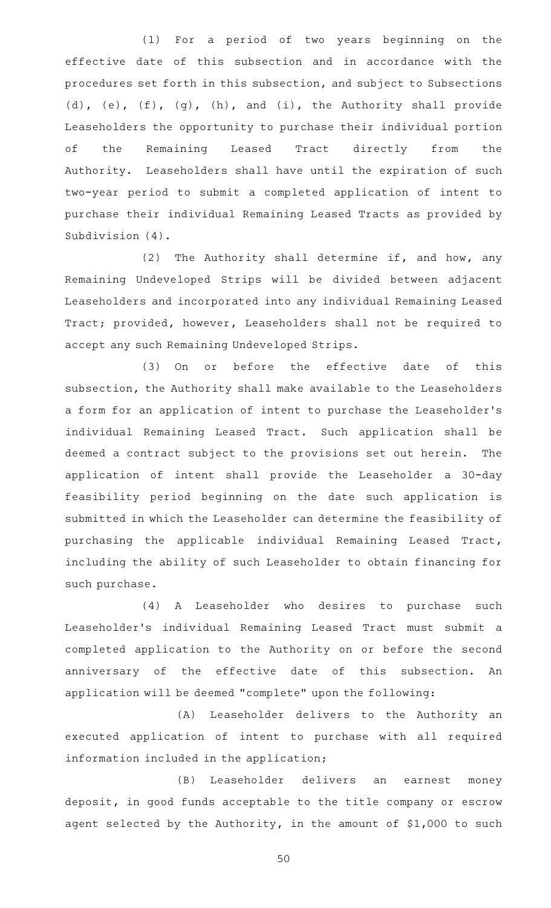(1) For a period of two years beginning on the effective date of this subsection and in accordance with the procedures set forth in this subsection, and subject to Subsections (d), (e), (f), (g), (h), and (i), the Authority shall provide Leaseholders the opportunity to purchase their individual portion of the Remaining Leased Tract directly from the Authority. Leaseholders shall have until the expiration of such two-year period to submit a completed application of intent to purchase their individual Remaining Leased Tracts as provided by Subdivision (4).

(2) The Authority shall determine if, and how, any Remaining Undeveloped Strips will be divided between adjacent Leaseholders and incorporated into any individual Remaining Leased Tract; provided, however, Leaseholders shall not be required to accept any such Remaining Undeveloped Strips.

(3) On or before the effective date of this subsection, the Authority shall make available to the Leaseholders a form for an application of intent to purchase the Leaseholder's individual Remaining Leased Tract. Such application shall be deemed a contract subject to the provisions set out herein. The application of intent shall provide the Leaseholder a 30-day feasibility period beginning on the date such application is submitted in which the Leaseholder can determine the feasibility of purchasing the applicable individual Remaining Leased Tract, including the ability of such Leaseholder to obtain financing for such purchase.

(4) A Leaseholder who desires to purchase such Leaseholder's individual Remaining Leased Tract must submit a completed application to the Authority on or before the second anniversary of the effective date of this subsection. An application will be deemed "complete" upon the following:

(A) Leaseholder delivers to the Authority an executed application of intent to purchase with all required information included in the application;

(B) Leaseholder delivers an earnest money deposit, in good funds acceptable to the title company or escrow agent selected by the Authority, in the amount of $1,000 to such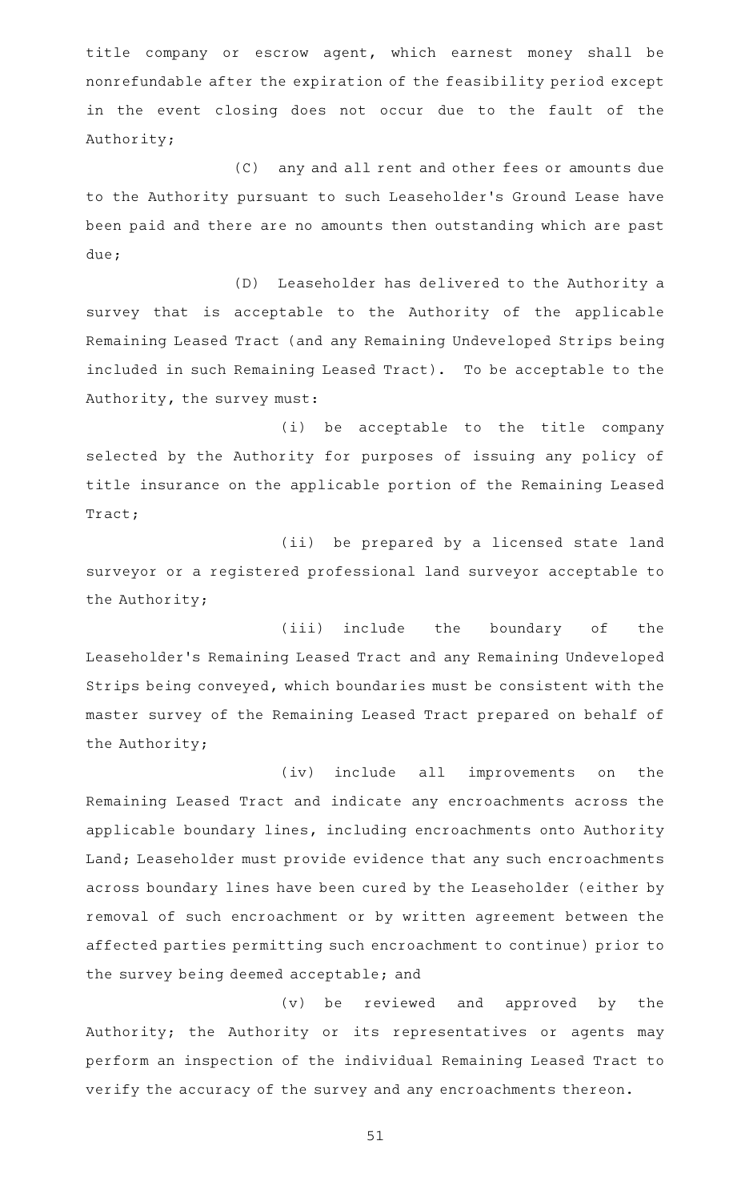title company or escrow agent, which earnest money shall be nonrefundable after the expiration of the feasibility period except in the event closing does not occur due to the fault of the Authority;

(C) any and all rent and other fees or amounts due to the Authority pursuant to such Leaseholder's Ground Lease have been paid and there are no amounts then outstanding which are past due;

(D) Leaseholder has delivered to the Authority a survey that is acceptable to the Authority of the applicable Remaining Leased Tract (and any Remaining Undeveloped Strips being included in such Remaining Leased Tract). To be acceptable to the Authority, the survey must:

(i) be acceptable to the title company selected by the Authority for purposes of issuing any policy of title insurance on the applicable portion of the Remaining Leased Tract;

(ii) be prepared by a licensed state land surveyor or a registered professional land surveyor acceptable to the Authority;

(iii) include the boundary of the Leaseholder's Remaining Leased Tract and any Remaining Undeveloped Strips being conveyed, which boundaries must be consistent with the master survey of the Remaining Leased Tract prepared on behalf of the Authority;

(iv) include all improvements on the Remaining Leased Tract and indicate any encroachments across the applicable boundary lines, including encroachments onto Authority Land; Leaseholder must provide evidence that any such encroachments across boundary lines have been cured by the Leaseholder (either by removal of such encroachment or by written agreement between the affected parties permitting such encroachment to continue) prior to the survey being deemed acceptable; and

(v) be reviewed and approved by the Authority; the Authority or its representatives or agents may perform an inspection of the individual Remaining Leased Tract to verify the accuracy of the survey and any encroachments thereon.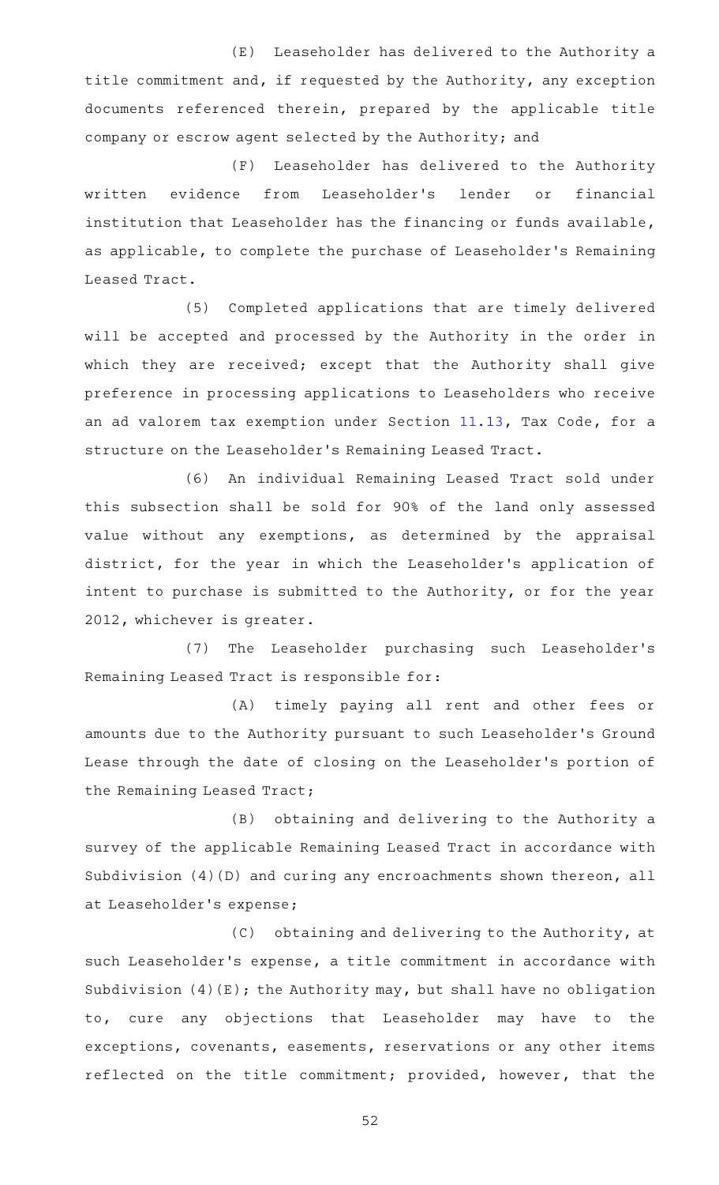(E) Leaseholder has delivered to the Authority a title commitment and, if requested by the Authority, any exception documents referenced therein, prepared by the applicable title company or escrow agent selected by the Authority; and

(F) Leaseholder has delivered to the Authority written evidence from Leaseholder's lender or financial institution that Leaseholder has the financing or funds available, as applicable, to complete the purchase of Leaseholder's Remaining Leased Tract.

(5) Completed applications that are timely delivered will be accepted and processed by the Authority in the order in which they are received; except that the Authority shall give preference in processing applications to Leaseholders who receive an ad valorem tax exemption under Section 11.13, Tax Code, for a structure on the Leaseholder's Remaining Leased Tract.

(6) An individual Remaining Leased Tract sold under this subsection shall be sold for 90% of the land only assessed value without any exemptions, as determined by the appraisal district, for the year in which the Leaseholder's application of intent to purchase is submitted to the Authority, or for the year 2012, whichever is greater.

(7) The Leaseholder purchasing such Leaseholder's Remaining Leased Tract is responsible for:

(A) timely paying all rent and other fees or amounts due to the Authority pursuant to such Leaseholder's Ground Lease through the date of closing on the Leaseholder's portion of the Remaining Leased Tract;

(B) obtaining and delivering to the Authority a survey of the applicable Remaining Leased Tract in accordance with Subdivision (4)(D) and curing any encroachments shown thereon, all at Leaseholder's expense;

(C) obtaining and delivering to the Authority, at such Leaseholder's expense, a title commitment in accordance with Subdivision (4)(E); the Authority may, but shall have no obligation to, cure any objections that Leaseholder may have to the exceptions, covenants, easements, reservations or any other items reflected on the title commitment; provided, however, that the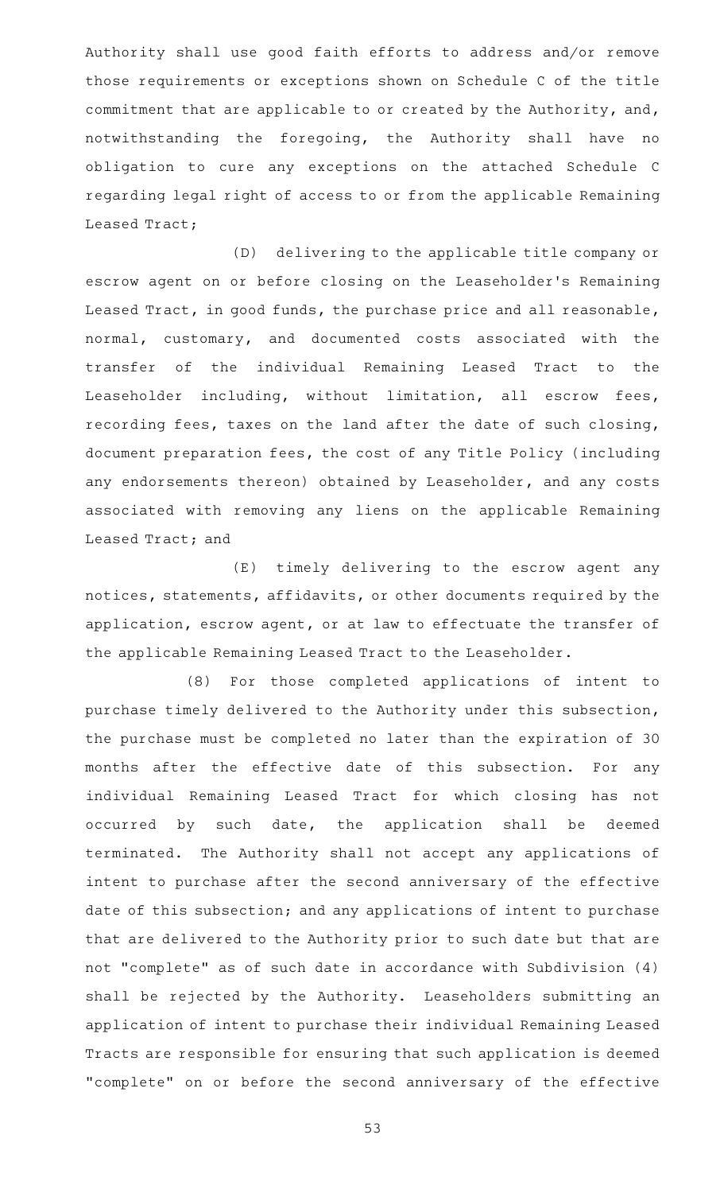Authority shall use good faith efforts to address and/or remove those requirements or exceptions shown on Schedule C of the title commitment that are applicable to or created by the Authority, and, notwithstanding the foregoing, the Authority shall have no obligation to cure any exceptions on the attached Schedule C regarding legal right of access to or from the applicable Remaining Leased Tract;

(D) delivering to the applicable title company or escrow agent on or before closing on the Leaseholder's Remaining Leased Tract, in good funds, the purchase price and all reasonable, normal, customary, and documented costs associated with the transfer of the individual Remaining Leased Tract to the Leaseholder including, without limitation, all escrow fees, recording fees, taxes on the land after the date of such closing, document preparation fees, the cost of any Title Policy (including any endorsements thereon) obtained by Leaseholder, and any costs associated with removing any liens on the applicable Remaining Leased Tract; and

(E) timely delivering to the escrow agent any notices, statements, affidavits, or other documents required by the application, escrow agent, or at law to effectuate the transfer of the applicable Remaining Leased Tract to the Leaseholder.

(8) For those completed applications of intent to purchase timely delivered to the Authority under this subsection, the purchase must be completed no later than the expiration of 30 months after the effective date of this subsection. For any individual Remaining Leased Tract for which closing has not occurred by such date, the application shall be deemed terminated. The Authority shall not accept any applications of intent to purchase after the second anniversary of the effective date of this subsection; and any applications of intent to purchase that are delivered to the Authority prior to such date but that are not "complete" as of such date in accordance with Subdivision (4) shall be rejected by the Authority. Leaseholders submitting an application of intent to purchase their individual Remaining Leased Tracts are responsible for ensuring that such application is deemed "complete" on or before the second anniversary of the effective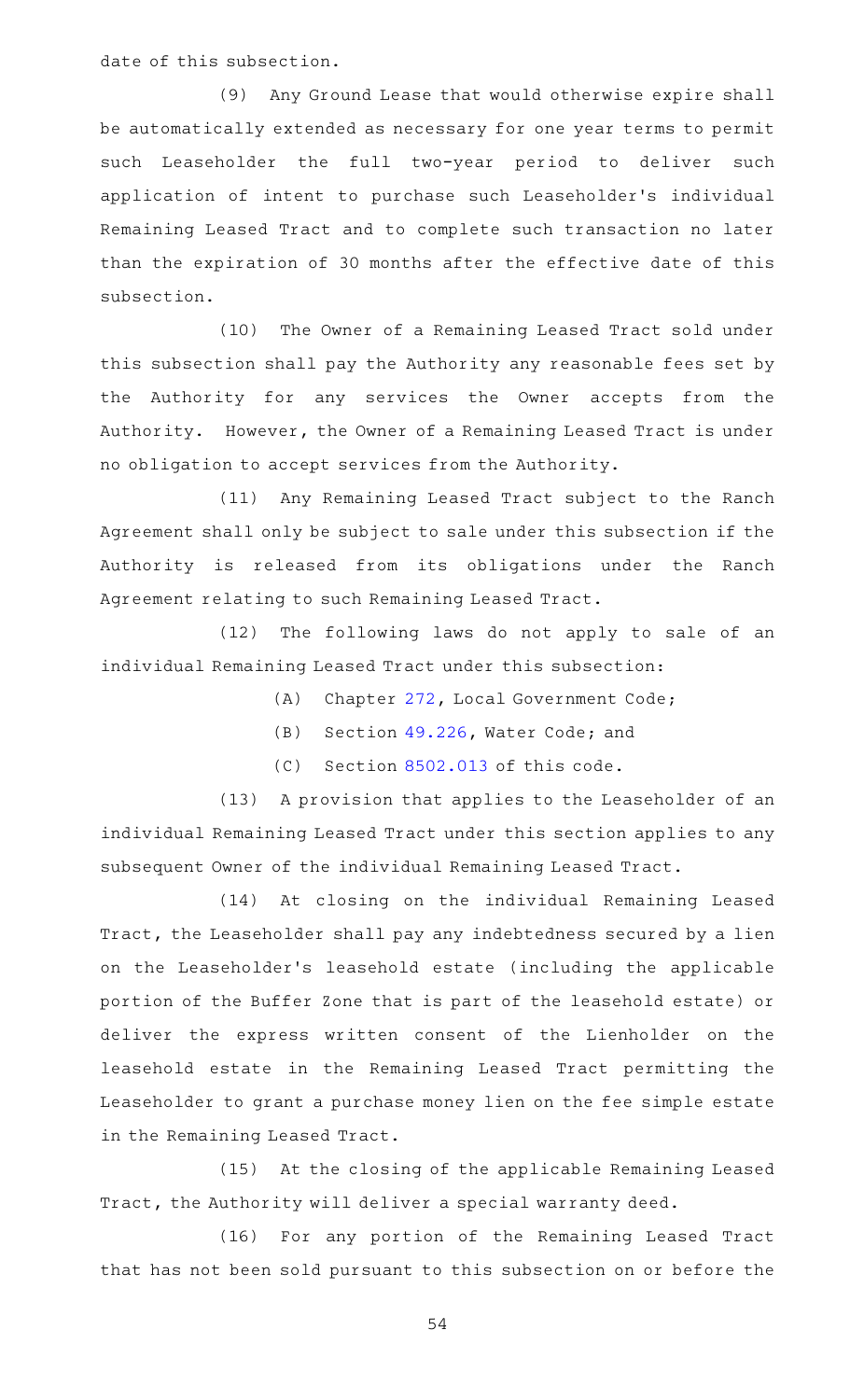date of this subsection.

(9) Any Ground Lease that would otherwise expire shall be automatically extended as necessary for one year terms to permit such Leaseholder the full two-year period to deliver such application of intent to purchase such Leaseholder's individual Remaining Leased Tract and to complete such transaction no later than the expiration of 30 months after the effective date of this subsection.

(10) The Owner of a Remaining Leased Tract sold under this subsection shall pay the Authority any reasonable fees set by the Authority for any services the Owner accepts from the Authority. However, the Owner of a Remaining Leased Tract is under no obligation to accept services from the Authority.

(11) Any Remaining Leased Tract subject to the Ranch Agreement shall only be subject to sale under this subsection if the Authority is released from its obligations under the Ranch Agreement relating to such Remaining Leased Tract.

(12) The following laws do not apply to sale of an individual Remaining Leased Tract under this subsection:

(A) Chapter 272, Local Government Code;

(B) Section 49.226, Water Code; and

(C) Section 8502.013 of this code.

(13) A provision that applies to the Leaseholder of an individual Remaining Leased Tract under this section applies to any subsequent Owner of the individual Remaining Leased Tract.

(14) At closing on the individual Remaining Leased Tract, the Leaseholder shall pay any indebtedness secured by a lien on the Leaseholder's leasehold estate (including the applicable portion of the Buffer Zone that is part of the leasehold estate) or deliver the express written consent of the Lienholder on the leasehold estate in the Remaining Leased Tract permitting the Leaseholder to grant a purchase money lien on the fee simple estate in the Remaining Leased Tract.

(15) At the closing of the applicable Remaining Leased Tract, the Authority will deliver a special warranty deed.

(16) For any portion of the Remaining Leased Tract that has not been sold pursuant to this subsection on or before the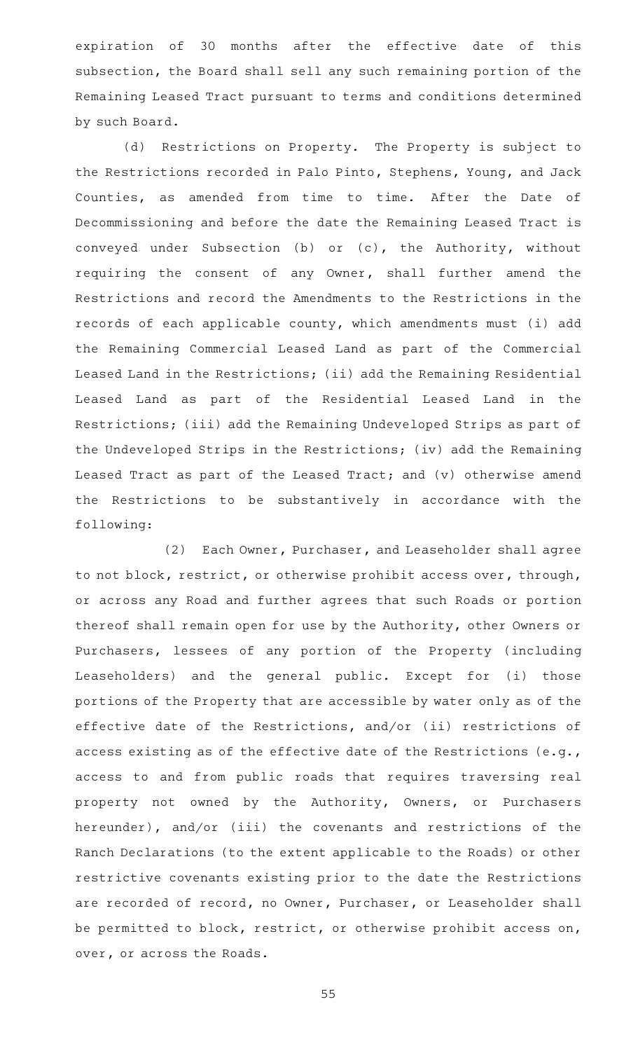expiration of 30 months after the effective date of this subsection, the Board shall sell any such remaining portion of the Remaining Leased Tract pursuant to terms and conditions determined by such Board.

(d) Restrictions on Property. The Property is subject to the Restrictions recorded in Palo Pinto, Stephens, Young, and Jack Counties, as amended from time to time. After the Date of Decommissioning and before the date the Remaining Leased Tract is conveyed under Subsection (b) or (c), the Authority, without requiring the consent of any Owner, shall further amend the Restrictions and record the Amendments to the Restrictions in the records of each applicable county, which amendments must (i) add the Remaining Commercial Leased Land as part of the Commercial Leased Land in the Restrictions; (ii) add the Remaining Residential Leased Land as part of the Residential Leased Land in the Restrictions; (iii) add the Remaining Undeveloped Strips as part of the Undeveloped Strips in the Restrictions; (iv) add the Remaining Leased Tract as part of the Leased Tract; and (v) otherwise amend the Restrictions to be substantively in accordance with the following:

(2) Each Owner, Purchaser, and Leaseholder shall agree to not block, restrict, or otherwise prohibit access over, through, or across any Road and further agrees that such Roads or portion thereof shall remain open for use by the Authority, other Owners or Purchasers, lessees of any portion of the Property (including Leaseholders) and the general public. Except for (i) those portions of the Property that are accessible by water only as of the effective date of the Restrictions, and/or (ii) restrictions of access existing as of the effective date of the Restrictions (e.g., access to and from public roads that requires traversing real property not owned by the Authority, Owners, or Purchasers hereunder), and/or (iii) the covenants and restrictions of the Ranch Declarations (to the extent applicable to the Roads) or other restrictive covenants existing prior to the date the Restrictions are recorded of record, no Owner, Purchaser, or Leaseholder shall be permitted to block, restrict, or otherwise prohibit access on, over, or across the Roads.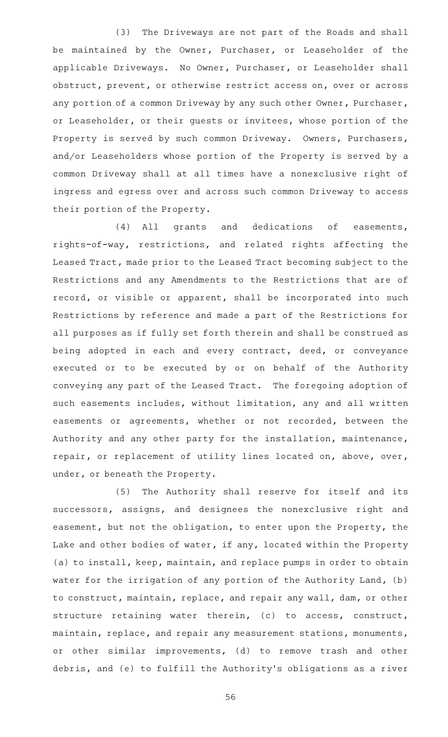(3) The Driveways are not part of the Roads and shall be maintained by the Owner, Purchaser, or Leaseholder of the applicable Driveways. No Owner, Purchaser, or Leaseholder shall obstruct, prevent, or otherwise restrict access on, over or across any portion of a common Driveway by any such other Owner, Purchaser, or Leaseholder, or their guests or invitees, whose portion of the Property is served by such common Driveway. Owners, Purchasers, and/or Leaseholders whose portion of the Property is served by a common Driveway shall at all times have a nonexclusive right of ingress and egress over and across such common Driveway to access their portion of the Property.

(4) All grants and dedications of easements, rights-of-way, restrictions, and related rights affecting the Leased Tract, made prior to the Leased Tract becoming subject to the Restrictions and any Amendments to the Restrictions that are of record, or visible or apparent, shall be incorporated into such Restrictions by reference and made a part of the Restrictions for all purposes as if fully set forth therein and shall be construed as being adopted in each and every contract, deed, or conveyance executed or to be executed by or on behalf of the Authority conveying any part of the Leased Tract. The foregoing adoption of such easements includes, without limitation, any and all written easements or agreements, whether or not recorded, between the Authority and any other party for the installation, maintenance, repair, or replacement of utility lines located on, above, over, under, or beneath the Property.

(5) The Authority shall reserve for itself and its successors, assigns, and designees the nonexclusive right and easement, but not the obligation, to enter upon the Property, the Lake and other bodies of water, if any, located within the Property (a) to install, keep, maintain, and replace pumps in order to obtain water for the irrigation of any portion of the Authority Land, (b) to construct, maintain, replace, and repair any wall, dam, or other structure retaining water therein, (c) to access, construct, maintain, replace, and repair any measurement stations, monuments, or other similar improvements, (d) to remove trash and other debris, and (e) to fulfill the Authority's obligations as a river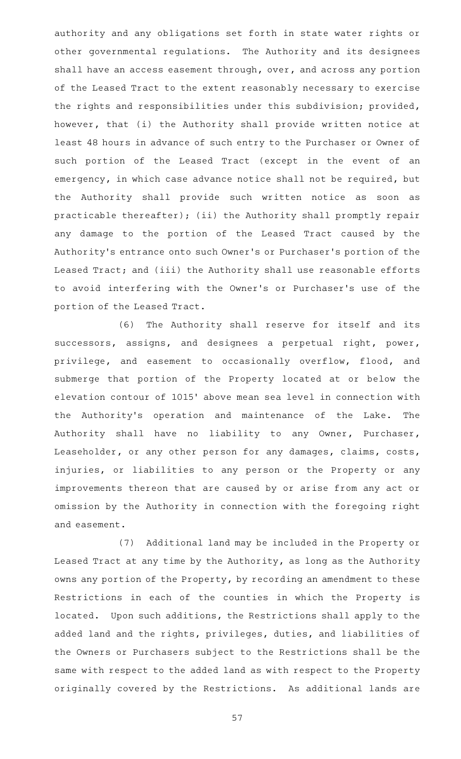authority and any obligations set forth in state water rights or other governmental regulations. The Authority and its designees shall have an access easement through, over, and across any portion of the Leased Tract to the extent reasonably necessary to exercise the rights and responsibilities under this subdivision; provided, however, that (i) the Authority shall provide written notice at least 48 hours in advance of such entry to the Purchaser or Owner of such portion of the Leased Tract (except in the event of an emergency, in which case advance notice shall not be required, but the Authority shall provide such written notice as soon as practicable thereafter); (ii) the Authority shall promptly repair any damage to the portion of the Leased Tract caused by the Authority's entrance onto such Owner's or Purchaser's portion of the Leased Tract; and (iii) the Authority shall use reasonable efforts to avoid interfering with the Owner's or Purchaser's use of the portion of the Leased Tract.

(6) The Authority shall reserve for itself and its successors, assigns, and designees a perpetual right, power, privilege, and easement to occasionally overflow, flood, and submerge that portion of the Property located at or below the elevation contour of 1015' above mean sea level in connection with the Authority's operation and maintenance of the Lake. The Authority shall have no liability to any Owner, Purchaser, Leaseholder, or any other person for any damages, claims, costs, injuries, or liabilities to any person or the Property or any improvements thereon that are caused by or arise from any act or omission by the Authority in connection with the foregoing right and easement.

(7) Additional land may be included in the Property or Leased Tract at any time by the Authority, as long as the Authority owns any portion of the Property, by recording an amendment to these Restrictions in each of the counties in which the Property is located. Upon such additions, the Restrictions shall apply to the added land and the rights, privileges, duties, and liabilities of the Owners or Purchasers subject to the Restrictions shall be the same with respect to the added land as with respect to the Property originally covered by the Restrictions. As additional lands are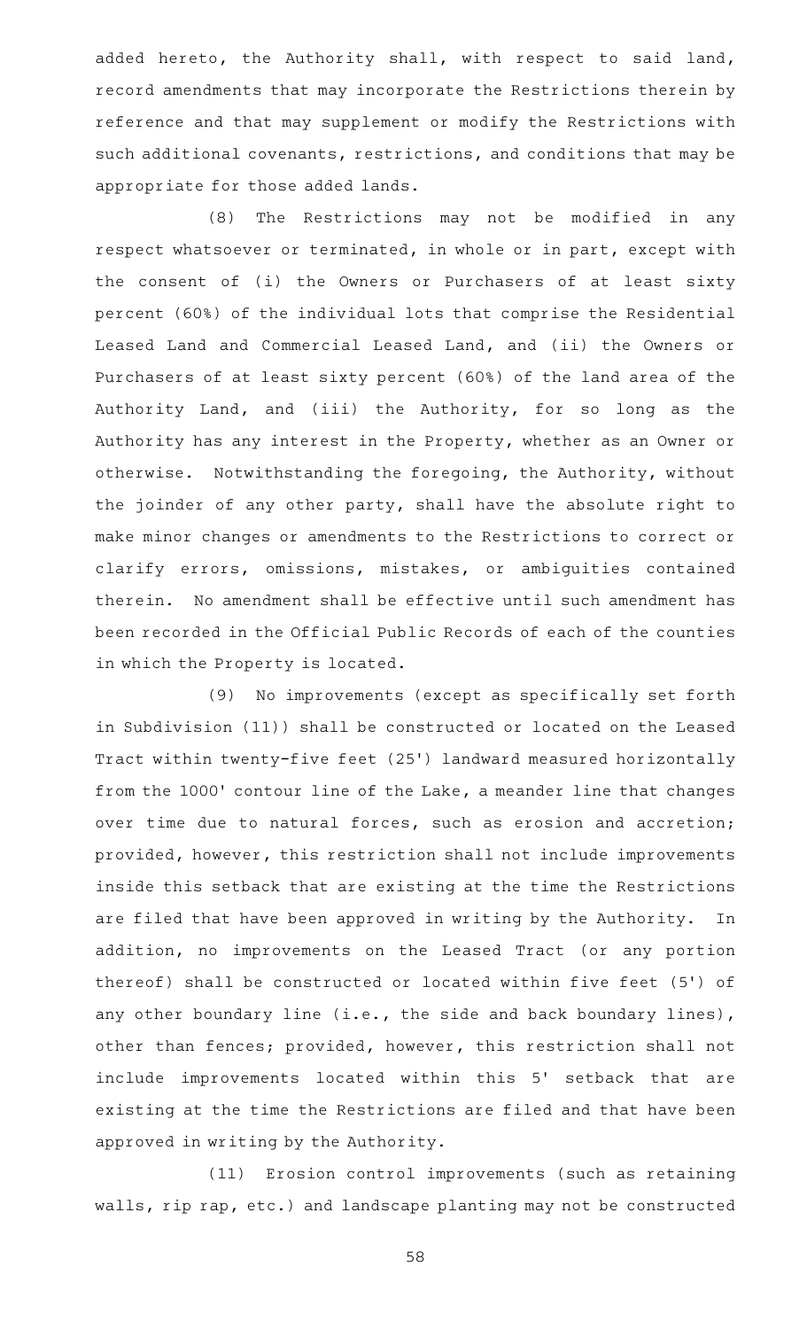added hereto, the Authority shall, with respect to said land, record amendments that may incorporate the Restrictions therein by reference and that may supplement or modify the Restrictions with such additional covenants, restrictions, and conditions that may be appropriate for those added lands.

(8) The Restrictions may not be modified in any respect whatsoever or terminated, in whole or in part, except with the consent of (i) the Owners or Purchasers of at least sixty percent (60%) of the individual lots that comprise the Residential Leased Land and Commercial Leased Land, and (ii) the Owners or Purchasers of at least sixty percent (60%) of the land area of the Authority Land, and (iii) the Authority, for so long as the Authority has any interest in the Property, whether as an Owner or otherwise. Notwithstanding the foregoing, the Authority, without the joinder of any other party, shall have the absolute right to make minor changes or amendments to the Restrictions to correct or clarify errors, omissions, mistakes, or ambiguities contained therein. No amendment shall be effective until such amendment has been recorded in the Official Public Records of each of the counties in which the Property is located.

(9) No improvements (except as specifically set forth in Subdivision (11)) shall be constructed or located on the Leased Tract within twenty-five feet (25') landward measured horizontally from the 1000' contour line of the Lake, a meander line that changes over time due to natural forces, such as erosion and accretion; provided, however, this restriction shall not include improvements inside this setback that are existing at the time the Restrictions are filed that have been approved in writing by the Authority. In addition, no improvements on the Leased Tract (or any portion thereof) shall be constructed or located within five feet (5') of any other boundary line (i.e., the side and back boundary lines), other than fences; provided, however, this restriction shall not include improvements located within this 5' setback that are existing at the time the Restrictions are filed and that have been approved in writing by the Authority.

(11) Erosion control improvements (such as retaining walls, rip rap, etc.) and landscape planting may not be constructed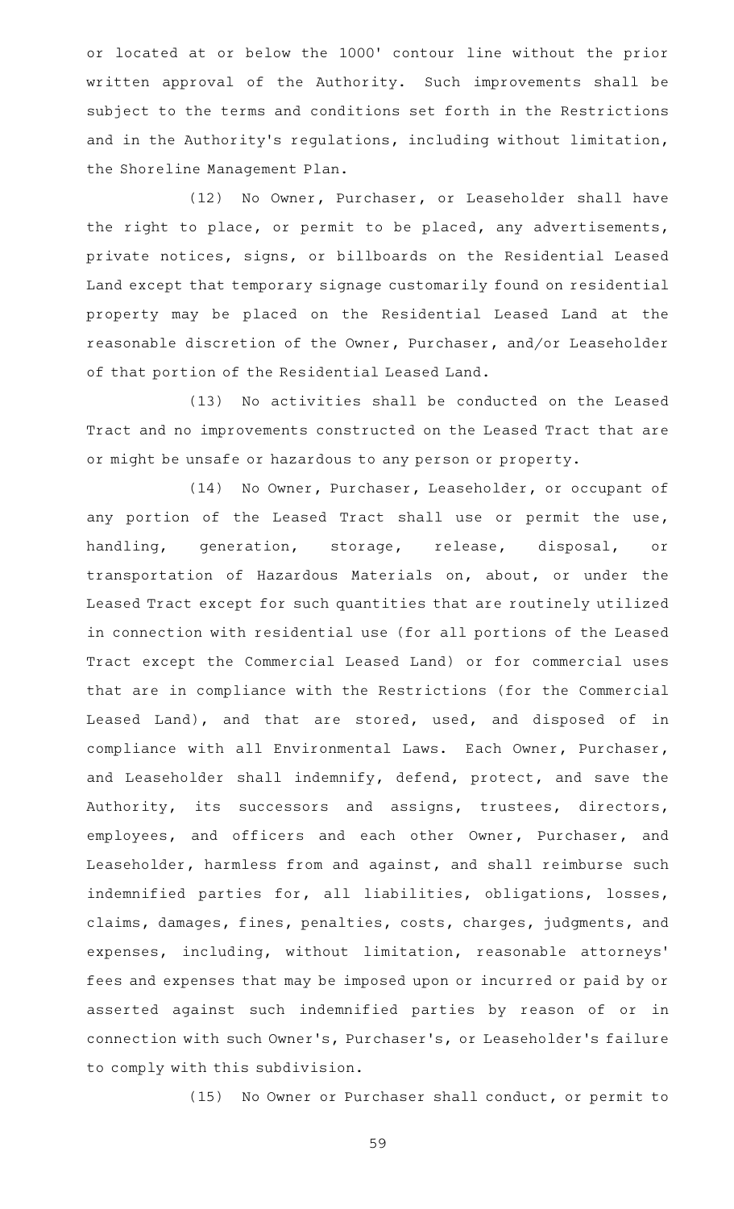or located at or below the 1000' contour line without the prior written approval of the Authority. Such improvements shall be subject to the terms and conditions set forth in the Restrictions and in the Authority's regulations, including without limitation, the Shoreline Management Plan.

(12) No Owner, Purchaser, or Leaseholder shall have the right to place, or permit to be placed, any advertisements, private notices, signs, or billboards on the Residential Leased Land except that temporary signage customarily found on residential property may be placed on the Residential Leased Land at the reasonable discretion of the Owner, Purchaser, and/or Leaseholder of that portion of the Residential Leased Land.

(13) No activities shall be conducted on the Leased Tract and no improvements constructed on the Leased Tract that are or might be unsafe or hazardous to any person or property.

(14) No Owner, Purchaser, Leaseholder, or occupant of any portion of the Leased Tract shall use or permit the use, handling, generation, storage, release, disposal, or transportation of Hazardous Materials on, about, or under the Leased Tract except for such quantities that are routinely utilized in connection with residential use (for all portions of the Leased Tract except the Commercial Leased Land) or for commercial uses that are in compliance with the Restrictions (for the Commercial Leased Land), and that are stored, used, and disposed of in compliance with all Environmental Laws. Each Owner, Purchaser, and Leaseholder shall indemnify, defend, protect, and save the Authority, its successors and assigns, trustees, directors, employees, and officers and each other Owner, Purchaser, and Leaseholder, harmless from and against, and shall reimburse such indemnified parties for, all liabilities, obligations, losses, claims, damages, fines, penalties, costs, charges, judgments, and expenses, including, without limitation, reasonable attorneys' fees and expenses that may be imposed upon or incurred or paid by or asserted against such indemnified parties by reason of or in connection with such Owner's, Purchaser's, or Leaseholder's failure to comply with this subdivision.

(15) No Owner or Purchaser shall conduct, or permit to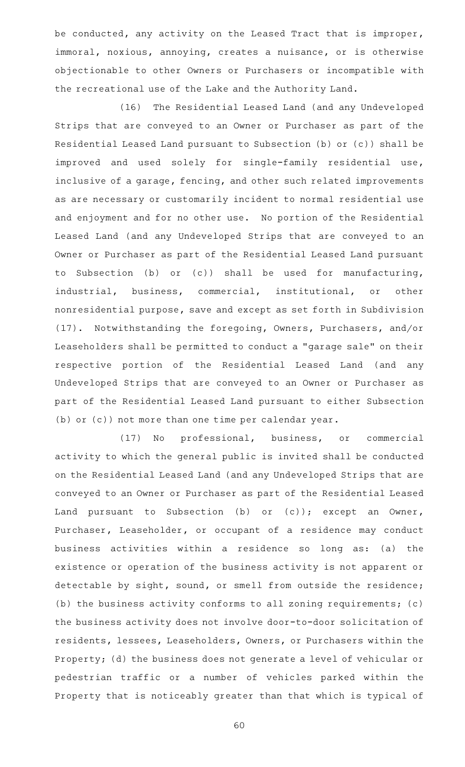be conducted, any activity on the Leased Tract that is improper, immoral, noxious, annoying, creates a nuisance, or is otherwise objectionable to other Owners or Purchasers or incompatible with the recreational use of the Lake and the Authority Land.

(16) The Residential Leased Land (and any Undeveloped Strips that are conveyed to an Owner or Purchaser as part of the Residential Leased Land pursuant to Subsection (b) or (c)) shall be improved and used solely for single-family residential use, inclusive of a garage, fencing, and other such related improvements as are necessary or customarily incident to normal residential use and enjoyment and for no other use. No portion of the Residential Leased Land (and any Undeveloped Strips that are conveyed to an Owner or Purchaser as part of the Residential Leased Land pursuant to Subsection (b) or (c)) shall be used for manufacturing, industrial, business, commercial, institutional, or other nonresidential purpose, save and except as set forth in Subdivision (17). Notwithstanding the foregoing, Owners, Purchasers, and/or Leaseholders shall be permitted to conduct a "garage sale" on their respective portion of the Residential Leased Land (and any Undeveloped Strips that are conveyed to an Owner or Purchaser as part of the Residential Leased Land pursuant to either Subsection (b) or (c)) not more than one time per calendar year.

(17) No professional, business, or commercial activity to which the general public is invited shall be conducted on the Residential Leased Land (and any Undeveloped Strips that are conveyed to an Owner or Purchaser as part of the Residential Leased Land pursuant to Subsection (b) or (c)); except an Owner, Purchaser, Leaseholder, or occupant of a residence may conduct business activities within a residence so long as: (a) the existence or operation of the business activity is not apparent or detectable by sight, sound, or smell from outside the residence; (b) the business activity conforms to all zoning requirements; (c) the business activity does not involve door-to-door solicitation of residents, lessees, Leaseholders, Owners, or Purchasers within the Property; (d) the business does not generate a level of vehicular or pedestrian traffic or a number of vehicles parked within the Property that is noticeably greater than that which is typical of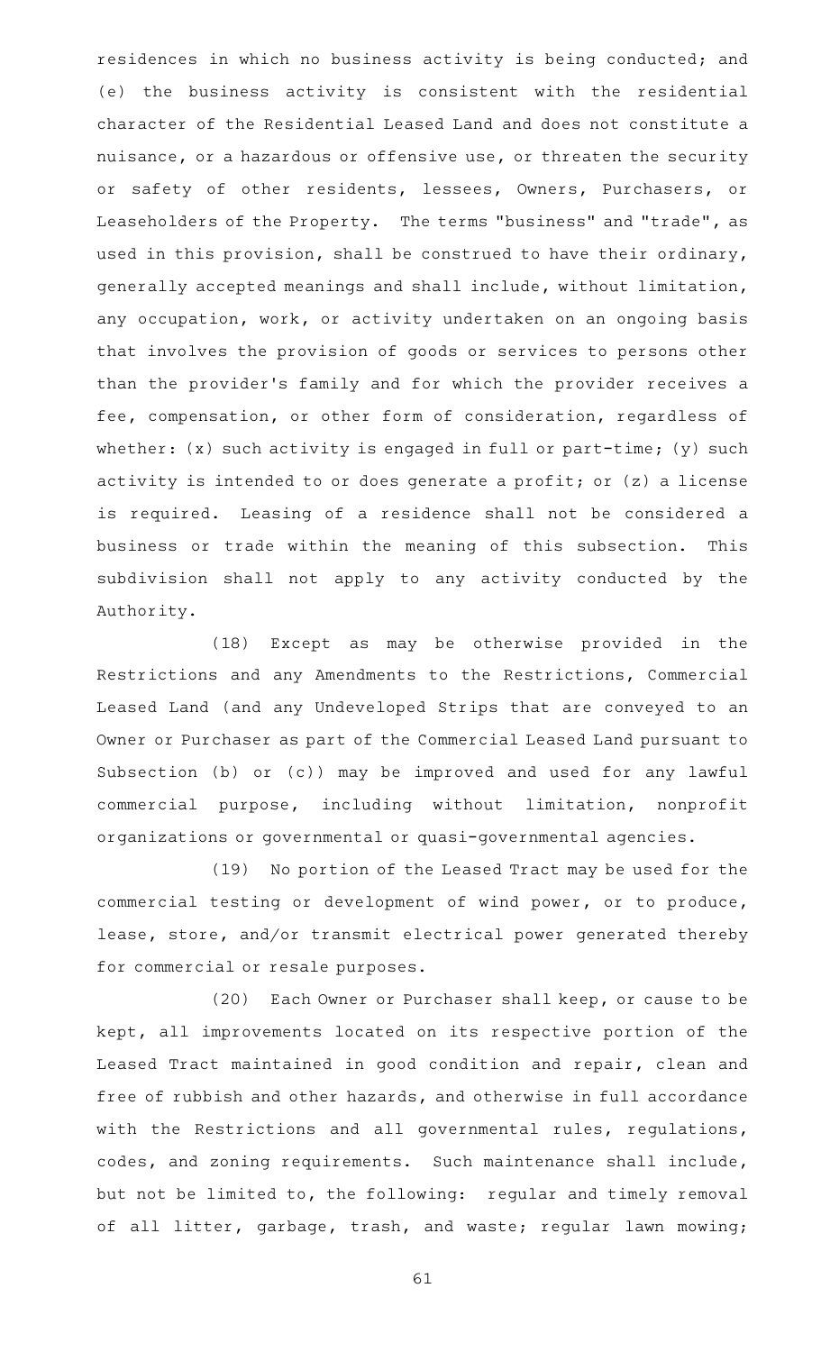residences in which no business activity is being conducted; and (e) the business activity is consistent with the residential character of the Residential Leased Land and does not constitute a nuisance, or a hazardous or offensive use, or threaten the security or safety of other residents, lessees, Owners, Purchasers, or Leaseholders of the Property. The terms "business" and "trade", as used in this provision, shall be construed to have their ordinary, generally accepted meanings and shall include, without limitation, any occupation, work, or activity undertaken on an ongoing basis that involves the provision of goods or services to persons other than the provider's family and for which the provider receives a fee, compensation, or other form of consideration, regardless of whether: (x) such activity is engaged in full or part-time; (y) such activity is intended to or does generate a profit; or (z) a license is required. Leasing of a residence shall not be considered a business or trade within the meaning of this subsection. This subdivision shall not apply to any activity conducted by the Authority.

(18) Except as may be otherwise provided in the Restrictions and any Amendments to the Restrictions, Commercial Leased Land (and any Undeveloped Strips that are conveyed to an Owner or Purchaser as part of the Commercial Leased Land pursuant to Subsection (b) or (c)) may be improved and used for any lawful commercial purpose, including without limitation, nonprofit organizations or governmental or quasi-governmental agencies.

(19) No portion of the Leased Tract may be used for the commercial testing or development of wind power, or to produce, lease, store, and/or transmit electrical power generated thereby for commercial or resale purposes.

(20) Each Owner or Purchaser shall keep, or cause to be kept, all improvements located on its respective portion of the Leased Tract maintained in good condition and repair, clean and free of rubbish and other hazards, and otherwise in full accordance with the Restrictions and all governmental rules, regulations, codes, and zoning requirements. Such maintenance shall include, but not be limited to, the following: regular and timely removal of all litter, garbage, trash, and waste; regular lawn mowing;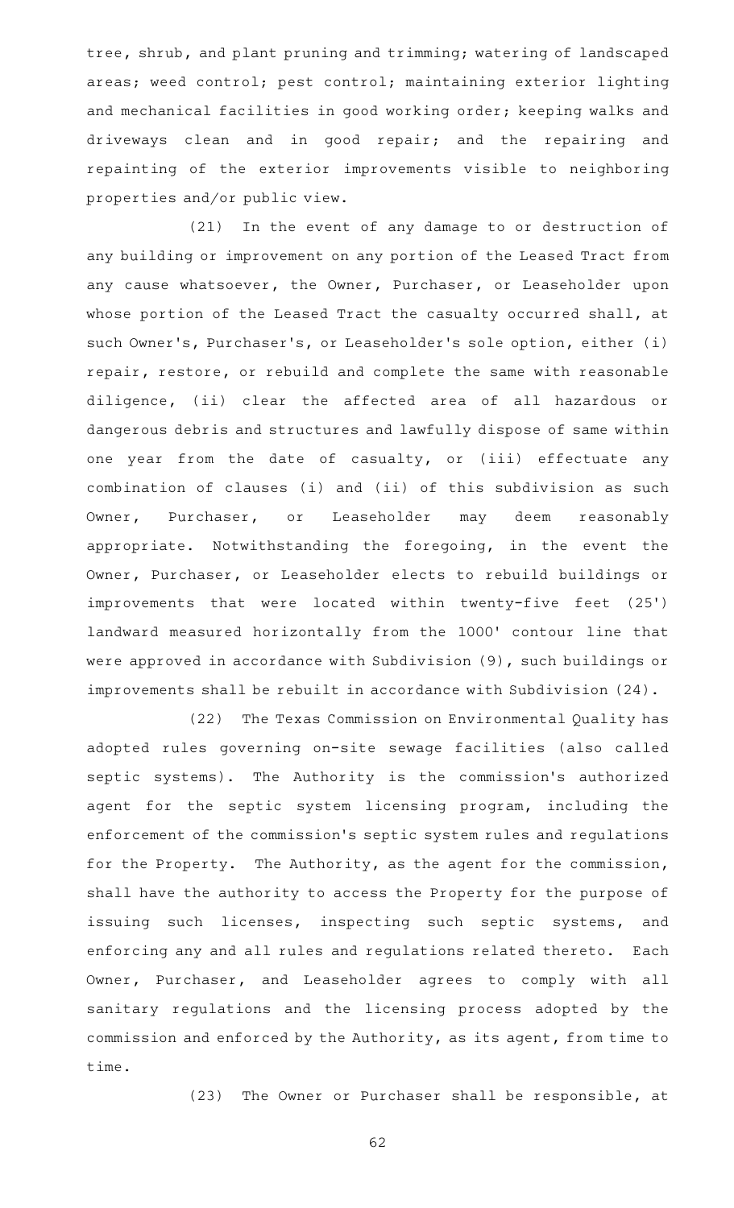tree, shrub, and plant pruning and trimming; watering of landscaped areas; weed control; pest control; maintaining exterior lighting and mechanical facilities in good working order; keeping walks and driveways clean and in good repair; and the repairing and repainting of the exterior improvements visible to neighboring properties and/or public view.

(21) In the event of any damage to or destruction of any building or improvement on any portion of the Leased Tract from any cause whatsoever, the Owner, Purchaser, or Leaseholder upon whose portion of the Leased Tract the casualty occurred shall, at such Owner's, Purchaser's, or Leaseholder's sole option, either (i) repair, restore, or rebuild and complete the same with reasonable diligence, (ii) clear the affected area of all hazardous or dangerous debris and structures and lawfully dispose of same within one year from the date of casualty, or (iii) effectuate any combination of clauses (i) and (ii) of this subdivision as such Owner, Purchaser, or Leaseholder may deem reasonably appropriate. Notwithstanding the foregoing, in the event the Owner, Purchaser, or Leaseholder elects to rebuild buildings or improvements that were located within twenty-five feet (25') landward measured horizontally from the 1000' contour line that were approved in accordance with Subdivision (9), such buildings or improvements shall be rebuilt in accordance with Subdivision (24).

(22) The Texas Commission on Environmental Quality has adopted rules governing on-site sewage facilities (also called septic systems). The Authority is the commission's authorized agent for the septic system licensing program, including the enforcement of the commission's septic system rules and regulations for the Property. The Authority, as the agent for the commission, shall have the authority to access the Property for the purpose of issuing such licenses, inspecting such septic systems, and enforcing any and all rules and regulations related thereto. Each Owner, Purchaser, and Leaseholder agrees to comply with all sanitary regulations and the licensing process adopted by the commission and enforced by the Authority, as its agent, from time to time.

(23) The Owner or Purchaser shall be responsible, at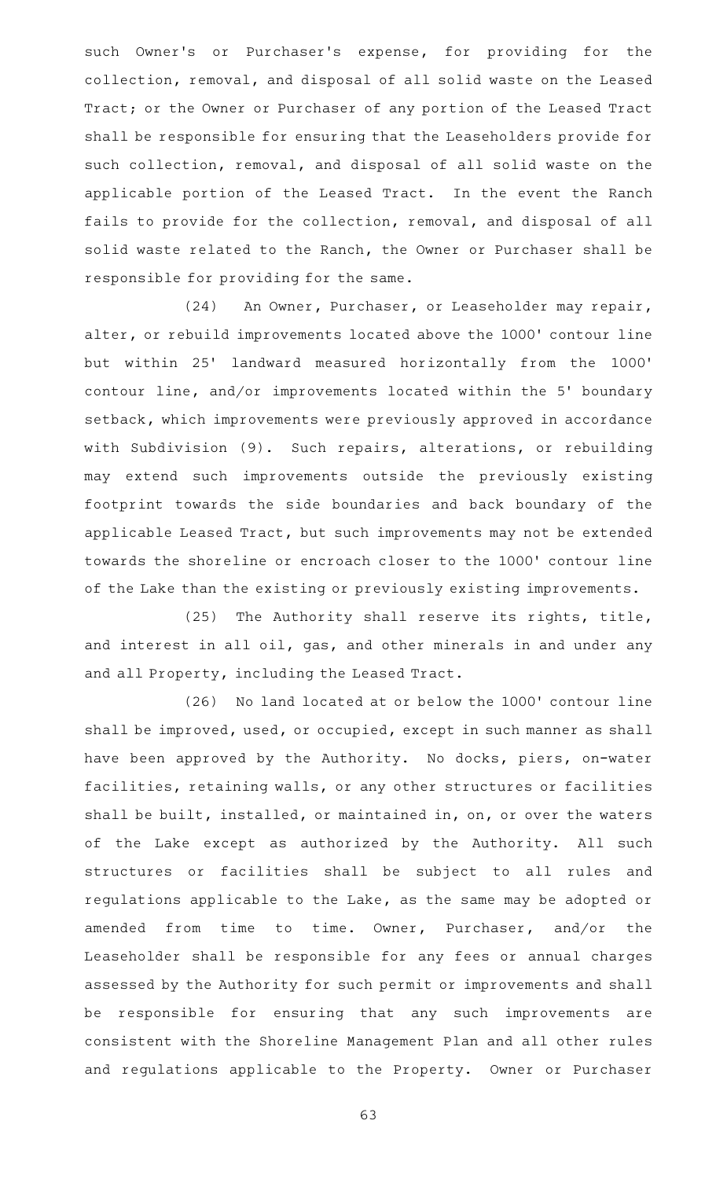such Owner's or Purchaser's expense, for providing for the collection, removal, and disposal of all solid waste on the Leased Tract; or the Owner or Purchaser of any portion of the Leased Tract shall be responsible for ensuring that the Leaseholders provide for such collection, removal, and disposal of all solid waste on the applicable portion of the Leased Tract. In the event the Ranch fails to provide for the collection, removal, and disposal of all solid waste related to the Ranch, the Owner or Purchaser shall be responsible for providing for the same.

(24) An Owner, Purchaser, or Leaseholder may repair, alter, or rebuild improvements located above the 1000' contour line but within 25' landward measured horizontally from the 1000' contour line, and/or improvements located within the 5' boundary setback, which improvements were previously approved in accordance with Subdivision (9). Such repairs, alterations, or rebuilding may extend such improvements outside the previously existing footprint towards the side boundaries and back boundary of the applicable Leased Tract, but such improvements may not be extended towards the shoreline or encroach closer to the 1000' contour line of the Lake than the existing or previously existing improvements.

(25) The Authority shall reserve its rights, title, and interest in all oil, gas, and other minerals in and under any and all Property, including the Leased Tract.

(26) No land located at or below the 1000' contour line shall be improved, used, or occupied, except in such manner as shall have been approved by the Authority. No docks, piers, on-water facilities, retaining walls, or any other structures or facilities shall be built, installed, or maintained in, on, or over the waters of the Lake except as authorized by the Authority. All such structures or facilities shall be subject to all rules and regulations applicable to the Lake, as the same may be adopted or amended from time to time. Owner, Purchaser, and/or the Leaseholder shall be responsible for any fees or annual charges assessed by the Authority for such permit or improvements and shall be responsible for ensuring that any such improvements are consistent with the Shoreline Management Plan and all other rules and regulations applicable to the Property. Owner or Purchaser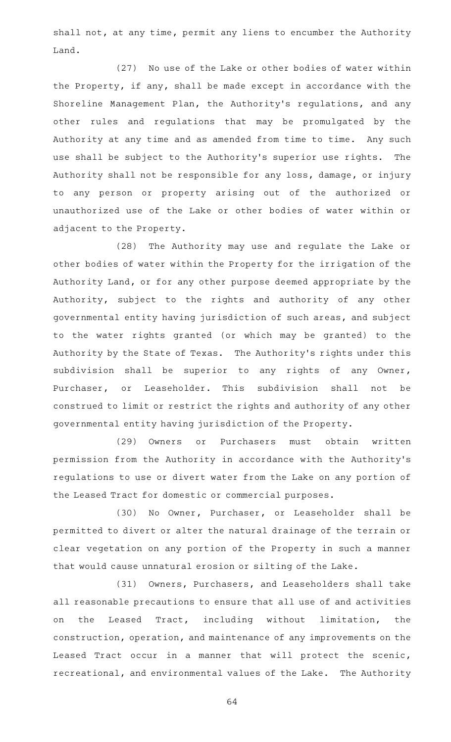shall not, at any time, permit any liens to encumber the Authority Land.

(27) No use of the Lake or other bodies of water within the Property, if any, shall be made except in accordance with the Shoreline Management Plan, the Authority's regulations, and any other rules and regulations that may be promulgated by the Authority at any time and as amended from time to time. Any such use shall be subject to the Authority's superior use rights. The Authority shall not be responsible for any loss, damage, or injury to any person or property arising out of the authorized or unauthorized use of the Lake or other bodies of water within or adjacent to the Property.

(28) The Authority may use and regulate the Lake or other bodies of water within the Property for the irrigation of the Authority Land, or for any other purpose deemed appropriate by the Authority, subject to the rights and authority of any other governmental entity having jurisdiction of such areas, and subject to the water rights granted (or which may be granted) to the Authority by the State of Texas. The Authority's rights under this subdivision shall be superior to any rights of any Owner, Purchaser, or Leaseholder. This subdivision shall not be construed to limit or restrict the rights and authority of any other governmental entity having jurisdiction of the Property.

(29) Owners or Purchasers must obtain written permission from the Authority in accordance with the Authority's regulations to use or divert water from the Lake on any portion of the Leased Tract for domestic or commercial purposes.

(30) No Owner, Purchaser, or Leaseholder shall be permitted to divert or alter the natural drainage of the terrain or clear vegetation on any portion of the Property in such a manner that would cause unnatural erosion or silting of the Lake.

(31) Owners, Purchasers, and Leaseholders shall take all reasonable precautions to ensure that all use of and activities on the Leased Tract, including without limitation, the construction, operation, and maintenance of any improvements on the Leased Tract occur in a manner that will protect the scenic, recreational, and environmental values of the Lake. The Authority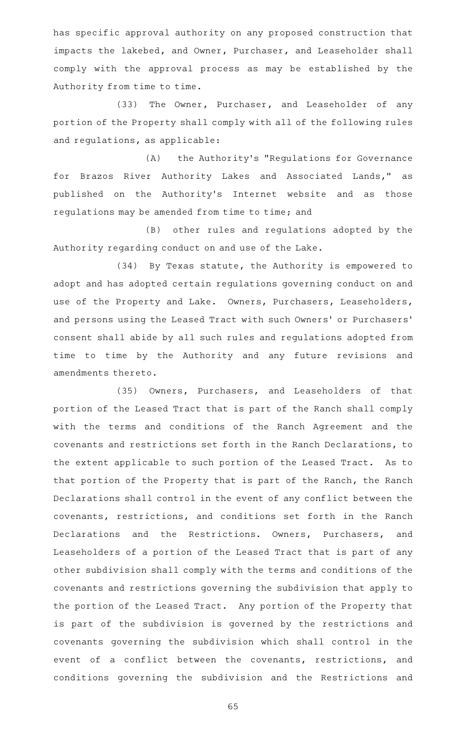has specific approval authority on any proposed construction that impacts the lakebed, and Owner, Purchaser, and Leaseholder shall comply with the approval process as may be established by the Authority from time to time.

(33) The Owner, Purchaser, and Leaseholder of any portion of the Property shall comply with all of the following rules and regulations, as applicable:

(A) the Authority's "Regulations for Governance for Brazos River Authority Lakes and Associated Lands," as published on the Authority's Internet website and as those regulations may be amended from time to time; and

(B) other rules and regulations adopted by the Authority regarding conduct on and use of the Lake.

(34) By Texas statute, the Authority is empowered to adopt and has adopted certain regulations governing conduct on and use of the Property and Lake. Owners, Purchasers, Leaseholders, and persons using the Leased Tract with such Owners' or Purchasers' consent shall abide by all such rules and regulations adopted from time to time by the Authority and any future revisions and amendments thereto.

(35) Owners, Purchasers, and Leaseholders of that portion of the Leased Tract that is part of the Ranch shall comply with the terms and conditions of the Ranch Agreement and the covenants and restrictions set forth in the Ranch Declarations, to the extent applicable to such portion of the Leased Tract. As to that portion of the Property that is part of the Ranch, the Ranch Declarations shall control in the event of any conflict between the covenants, restrictions, and conditions set forth in the Ranch Declarations and the Restrictions. Owners, Purchasers, and Leaseholders of a portion of the Leased Tract that is part of any other subdivision shall comply with the terms and conditions of the covenants and restrictions governing the subdivision that apply to the portion of the Leased Tract. Any portion of the Property that is part of the subdivision is governed by the restrictions and covenants governing the subdivision which shall control in the event of a conflict between the covenants, restrictions, and conditions governing the subdivision and the Restrictions and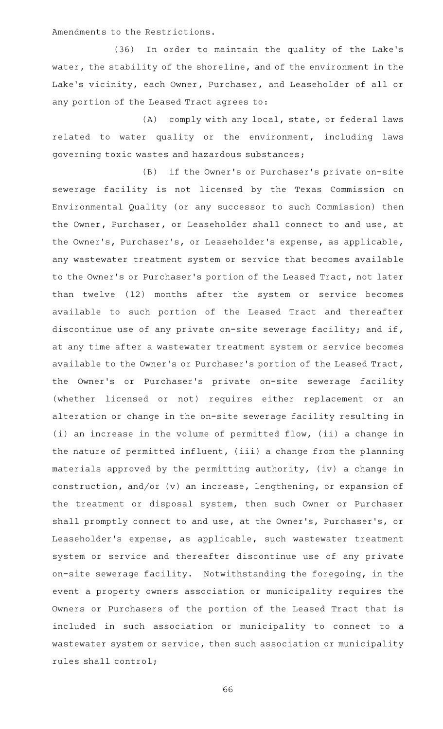Amendments to the Restrictions.

(36) In order to maintain the quality of the Lake's water, the stability of the shoreline, and of the environment in the Lake's vicinity, each Owner, Purchaser, and Leaseholder of all or any portion of the Leased Tract agrees to:

(A) comply with any local, state, or federal laws related to water quality or the environment, including laws governing toxic wastes and hazardous substances;

(B) if the Owner's or Purchaser's private on-site sewerage facility is not licensed by the Texas Commission on Environmental Quality (or any successor to such Commission) then the Owner, Purchaser, or Leaseholder shall connect to and use, at the Owner's, Purchaser's, or Leaseholder's expense, as applicable, any wastewater treatment system or service that becomes available to the Owner's or Purchaser's portion of the Leased Tract, not later than twelve (12) months after the system or service becomes available to such portion of the Leased Tract and thereafter discontinue use of any private on-site sewerage facility; and if, at any time after a wastewater treatment system or service becomes available to the Owner's or Purchaser's portion of the Leased Tract, the Owner's or Purchaser's private on-site sewerage facility (whether licensed or not) requires either replacement or an alteration or change in the on-site sewerage facility resulting in (i) an increase in the volume of permitted flow, (ii) a change in the nature of permitted influent, (iii) a change from the planning materials approved by the permitting authority, (iv) a change in construction, and/or (v) an increase, lengthening, or expansion of the treatment or disposal system, then such Owner or Purchaser shall promptly connect to and use, at the Owner's, Purchaser's, or Leaseholder's expense, as applicable, such wastewater treatment system or service and thereafter discontinue use of any private on-site sewerage facility. Notwithstanding the foregoing, in the event a property owners association or municipality requires the Owners or Purchasers of the portion of the Leased Tract that is included in such association or municipality to connect to a wastewater system or service, then such association or municipality rules shall control;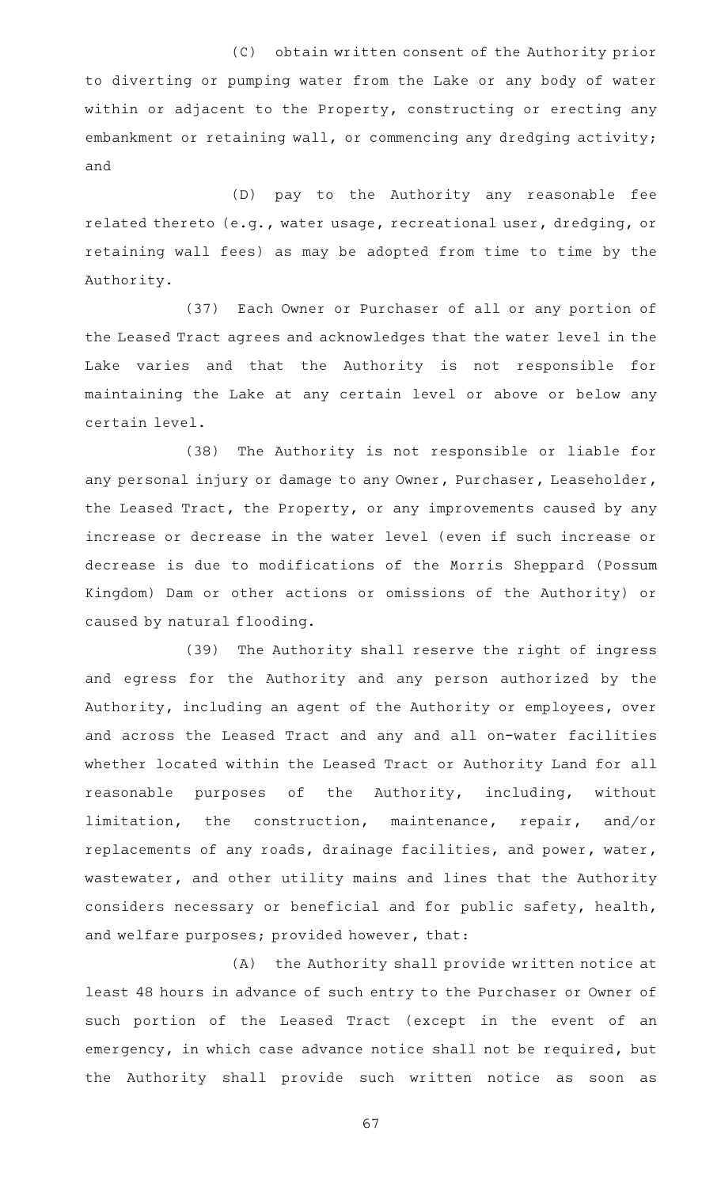(C) obtain written consent of the Authority prior to diverting or pumping water from the Lake or any body of water within or adjacent to the Property, constructing or erecting any embankment or retaining wall, or commencing any dredging activity; and

(D) pay to the Authority any reasonable fee related thereto (e.g., water usage, recreational user, dredging, or retaining wall fees) as may be adopted from time to time by the Authority.

(37) Each Owner or Purchaser of all or any portion of the Leased Tract agrees and acknowledges that the water level in the Lake varies and that the Authority is not responsible for maintaining the Lake at any certain level or above or below any certain level.

(38) The Authority is not responsible or liable for any personal injury or damage to any Owner, Purchaser, Leaseholder, the Leased Tract, the Property, or any improvements caused by any increase or decrease in the water level (even if such increase or decrease is due to modifications of the Morris Sheppard (Possum Kingdom) Dam or other actions or omissions of the Authority) or caused by natural flooding.

(39) The Authority shall reserve the right of ingress and egress for the Authority and any person authorized by the Authority, including an agent of the Authority or employees, over and across the Leased Tract and any and all on-water facilities whether located within the Leased Tract or Authority Land for all reasonable purposes of the Authority, including, without limitation, the construction, maintenance, repair, and/or replacements of any roads, drainage facilities, and power, water, wastewater, and other utility mains and lines that the Authority considers necessary or beneficial and for public safety, health, and welfare purposes; provided however, that:

(A) the Authority shall provide written notice at least 48 hours in advance of such entry to the Purchaser or Owner of such portion of the Leased Tract (except in the event of an emergency, in which case advance notice shall not be required, but the Authority shall provide such written notice as soon as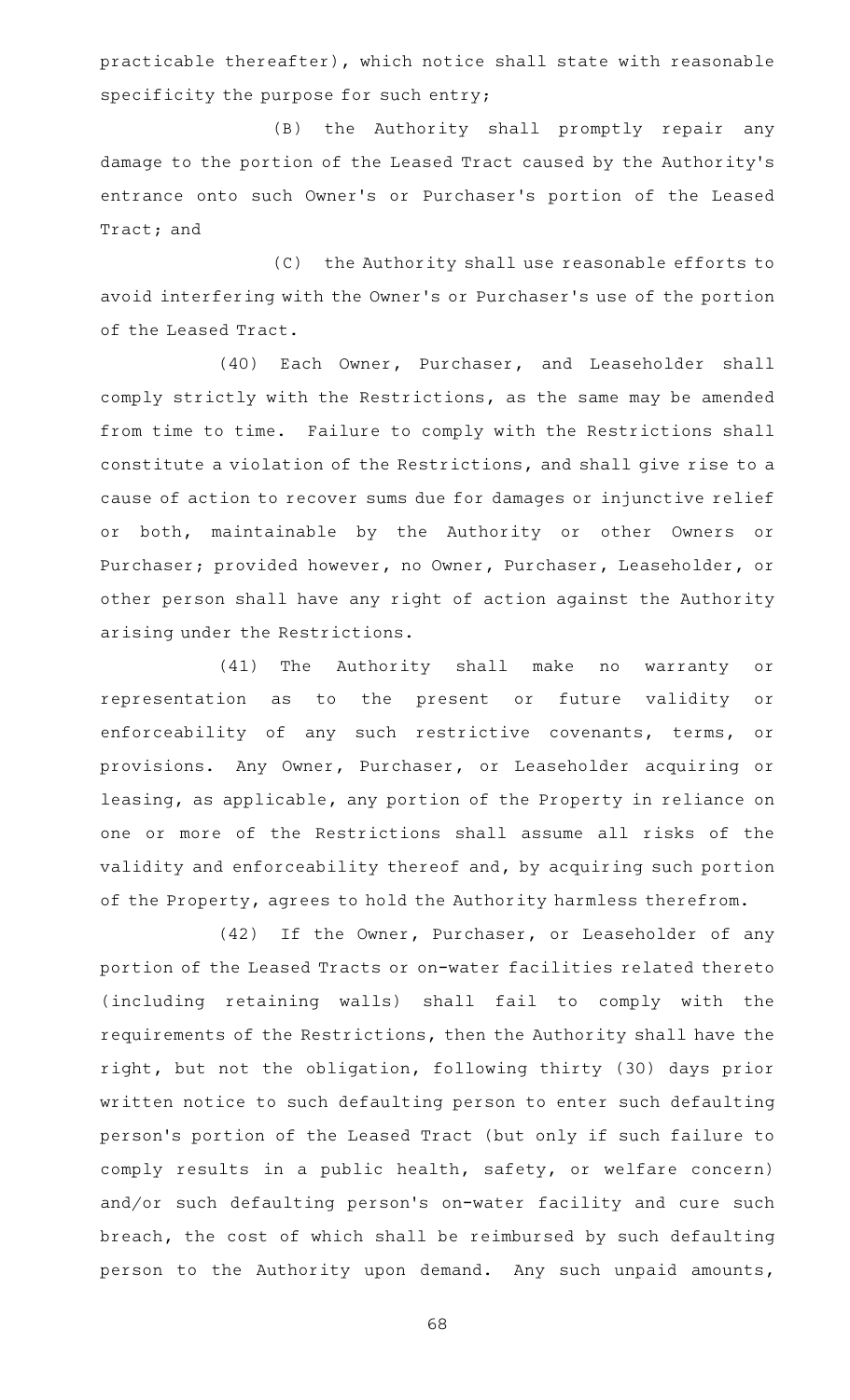practicable thereafter), which notice shall state with reasonable specificity the purpose for such entry;

(B) the Authority shall promptly repair any damage to the portion of the Leased Tract caused by the Authority's entrance onto such Owner's or Purchaser's portion of the Leased Tract; and

(C) the Authority shall use reasonable efforts to avoid interfering with the Owner's or Purchaser's use of the portion of the Leased Tract.

(40) Each Owner, Purchaser, and Leaseholder shall comply strictly with the Restrictions, as the same may be amended from time to time. Failure to comply with the Restrictions shall constitute a violation of the Restrictions, and shall give rise to a cause of action to recover sums due for damages or injunctive relief or both, maintainable by the Authority or other Owners or Purchaser; provided however, no Owner, Purchaser, Leaseholder, or other person shall have any right of action against the Authority arising under the Restrictions.

(41) The Authority shall make no warranty or representation as to the present or future validity or enforceability of any such restrictive covenants, terms, or provisions. Any Owner, Purchaser, or Leaseholder acquiring or leasing, as applicable, any portion of the Property in reliance on one or more of the Restrictions shall assume all risks of the validity and enforceability thereof and, by acquiring such portion of the Property, agrees to hold the Authority harmless therefrom.

(42) If the Owner, Purchaser, or Leaseholder of any portion of the Leased Tracts or on-water facilities related thereto (including retaining walls) shall fail to comply with the requirements of the Restrictions, then the Authority shall have the right, but not the obligation, following thirty (30) days prior written notice to such defaulting person to enter such defaulting person's portion of the Leased Tract (but only if such failure to comply results in a public health, safety, or welfare concern) and/or such defaulting person's on-water facility and cure such breach, the cost of which shall be reimbursed by such defaulting person to the Authority upon demand. Any such unpaid amounts,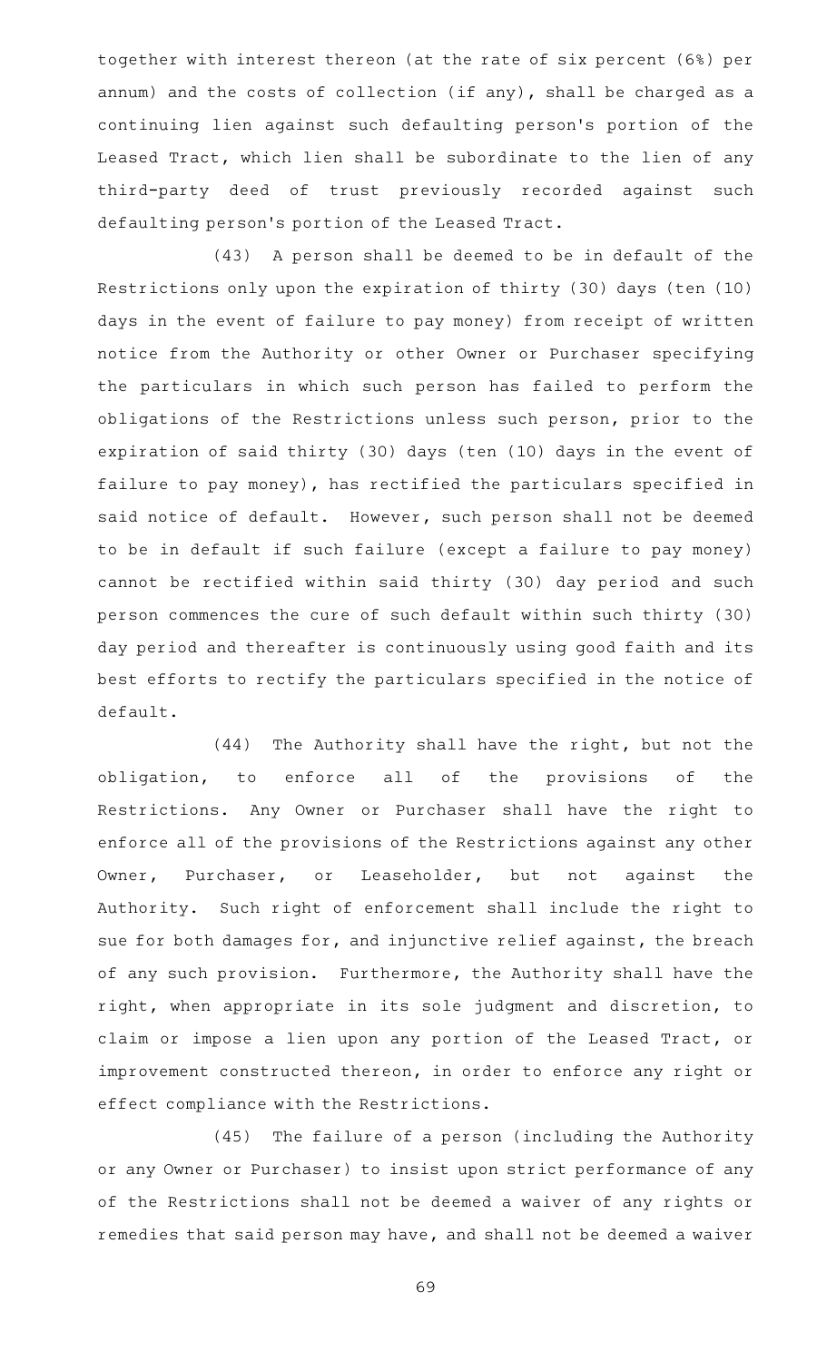together with interest thereon (at the rate of six percent (6%) per annum) and the costs of collection (if any), shall be charged as a continuing lien against such defaulting person's portion of the Leased Tract, which lien shall be subordinate to the lien of any third-party deed of trust previously recorded against such defaulting person's portion of the Leased Tract.

(43) A person shall be deemed to be in default of the Restrictions only upon the expiration of thirty (30) days (ten (10) days in the event of failure to pay money) from receipt of written notice from the Authority or other Owner or Purchaser specifying the particulars in which such person has failed to perform the obligations of the Restrictions unless such person, prior to the expiration of said thirty (30) days (ten (10) days in the event of failure to pay money), has rectified the particulars specified in said notice of default. However, such person shall not be deemed to be in default if such failure (except a failure to pay money) cannot be rectified within said thirty (30) day period and such person commences the cure of such default within such thirty (30) day period and thereafter is continuously using good faith and its best efforts to rectify the particulars specified in the notice of default.

(44) The Authority shall have the right, but not the obligation, to enforce all of the provisions of the Restrictions. Any Owner or Purchaser shall have the right to enforce all of the provisions of the Restrictions against any other Owner, Purchaser, or Leaseholder, but not against the Authority. Such right of enforcement shall include the right to sue for both damages for, and injunctive relief against, the breach of any such provision. Furthermore, the Authority shall have the right, when appropriate in its sole judgment and discretion, to claim or impose a lien upon any portion of the Leased Tract, or improvement constructed thereon, in order to enforce any right or effect compliance with the Restrictions.

(45) The failure of a person (including the Authority or any Owner or Purchaser) to insist upon strict performance of any of the Restrictions shall not be deemed a waiver of any rights or remedies that said person may have, and shall not be deemed a waiver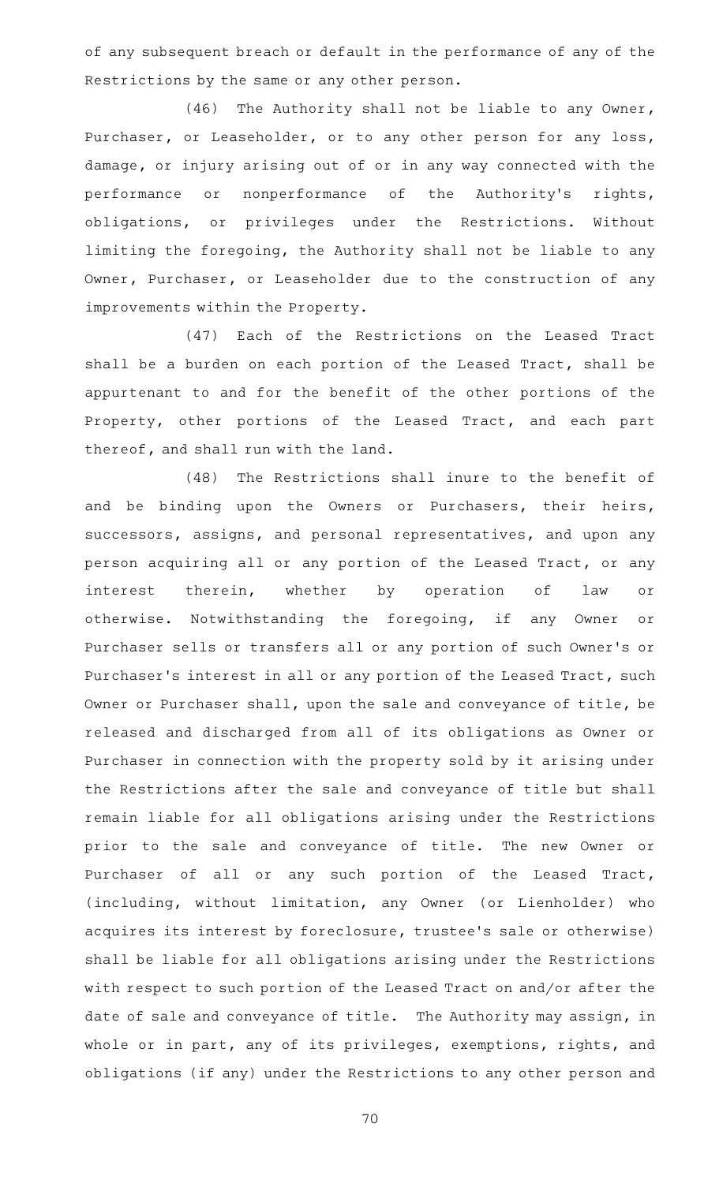of any subsequent breach or default in the performance of any of the Restrictions by the same or any other person.

(46) The Authority shall not be liable to any Owner, Purchaser, or Leaseholder, or to any other person for any loss, damage, or injury arising out of or in any way connected with the performance or nonperformance of the Authority's rights, obligations, or privileges under the Restrictions. Without limiting the foregoing, the Authority shall not be liable to any Owner, Purchaser, or Leaseholder due to the construction of any improvements within the Property.

(47) Each of the Restrictions on the Leased Tract shall be a burden on each portion of the Leased Tract, shall be appurtenant to and for the benefit of the other portions of the Property, other portions of the Leased Tract, and each part thereof, and shall run with the land.

(48) The Restrictions shall inure to the benefit of and be binding upon the Owners or Purchasers, their heirs, successors, assigns, and personal representatives, and upon any person acquiring all or any portion of the Leased Tract, or any interest therein, whether by operation of law or otherwise. Notwithstanding the foregoing, if any Owner or Purchaser sells or transfers all or any portion of such Owner's or Purchaser's interest in all or any portion of the Leased Tract, such Owner or Purchaser shall, upon the sale and conveyance of title, be released and discharged from all of its obligations as Owner or Purchaser in connection with the property sold by it arising under the Restrictions after the sale and conveyance of title but shall remain liable for all obligations arising under the Restrictions prior to the sale and conveyance of title. The new Owner or Purchaser of all or any such portion of the Leased Tract, (including, without limitation, any Owner (or Lienholder) who acquires its interest by foreclosure, trustee's sale or otherwise) shall be liable for all obligations arising under the Restrictions with respect to such portion of the Leased Tract on and/or after the date of sale and conveyance of title. The Authority may assign, in whole or in part, any of its privileges, exemptions, rights, and obligations (if any) under the Restrictions to any other person and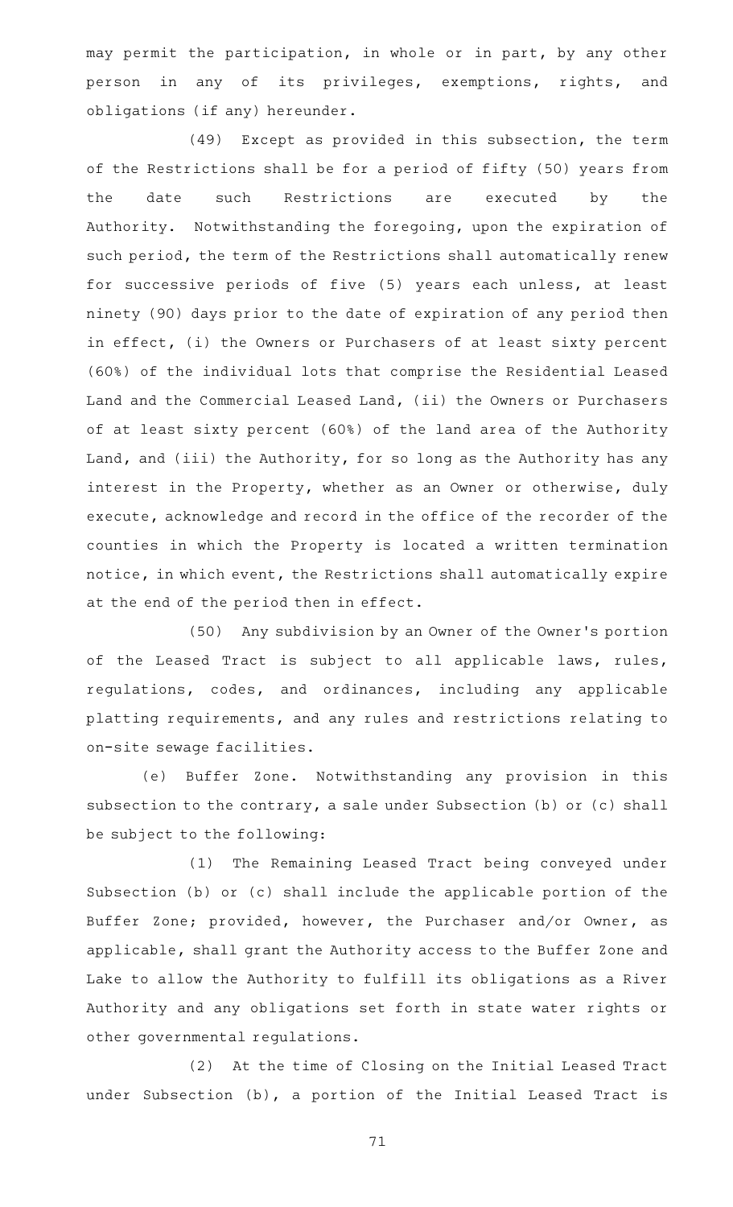may permit the participation, in whole or in part, by any other person in any of its privileges, exemptions, rights, and obligations (if any) hereunder.

(49) Except as provided in this subsection, the term of the Restrictions shall be for a period of fifty (50) years from the date such Restrictions are executed by the Authority. Notwithstanding the foregoing, upon the expiration of such period, the term of the Restrictions shall automatically renew for successive periods of five (5) years each unless, at least ninety (90) days prior to the date of expiration of any period then in effect, (i) the Owners or Purchasers of at least sixty percent (60%) of the individual lots that comprise the Residential Leased Land and the Commercial Leased Land, (ii) the Owners or Purchasers of at least sixty percent (60%) of the land area of the Authority Land, and (iii) the Authority, for so long as the Authority has any interest in the Property, whether as an Owner or otherwise, duly execute, acknowledge and record in the office of the recorder of the counties in which the Property is located a written termination notice, in which event, the Restrictions shall automatically expire at the end of the period then in effect.

(50) Any subdivision by an Owner of the Owner's portion of the Leased Tract is subject to all applicable laws, rules, regulations, codes, and ordinances, including any applicable platting requirements, and any rules and restrictions relating to on-site sewage facilities.

(e) Buffer Zone. Notwithstanding any provision in this subsection to the contrary, a sale under Subsection (b) or (c) shall be subject to the following:

(1) The Remaining Leased Tract being conveyed under Subsection (b) or (c) shall include the applicable portion of the Buffer Zone; provided, however, the Purchaser and/or Owner, as applicable, shall grant the Authority access to the Buffer Zone and Lake to allow the Authority to fulfill its obligations as a River Authority and any obligations set forth in state water rights or other governmental regulations.

(2) At the time of Closing on the Initial Leased Tract under Subsection (b), a portion of the Initial Leased Tract is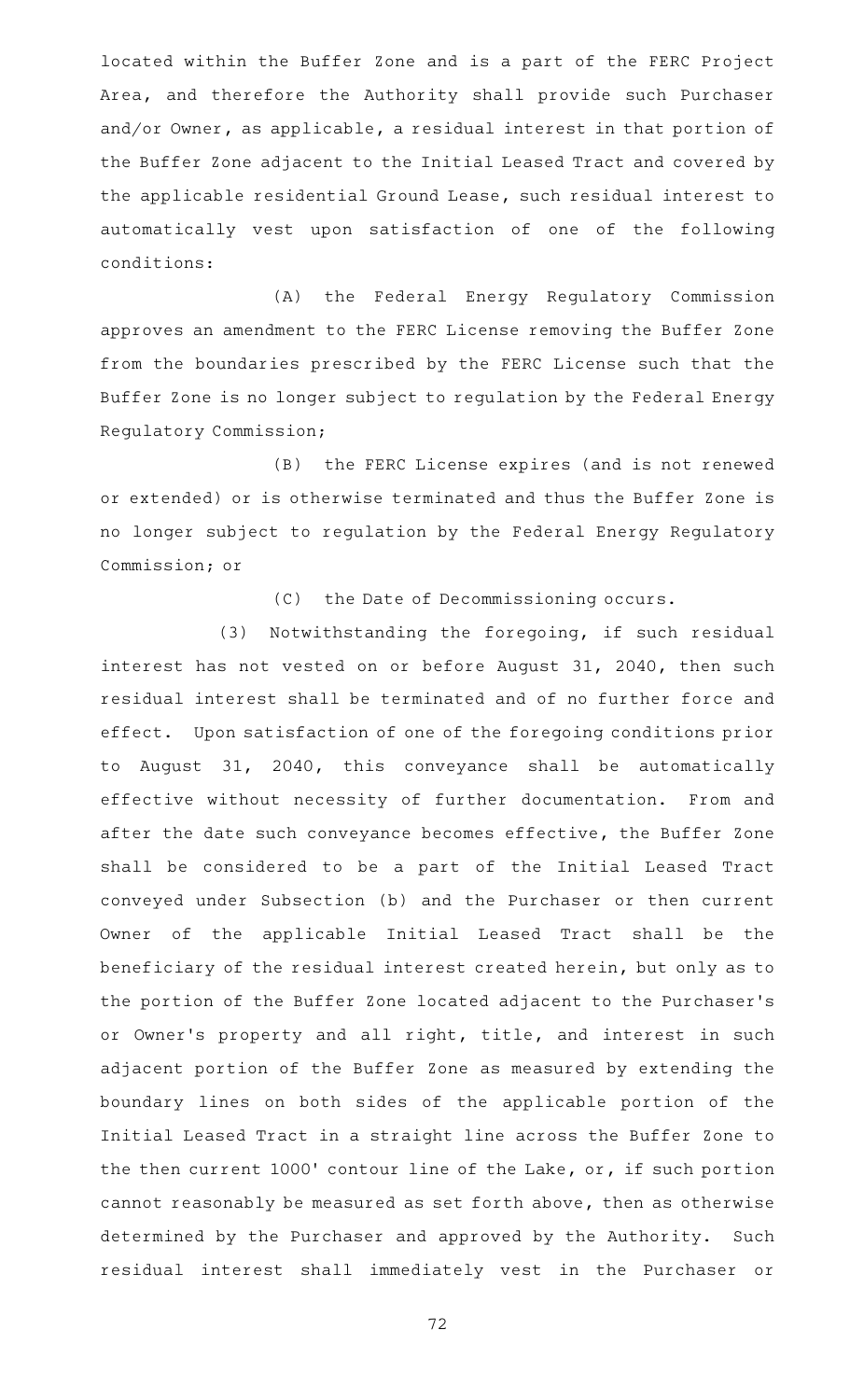located within the Buffer Zone and is a part of the FERC Project Area, and therefore the Authority shall provide such Purchaser and/or Owner, as applicable, a residual interest in that portion of the Buffer Zone adjacent to the Initial Leased Tract and covered by the applicable residential Ground Lease, such residual interest to automatically vest upon satisfaction of one of the following conditions:

(A) the Federal Energy Regulatory Commission approves an amendment to the FERC License removing the Buffer Zone from the boundaries prescribed by the FERC License such that the Buffer Zone is no longer subject to regulation by the Federal Energy Regulatory Commission;

(B) the FERC License expires (and is not renewed or extended) or is otherwise terminated and thus the Buffer Zone is no longer subject to regulation by the Federal Energy Regulatory Commission; or

(C) the Date of Decommissioning occurs.

(3) Notwithstanding the foregoing, if such residual interest has not vested on or before August 31, 2040, then such residual interest shall be terminated and of no further force and effect. Upon satisfaction of one of the foregoing conditions prior to August 31, 2040, this conveyance shall be automatically effective without necessity of further documentation. From and after the date such conveyance becomes effective, the Buffer Zone shall be considered to be a part of the Initial Leased Tract conveyed under Subsection (b) and the Purchaser or then current Owner of the applicable Initial Leased Tract shall be the beneficiary of the residual interest created herein, but only as to the portion of the Buffer Zone located adjacent to the Purchaser's or Owner's property and all right, title, and interest in such adjacent portion of the Buffer Zone as measured by extending the boundary lines on both sides of the applicable portion of the Initial Leased Tract in a straight line across the Buffer Zone to the then current 1000' contour line of the Lake, or, if such portion cannot reasonably be measured as set forth above, then as otherwise determined by the Purchaser and approved by the Authority. Such residual interest shall immediately vest in the Purchaser or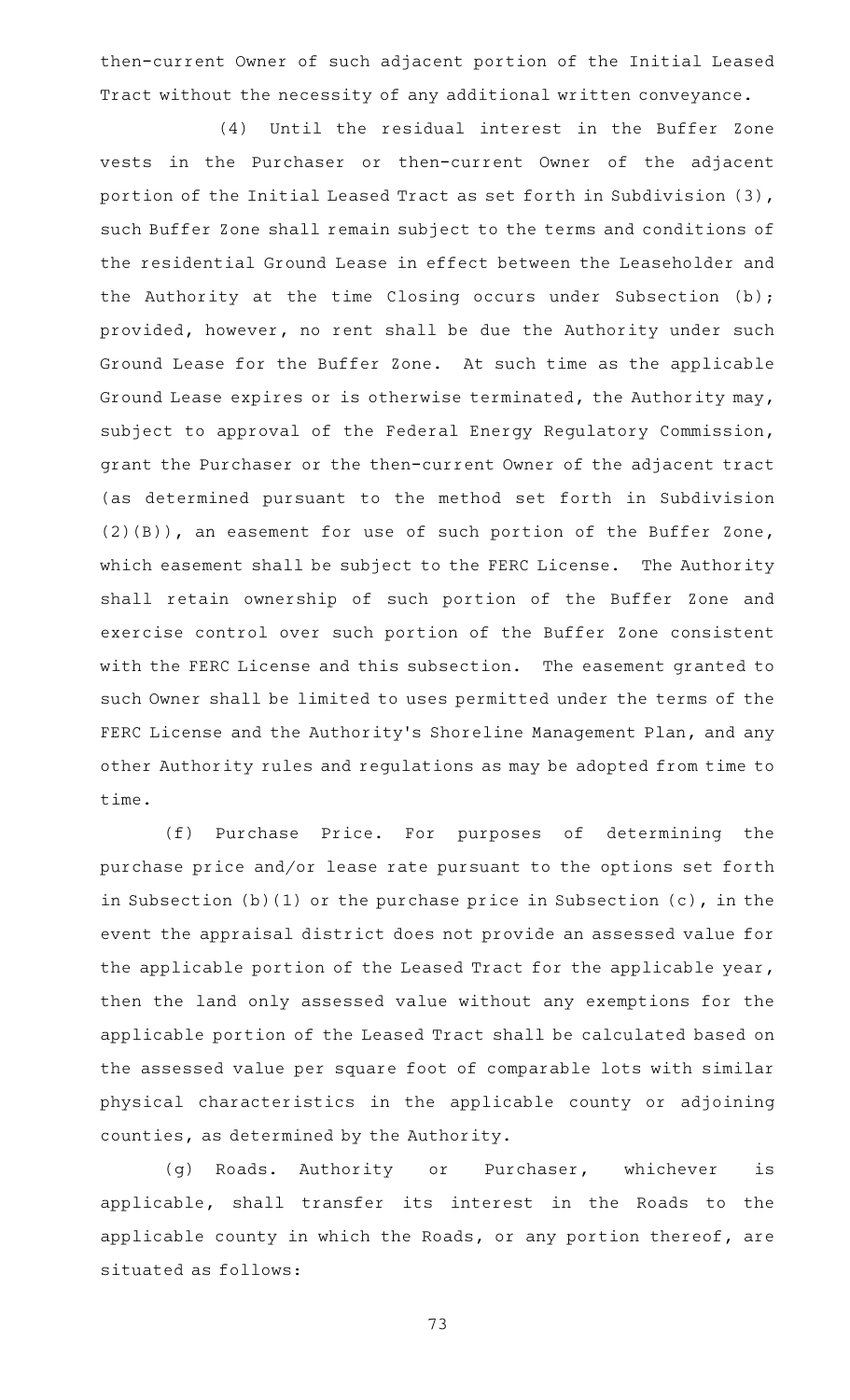then-current Owner of such adjacent portion of the Initial Leased Tract without the necessity of any additional written conveyance.

(4) Until the residual interest in the Buffer Zone vests in the Purchaser or then-current Owner of the adjacent portion of the Initial Leased Tract as set forth in Subdivision (3), such Buffer Zone shall remain subject to the terms and conditions of the residential Ground Lease in effect between the Leaseholder and the Authority at the time Closing occurs under Subsection (b); provided, however, no rent shall be due the Authority under such Ground Lease for the Buffer Zone. At such time as the applicable Ground Lease expires or is otherwise terminated, the Authority may, subject to approval of the Federal Energy Regulatory Commission, grant the Purchaser or the then-current Owner of the adjacent tract (as determined pursuant to the method set forth in Subdivision (2)(B)), an easement for use of such portion of the Buffer Zone, which easement shall be subject to the FERC License. The Authority shall retain ownership of such portion of the Buffer Zone and exercise control over such portion of the Buffer Zone consistent with the FERC License and this subsection. The easement granted to such Owner shall be limited to uses permitted under the terms of the FERC License and the Authority's Shoreline Management Plan, and any other Authority rules and regulations as may be adopted from time to time.

(f) Purchase Price. For purposes of determining the purchase price and/or lease rate pursuant to the options set forth in Subsection (b)(1) or the purchase price in Subsection (c), in the event the appraisal district does not provide an assessed value for the applicable portion of the Leased Tract for the applicable year, then the land only assessed value without any exemptions for the applicable portion of the Leased Tract shall be calculated based on the assessed value per square foot of comparable lots with similar physical characteristics in the applicable county or adjoining counties, as determined by the Authority.

(g) Roads. Authority or Purchaser, whichever is applicable, shall transfer its interest in the Roads to the applicable county in which the Roads, or any portion thereof, are situated as follows: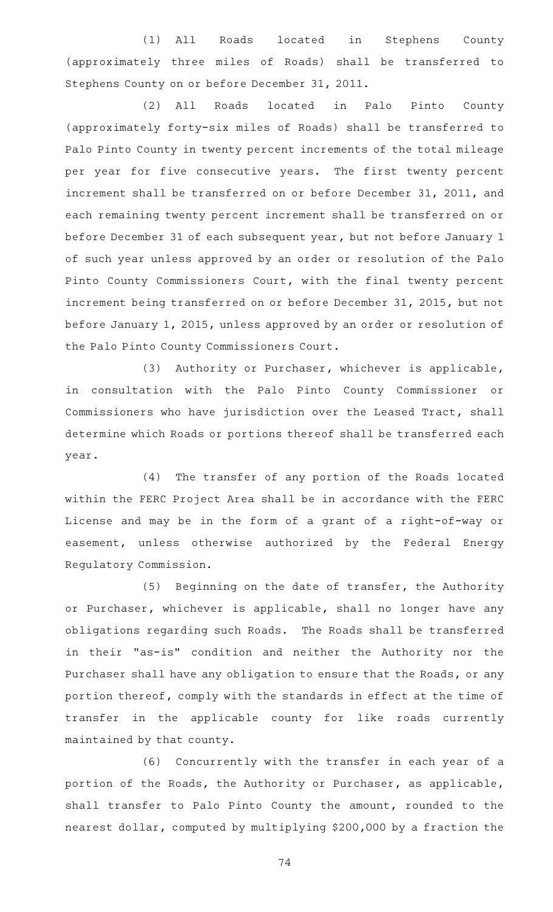(1) All Roads located in Stephens County (approximately three miles of Roads) shall be transferred to Stephens County on or before December 31, 2011.

(2) All Roads located in Palo Pinto County (approximately forty-six miles of Roads) shall be transferred to Palo Pinto County in twenty percent increments of the total mileage per year for five consecutive years. The first twenty percent increment shall be transferred on or before December 31, 2011, and each remaining twenty percent increment shall be transferred on or before December 31 of each subsequent year, but not before January 1 of such year unless approved by an order or resolution of the Palo Pinto County Commissioners Court, with the final twenty percent increment being transferred on or before December 31, 2015, but not before January 1, 2015, unless approved by an order or resolution of the Palo Pinto County Commissioners Court.

(3) Authority or Purchaser, whichever is applicable, in consultation with the Palo Pinto County Commissioner or Commissioners who have jurisdiction over the Leased Tract, shall determine which Roads or portions thereof shall be transferred each year.

(4) The transfer of any portion of the Roads located within the FERC Project Area shall be in accordance with the FERC License and may be in the form of a grant of a right-of-way or easement, unless otherwise authorized by the Federal Energy Regulatory Commission.

(5) Beginning on the date of transfer, the Authority or Purchaser, whichever is applicable, shall no longer have any obligations regarding such Roads. The Roads shall be transferred in their "as-is" condition and neither the Authority nor the Purchaser shall have any obligation to ensure that the Roads, or any portion thereof, comply with the standards in effect at the time of transfer in the applicable county for like roads currently maintained by that county.

(6) Concurrently with the transfer in each year of a portion of the Roads, the Authority or Purchaser, as applicable, shall transfer to Palo Pinto County the amount, rounded to the nearest dollar, computed by multiplying $200,000 by a fraction the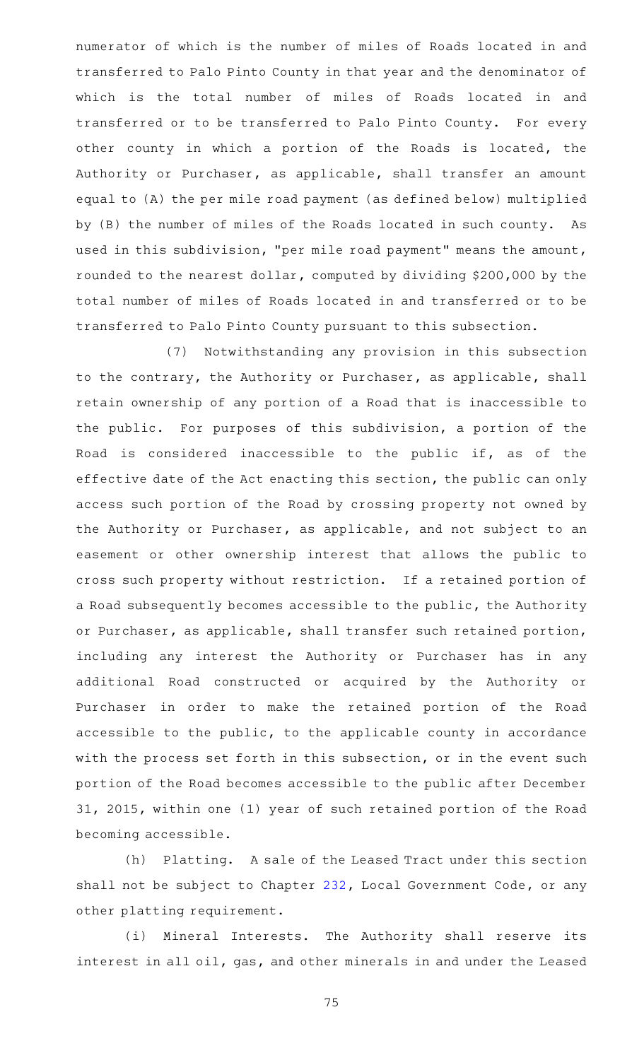numerator of which is the number of miles of Roads located in and transferred to Palo Pinto County in that year and the denominator of which is the total number of miles of Roads located in and transferred or to be transferred to Palo Pinto County. For every other county in which a portion of the Roads is located, the Authority or Purchaser, as applicable, shall transfer an amount equal to (A) the per mile road payment (as defined below) multiplied by (B) the number of miles of the Roads located in such county. As used in this subdivision, "per mile road payment" means the amount, rounded to the nearest dollar, computed by dividing $200,000 by the total number of miles of Roads located in and transferred or to be transferred to Palo Pinto County pursuant to this subsection.

(7) Notwithstanding any provision in this subsection to the contrary, the Authority or Purchaser, as applicable, shall retain ownership of any portion of a Road that is inaccessible to the public. For purposes of this subdivision, a portion of the Road is considered inaccessible to the public if, as of the effective date of the Act enacting this section, the public can only access such portion of the Road by crossing property not owned by the Authority or Purchaser, as applicable, and not subject to an easement or other ownership interest that allows the public to cross such property without restriction. If a retained portion of a Road subsequently becomes accessible to the public, the Authority or Purchaser, as applicable, shall transfer such retained portion, including any interest the Authority or Purchaser has in any additional Road constructed or acquired by the Authority or Purchaser in order to make the retained portion of the Road accessible to the public, to the applicable county in accordance with the process set forth in this subsection, or in the event such portion of the Road becomes accessible to the public after December 31, 2015, within one (1) year of such retained portion of the Road becoming accessible.

(h) Platting. A sale of the Leased Tract under this section shall not be subject to Chapter 232, Local Government Code, or any other platting requirement.

(i) Mineral Interests. The Authority shall reserve its interest in all oil, gas, and other minerals in and under the Leased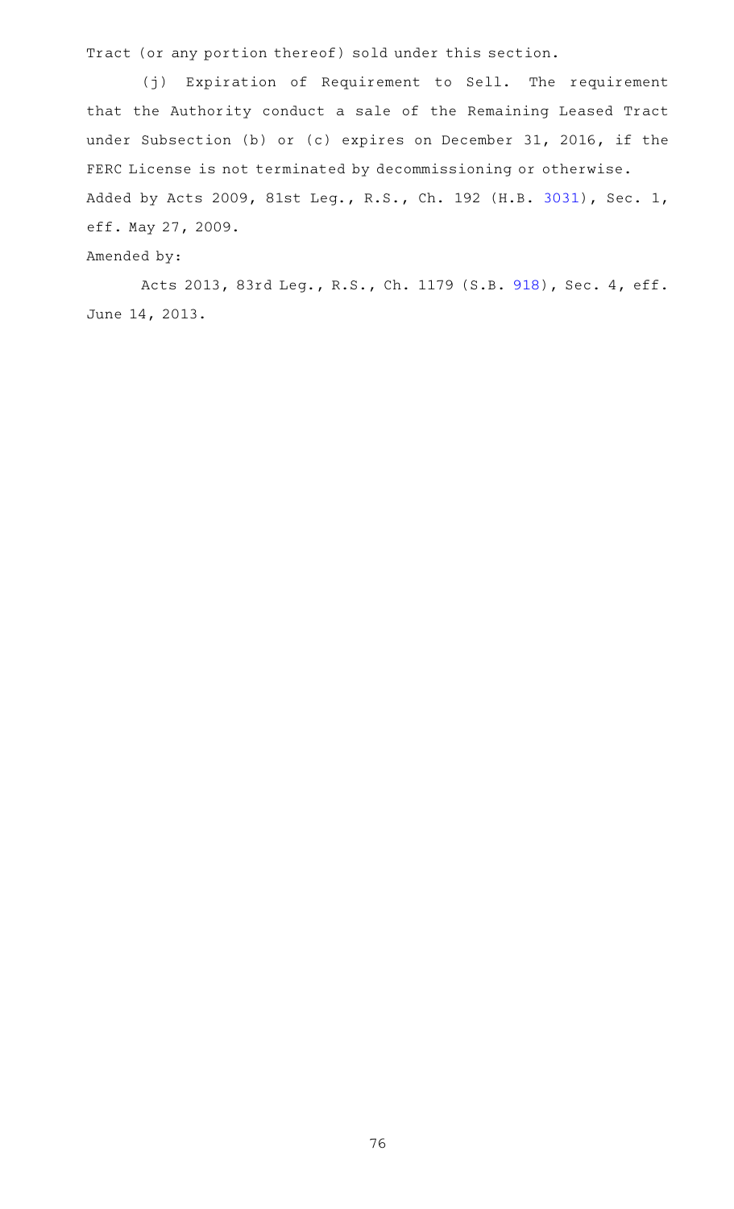Tract (or any portion thereof) sold under this section.

(j) Expiration of Requirement to Sell. The requirement that the Authority conduct a sale of the Remaining Leased Tract under Subsection (b) or (c) expires on December 31, 2016, if the FERC License is not terminated by decommissioning or otherwise.

Added by Acts 2009, 81st Leg., R.S., Ch. 192 (H.B. 3031), Sec. 1, eff. May 27, 2009.

Amended by:

Acts 2013, 83rd Leg., R.S., Ch. 1179 (S.B. 918), Sec. 4, eff. June 14, 2013.